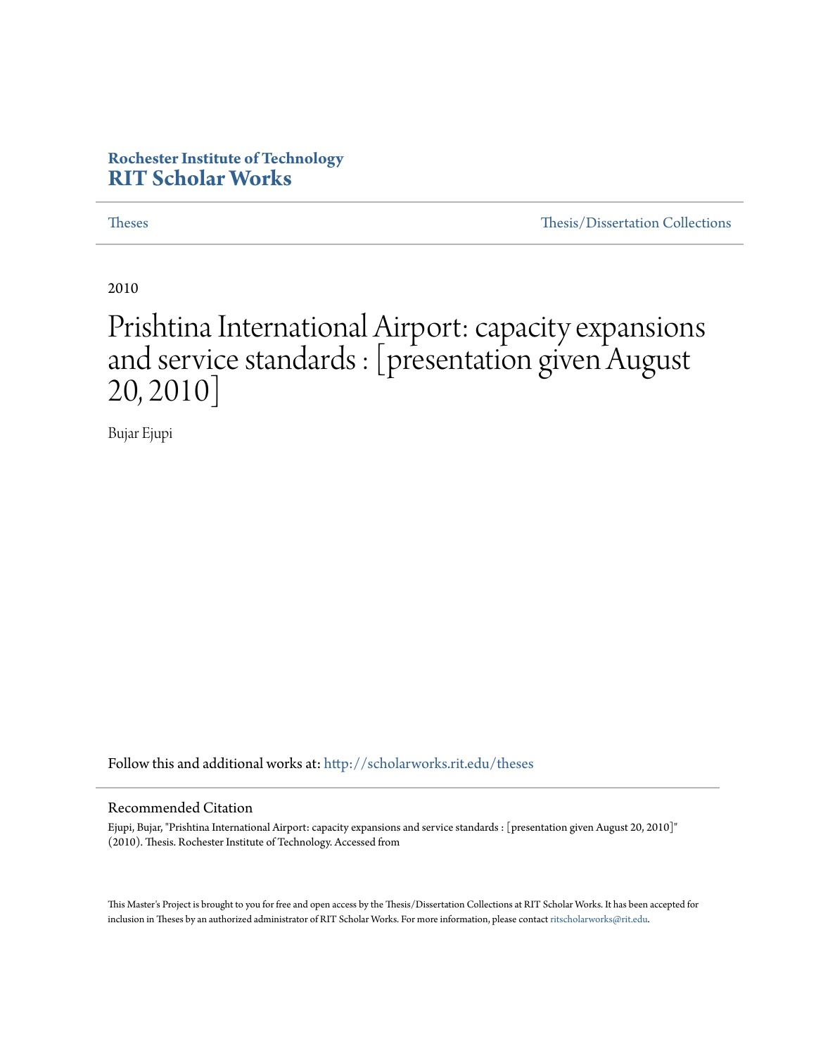Rochester Institute of Technology
**RIT Scholar Works**

Theses | Thesis/Dissertation Collections

2010

# Prishtina International Airport: capacity expansions and service standards : [presentation given August 20, 2010]

Bujar Ejupi

Follow this and additional works at: http://scholarworks.rit.edu/theses

## Recommended Citation

Ejupi, Bujar, "Prishtina International Airport: capacity expansions and service standards : [presentation given August 20, 2010]" (2010). Thesis. Rochester Institute of Technology. Accessed from

This Master's Project is brought to you for free and open access by the Thesis/Dissertation Collections at RIT Scholar Works. It has been accepted for inclusion in Theses by an authorized administrator of RIT Scholar Works. For more information, please contact ritscholarworks@rit.edu.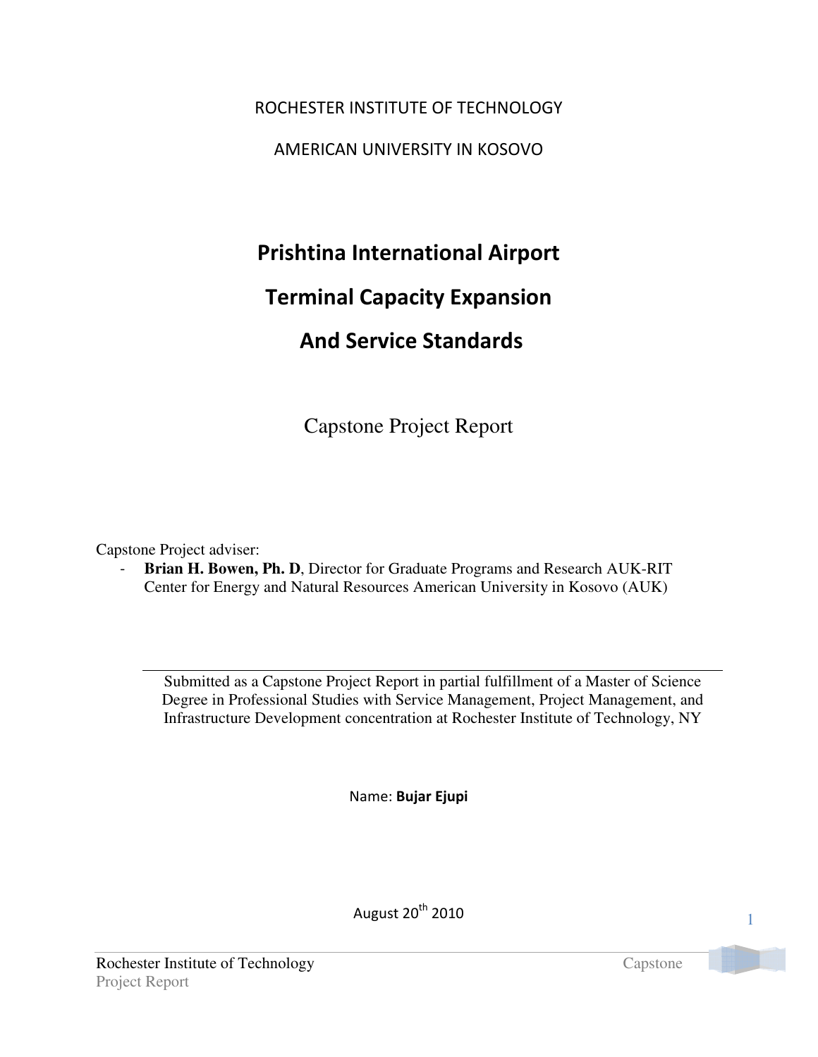ROCHESTER INSTITUTE OF TECHNOLOGY

AMERICAN UNIVERSITY IN KOSOVO

# Prishtina International Airport Terminal Capacity Expansion And Service Standards

Capstone Project Report

Capstone Project adviser:

- **Brian H. Bowen, Ph. D**, Director for Graduate Programs and Research AUK-RIT Center for Energy and Natural Resources American University in Kosovo (AUK)

Submitted as a Capstone Project Report in partial fulfillment of a Master of Science Degree in Professional Studies with Service Management, Project Management, and Infrastructure Development concentration at Rochester Institute of Technology, NY

Name: **Bujar Ejupi**

August 20th 2010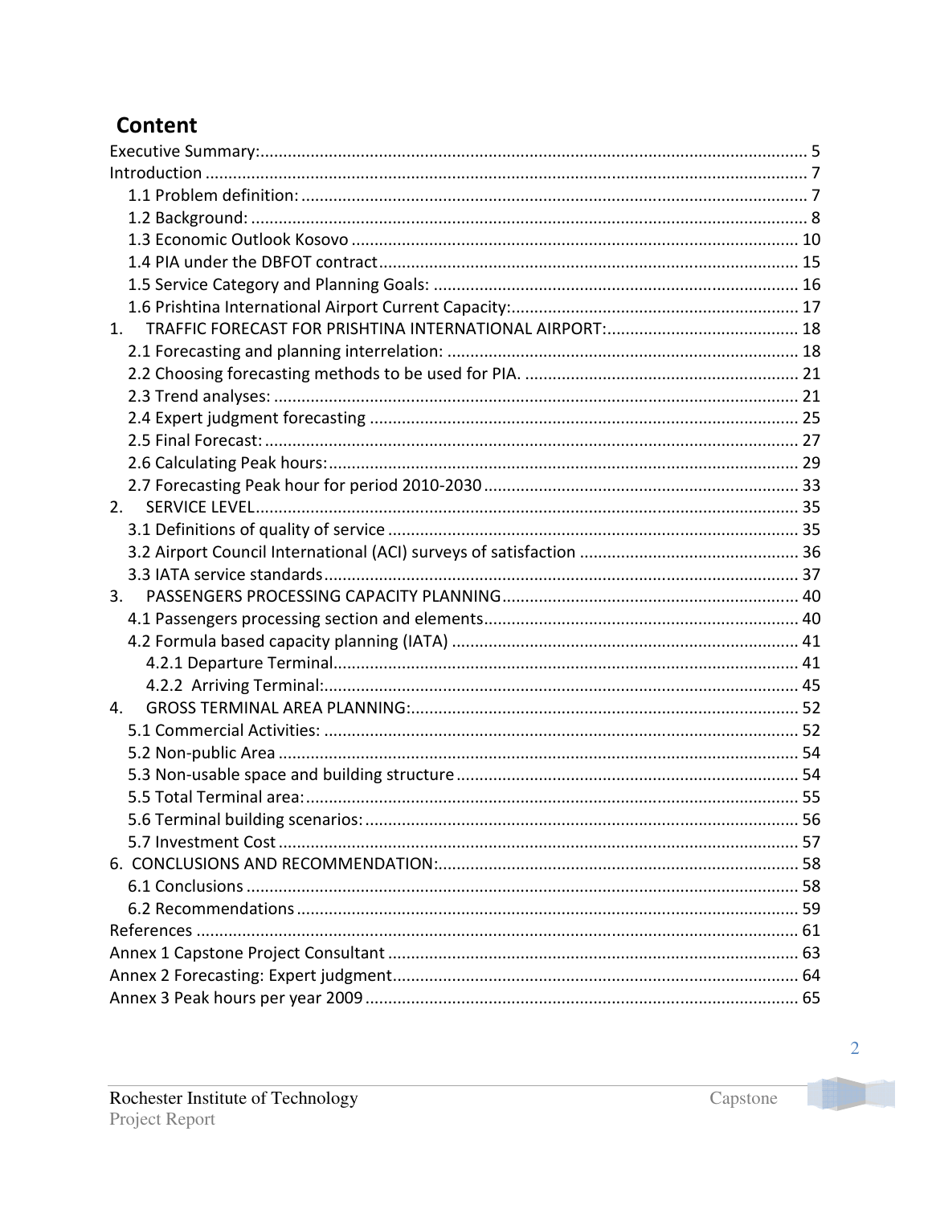# Content

Executive Summary: ........................................................................................................................ 5
Introduction ................................................................................................................................... 7
  1.1 Problem definition: .............................................................................................................. 7
  1.2 Background: ......................................................................................................................... 8
  1.3 Economic Outlook Kosovo ................................................................................................ 10
  1.4 PIA under the DBFOT contract .......................................................................................... 15
  1.5 Service Category and Planning Goals: ............................................................................... 16
  1.6 Prishtina International Airport Current Capacity: .............................................................. 17
1. TRAFFIC FORECAST FOR PRISHTINA INTERNATIONAL AIRPORT: .......................................... 18
  2.1 Forecasting and planning interrelation: ............................................................................ 18
  2.2 Choosing forecasting methods to be used for PIA. ........................................................... 21
  2.3 Trend analyses: .................................................................................................................. 21
  2.4 Expert judgment forecasting ............................................................................................. 25
  2.5 Final Forecast: .................................................................................................................... 27
  2.6 Calculating Peak hours: ...................................................................................................... 29
  2.7 Forecasting Peak hour for period 2010-2030 .................................................................... 33
2. SERVICE LEVEL ...................................................................................................................... 35
  3.1 Definitions of quality of service ......................................................................................... 35
  3.2 Airport Council International (ACI) surveys of satisfaction ................................................ 36
  3.3 IATA service standards ....................................................................................................... 37
3. PASSENGERS PROCESSING CAPACITY PLANNING ................................................................ 40
  4.1 Passengers processing section and elements .................................................................... 40
  4.2 Formula based capacity planning (IATA) ........................................................................... 41
    4.2.1 Departure Terminal ..................................................................................................... 41
    4.2.2 Arriving Terminal: ....................................................................................................... 45
4. GROSS TERMINAL AREA PLANNING: .................................................................................... 52
  5.1 Commercial Activities: ....................................................................................................... 52
  5.2 Non-public Area ................................................................................................................. 54
  5.3 Non-usable space and building structure .......................................................................... 54
  5.5 Total Terminal area: ........................................................................................................... 55
  5.6 Terminal building scenarios: .............................................................................................. 56
  5.7 Investment Cost ................................................................................................................. 57
6. CONCLUSIONS AND RECOMMENDATION: .............................................................................. 58
  6.1 Conclusions ........................................................................................................................ 58
  6.2 Recommendations ............................................................................................................. 59
References ................................................................................................................................... 61
Annex 1 Capstone Project Consultant ......................................................................................... 63
Annex 2 Forecasting: Expert judgment ........................................................................................ 64
Annex 3 Peak hours per year 2009 .............................................................................................. 65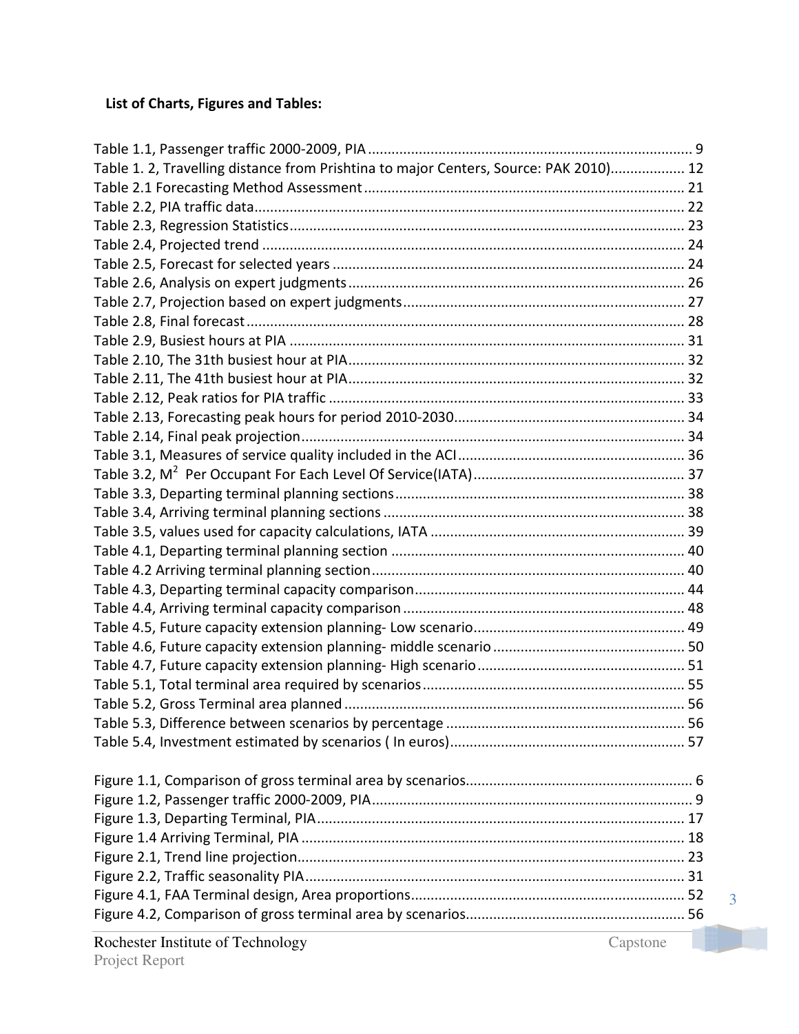**List of Charts, Figures and Tables:**

Table 1.1, Passenger traffic 2000-2009, PIA ........ 9
Table 1. 2, Travelling distance from Prishtina to major Centers, Source: PAK 2010) ........ 12
Table 2.1 Forecasting Method Assessment ........ 21
Table 2.2, PIA traffic data ........ 22
Table 2.3, Regression Statistics ........ 23
Table 2.4, Projected trend ........ 24
Table 2.5, Forecast for selected years ........ 24
Table 2.6, Analysis on expert judgments ........ 26
Table 2.7, Projection based on expert judgments ........ 27
Table 2.8, Final forecast ........ 28
Table 2.9, Busiest hours at PIA ........ 31
Table 2.10, The 31th busiest hour at PIA ........ 32
Table 2.11, The 41th busiest hour at PIA ........ 32
Table 2.12, Peak ratios for PIA traffic ........ 33
Table 2.13, Forecasting peak hours for period 2010-2030 ........ 34
Table 2.14, Final peak projection ........ 34
Table 3.1, Measures of service quality included in the ACI ........ 36
Table 3.2, $M^2$ Per Occupant For Each Level Of Service(IATA) ........ 37
Table 3.3, Departing terminal planning sections ........ 38
Table 3.4, Arriving terminal planning sections ........ 38
Table 3.5, values used for capacity calculations, IATA ........ 39
Table 4.1, Departing terminal planning section ........ 40
Table 4.2 Arriving terminal planning section ........ 40
Table 4.3, Departing terminal capacity comparison ........ 44
Table 4.4, Arriving terminal capacity comparison ........ 48
Table 4.5, Future capacity extension planning- Low scenario ........ 49
Table 4.6, Future capacity extension planning- middle scenario ........ 50
Table 4.7, Future capacity extension planning- High scenario ........ 51
Table 5.1, Total terminal area required by scenarios ........ 55
Table 5.2, Gross Terminal area planned ........ 56
Table 5.3, Difference between scenarios by percentage ........ 56
Table 5.4, Investment estimated by scenarios ( In euros) ........ 57

Figure 1.1, Comparison of gross terminal area by scenarios ........ 6
Figure 1.2, Passenger traffic 2000-2009, PIA ........ 9
Figure 1.3, Departing Terminal, PIA ........ 17
Figure 1.4 Arriving Terminal, PIA ........ 18
Figure 2.1, Trend line projection ........ 23
Figure 2.2, Traffic seasonality PIA ........ 31
Figure 4.1, FAA Terminal design, Area proportions ........ 52
Figure 4.2, Comparison of gross terminal area by scenarios ........ 56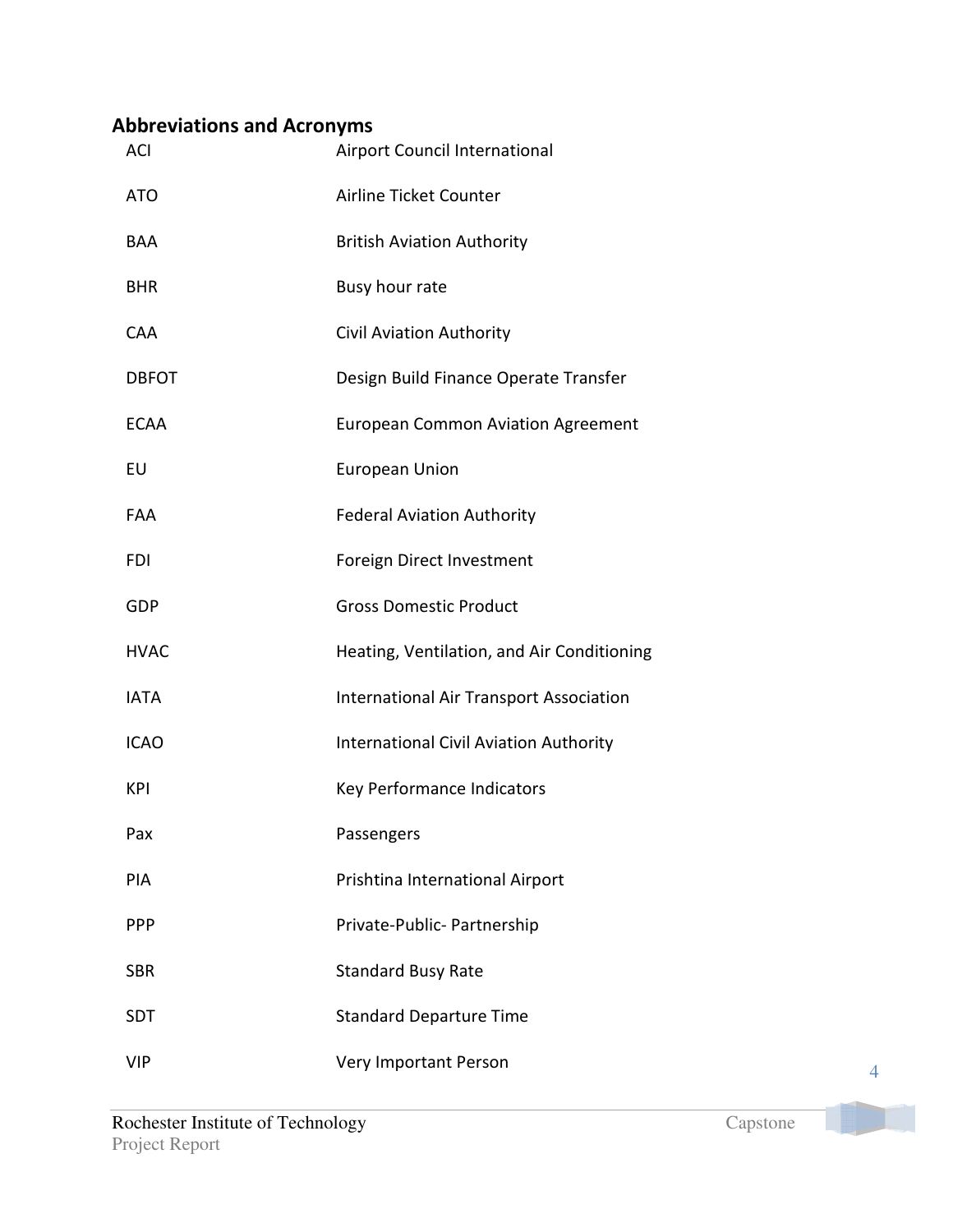## Abbreviations and Acronyms

| | |
|---|---|
| ACI | Airport Council International |
| ATO | Airline Ticket Counter |
| BAA | British Aviation Authority |
| BHR | Busy hour rate |
| CAA | Civil Aviation Authority |
| DBFOT | Design Build Finance Operate Transfer |
| ECAA | European Common Aviation Agreement |
| EU | European Union |
| FAA | Federal Aviation Authority |
| FDI | Foreign Direct Investment |
| GDP | Gross Domestic Product |
| HVAC | Heating, Ventilation, and Air Conditioning |
| IATA | International Air Transport Association |
| ICAO | International Civil Aviation Authority |
| KPI | Key Performance Indicators |
| Pax | Passengers |
| PIA | Prishtina International Airport |
| PPP | Private-Public- Partnership |
| SBR | Standard Busy Rate |
| SDT | Standard Departure Time |
| VIP | Very Important Person |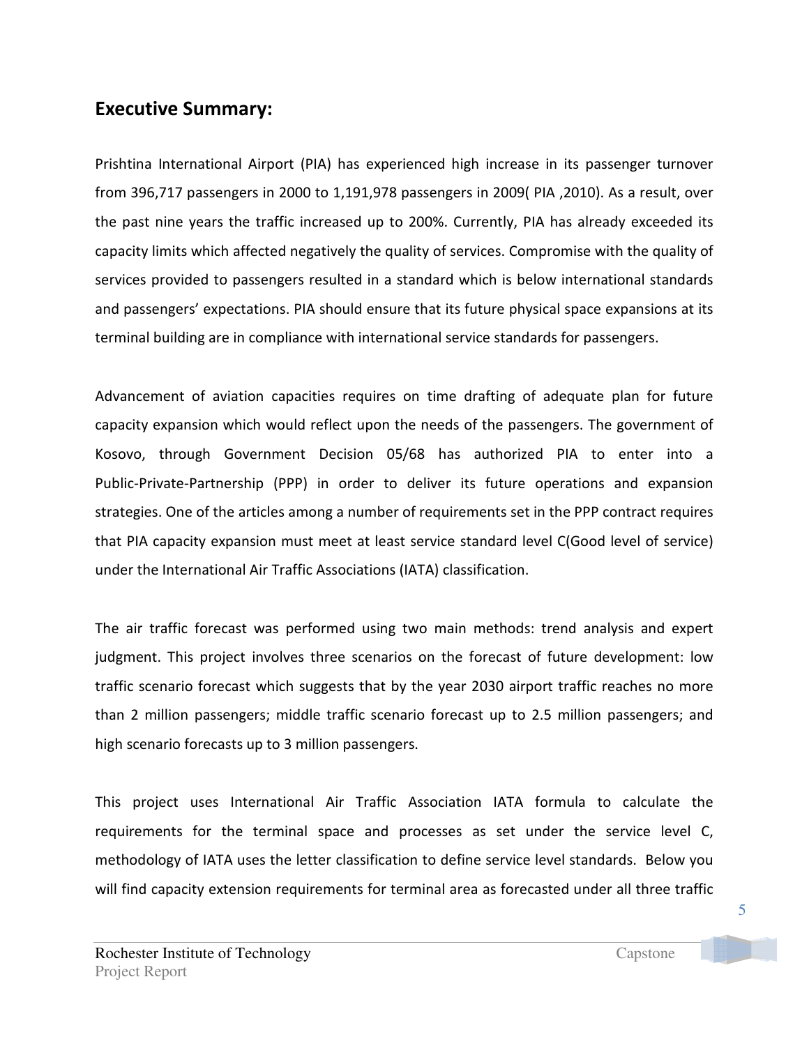## Executive Summary:

Prishtina International Airport (PIA) has experienced high increase in its passenger turnover from 396,717 passengers in 2000 to 1,191,978 passengers in 2009( PIA ,2010). As a result, over the past nine years the traffic increased up to 200%. Currently, PIA has already exceeded its capacity limits which affected negatively the quality of services. Compromise with the quality of services provided to passengers resulted in a standard which is below international standards and passengers' expectations. PIA should ensure that its future physical space expansions at its terminal building are in compliance with international service standards for passengers.

Advancement of aviation capacities requires on time drafting of adequate plan for future capacity expansion which would reflect upon the needs of the passengers. The government of Kosovo, through Government Decision 05/68 has authorized PIA to enter into a Public-Private-Partnership (PPP) in order to deliver its future operations and expansion strategies. One of the articles among a number of requirements set in the PPP contract requires that PIA capacity expansion must meet at least service standard level C(Good level of service) under the International Air Traffic Associations (IATA) classification.

The air traffic forecast was performed using two main methods: trend analysis and expert judgment. This project involves three scenarios on the forecast of future development: low traffic scenario forecast which suggests that by the year 2030 airport traffic reaches no more than 2 million passengers; middle traffic scenario forecast up to 2.5 million passengers; and high scenario forecasts up to 3 million passengers.

This project uses International Air Traffic Association IATA formula to calculate the requirements for the terminal space and processes as set under the service level C, methodology of IATA uses the letter classification to define service level standards. Below you will find capacity extension requirements for terminal area as forecasted under all three traffic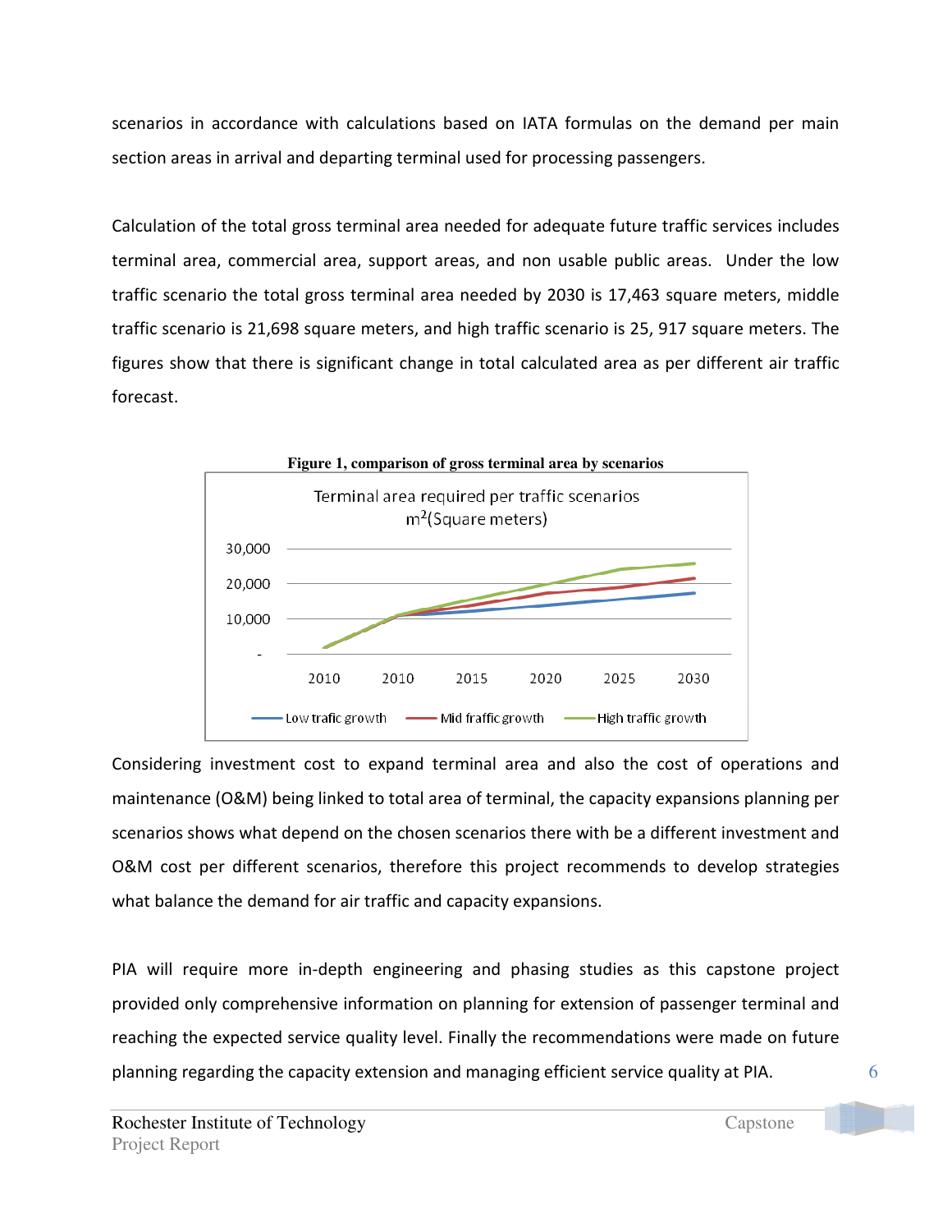scenarios in accordance with calculations based on IATA formulas on the demand per main section areas in arrival and departing terminal used for processing passengers.

Calculation of the total gross terminal area needed for adequate future traffic services includes terminal area, commercial area, support areas, and non usable public areas. Under the low traffic scenario the total gross terminal area needed by 2030 is 17,463 square meters, middle traffic scenario is 21,698 square meters, and high traffic scenario is 25, 917 square meters. The figures show that there is significant change in total calculated area as per different air traffic forecast.

**Figure 1, comparison of gross terminal area by scenarios**

Terminal area required per traffic scenarios $m^2$(Square meters)

30,000
20,000
10,000
-

2010 2010 2015 2020 2025 2030

Low trafic growth — Mid fraffic growth — High traffic growth

Considering investment cost to expand terminal area and also the cost of operations and maintenance (O&M) being linked to total area of terminal, the capacity expansions planning per scenarios shows what depend on the chosen scenarios there with be a different investment and O&M cost per different scenarios, therefore this project recommends to develop strategies what balance the demand for air traffic and capacity expansions.

PIA will require more in-depth engineering and phasing studies as this capstone project provided only comprehensive information on planning for extension of passenger terminal and reaching the expected service quality level. Finally the recommendations were made on future planning regarding the capacity extension and managing efficient service quality at PIA.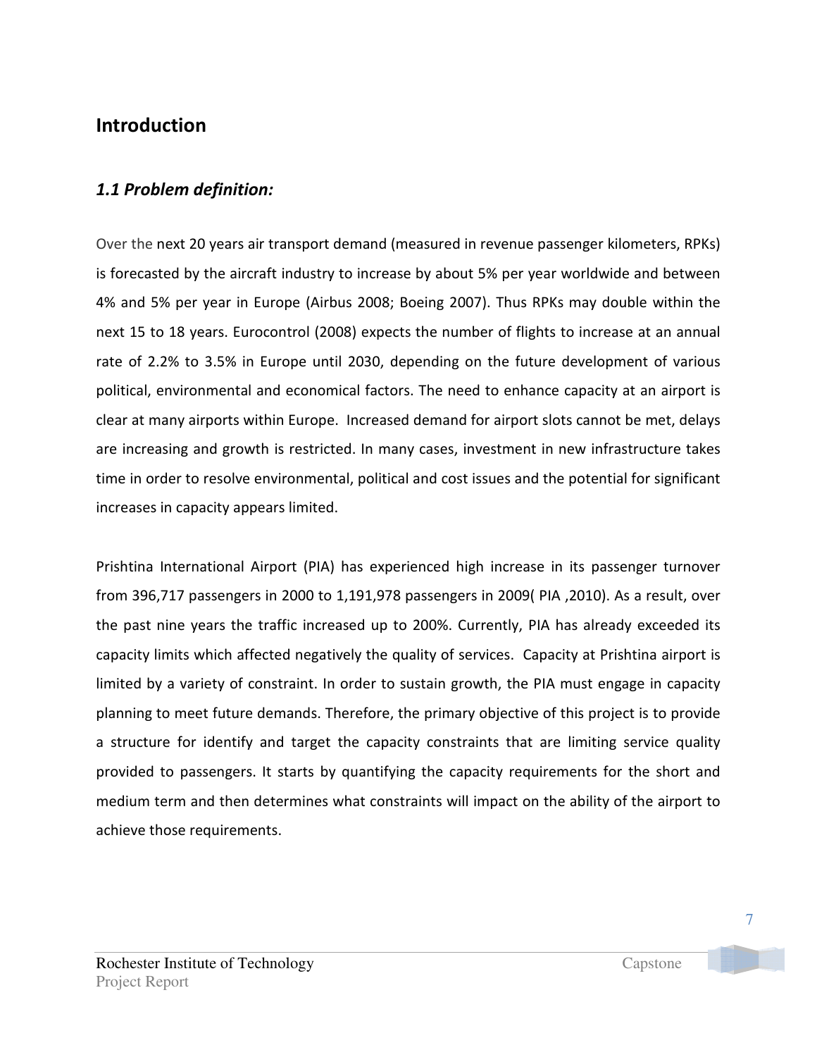# Introduction

## *1.1 Problem definition:*

Over the next 20 years air transport demand (measured in revenue passenger kilometers, RPKs) is forecasted by the aircraft industry to increase by about 5% per year worldwide and between 4% and 5% per year in Europe (Airbus 2008; Boeing 2007). Thus RPKs may double within the next 15 to 18 years. Eurocontrol (2008) expects the number of flights to increase at an annual rate of 2.2% to 3.5% in Europe until 2030, depending on the future development of various political, environmental and economical factors. The need to enhance capacity at an airport is clear at many airports within Europe. Increased demand for airport slots cannot be met, delays are increasing and growth is restricted. In many cases, investment in new infrastructure takes time in order to resolve environmental, political and cost issues and the potential for significant increases in capacity appears limited.

Prishtina International Airport (PIA) has experienced high increase in its passenger turnover from 396,717 passengers in 2000 to 1,191,978 passengers in 2009( PIA ,2010). As a result, over the past nine years the traffic increased up to 200%. Currently, PIA has already exceeded its capacity limits which affected negatively the quality of services. Capacity at Prishtina airport is limited by a variety of constraint. In order to sustain growth, the PIA must engage in capacity planning to meet future demands. Therefore, the primary objective of this project is to provide a structure for identify and target the capacity constraints that are limiting service quality provided to passengers. It starts by quantifying the capacity requirements for the short and medium term and then determines what constraints will impact on the ability of the airport to achieve those requirements.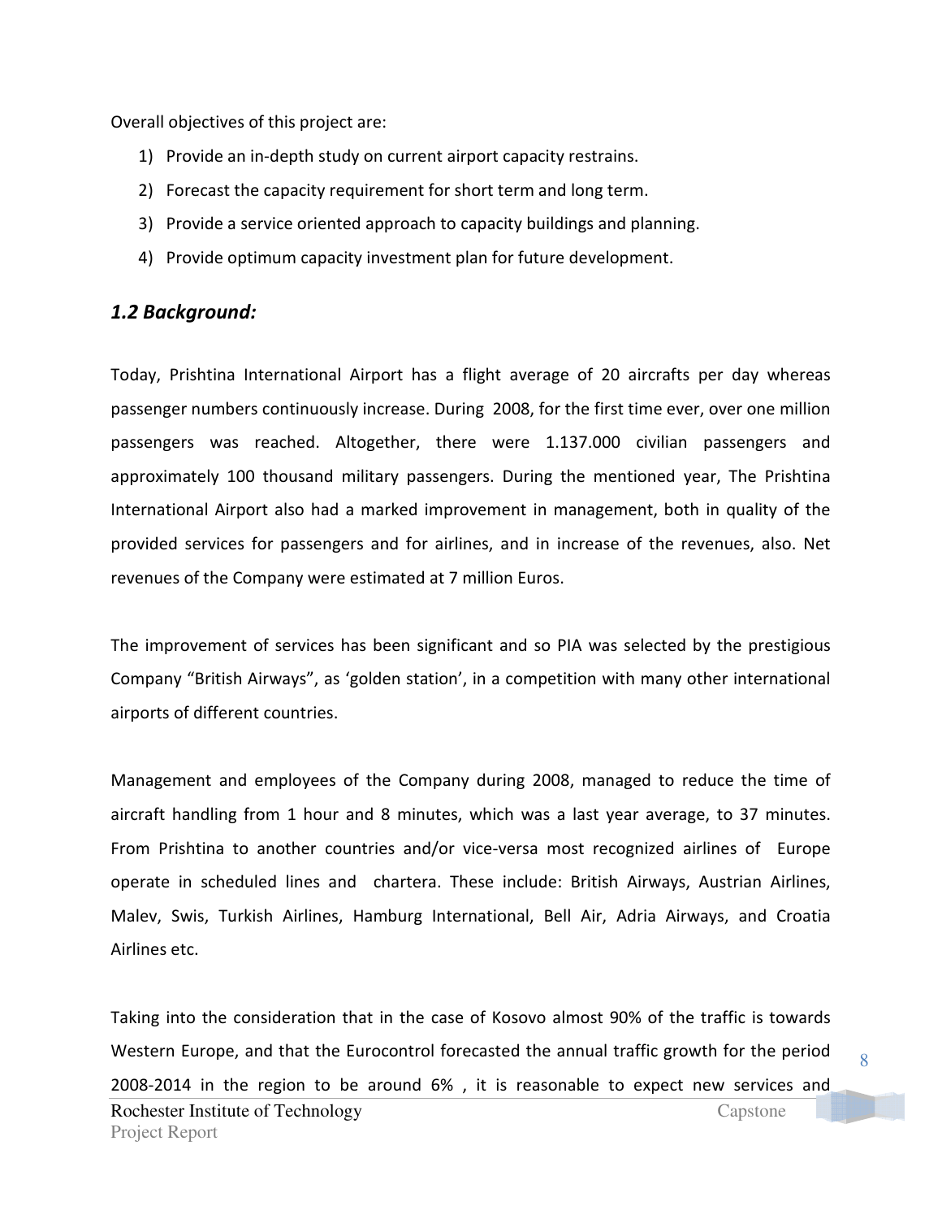Overall objectives of this project are:

1) Provide an in-depth study on current airport capacity restrains.
2) Forecast the capacity requirement for short term and long term.
3) Provide a service oriented approach to capacity buildings and planning.
4) Provide optimum capacity investment plan for future development.

## *1.2 Background:*

Today, Prishtina International Airport has a flight average of 20 aircrafts per day whereas passenger numbers continuously increase. During 2008, for the first time ever, over one million passengers was reached. Altogether, there were 1.137.000 civilian passengers and approximately 100 thousand military passengers. During the mentioned year, The Prishtina International Airport also had a marked improvement in management, both in quality of the provided services for passengers and for airlines, and in increase of the revenues, also. Net revenues of the Company were estimated at 7 million Euros.

The improvement of services has been significant and so PIA was selected by the prestigious Company "British Airways", as 'golden station', in a competition with many other international airports of different countries.

Management and employees of the Company during 2008, managed to reduce the time of aircraft handling from 1 hour and 8 minutes, which was a last year average, to 37 minutes. From Prishtina to another countries and/or vice-versa most recognized airlines of Europe operate in scheduled lines and chartera. These include: British Airways, Austrian Airlines, Malev, Swis, Turkish Airlines, Hamburg International, Bell Air, Adria Airways, and Croatia Airlines etc.

Taking into the consideration that in the case of Kosovo almost 90% of the traffic is towards Western Europe, and that the Eurocontrol forecasted the annual traffic growth for the period 2008-2014 in the region to be around 6% , it is reasonable to expect new services and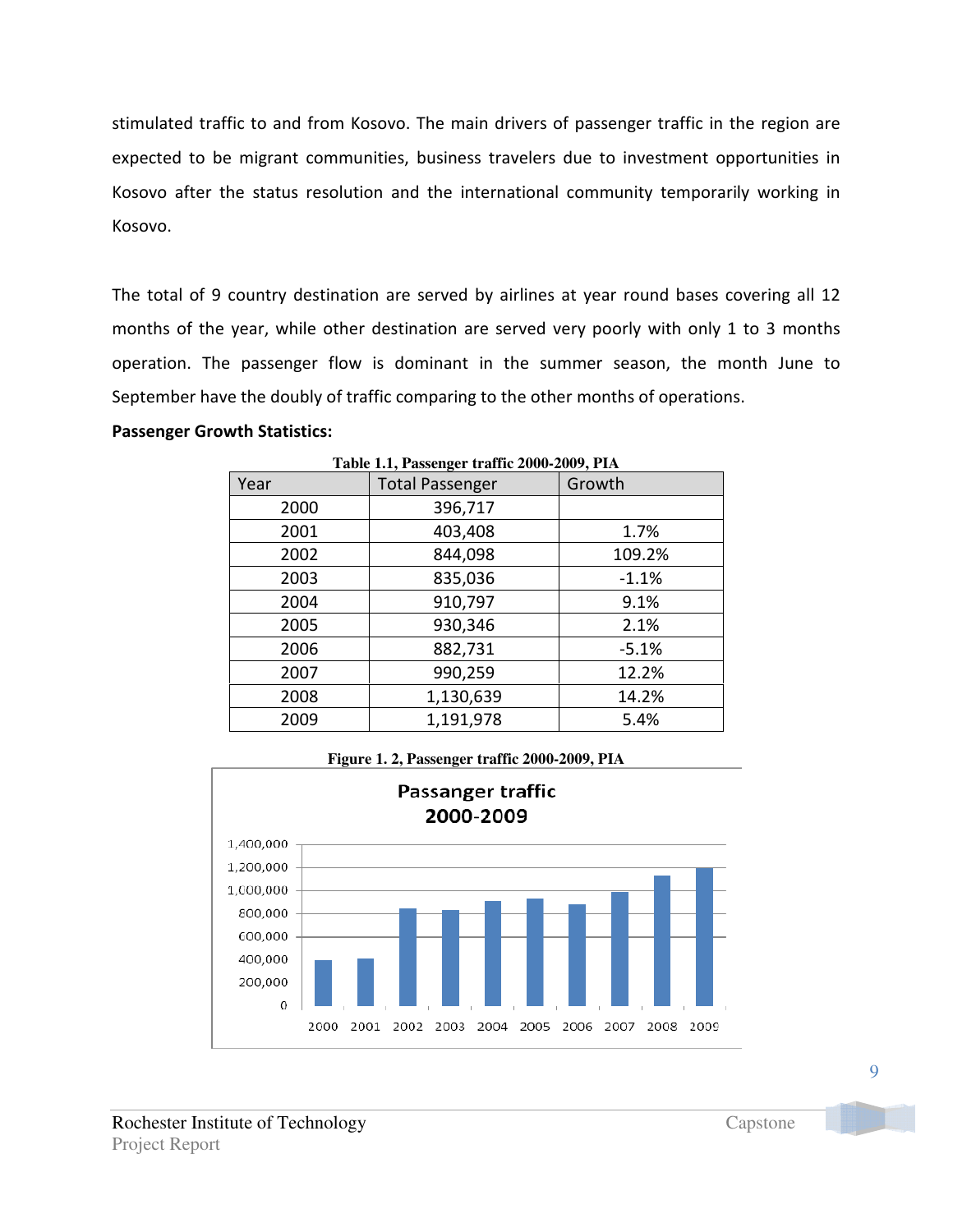stimulated traffic to and from Kosovo. The main drivers of passenger traffic in the region are expected to be migrant communities, business travelers due to investment opportunities in Kosovo after the status resolution and the international community temporarily working in Kosovo.

The total of 9 country destination are served by airlines at year round bases covering all 12 months of the year, while other destination are served very poorly with only 1 to 3 months operation. The passenger flow is dominant in the summer season, the month June to September have the doubly of traffic comparing to the other months of operations.

**Passenger Growth Statistics:**

**Table 1.1, Passenger traffic 2000-2009, PIA**

| Year | Total Passenger | Growth |
|---|---|---|
| 2000 | 396,717 | |
| 2001 | 403,408 | 1.7% |
| 2002 | 844,098 | 109.2% |
| 2003 | 835,036 | -1.1% |
| 2004 | 910,797 | 9.1% |
| 2005 | 930,346 | 2.1% |
| 2006 | 882,731 | -5.1% |
| 2007 | 990,259 | 12.2% |
| 2008 | 1,130,639 | 14.2% |
| 2009 | 1,191,978 | 5.4% |

**Figure 1. 2, Passenger traffic 2000-2009, PIA**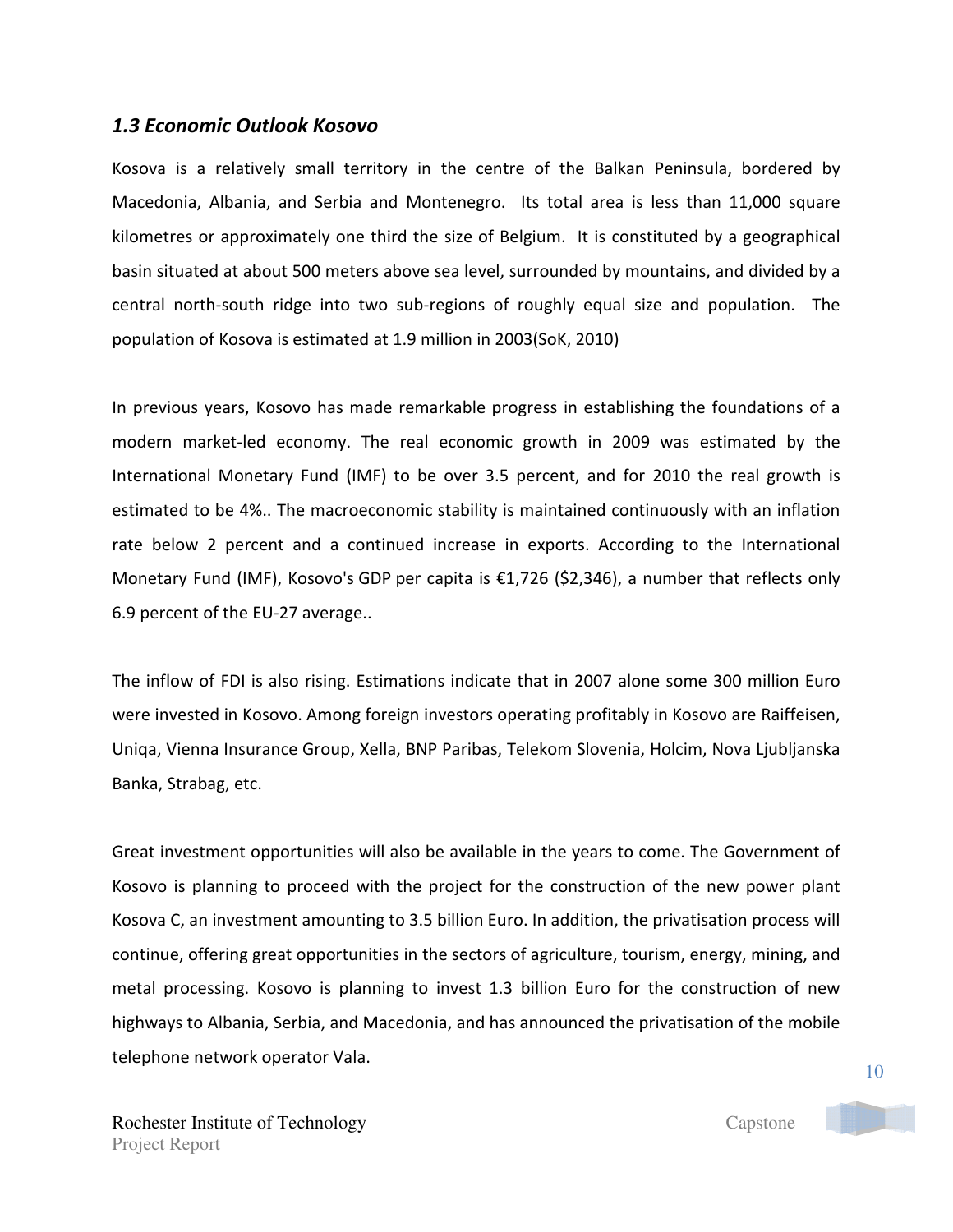### *1.3 Economic Outlook Kosovo*

Kosova is a relatively small territory in the centre of the Balkan Peninsula, bordered by Macedonia, Albania, and Serbia and Montenegro. Its total area is less than 11,000 square kilometres or approximately one third the size of Belgium. It is constituted by a geographical basin situated at about 500 meters above sea level, surrounded by mountains, and divided by a central north-south ridge into two sub-regions of roughly equal size and population. The population of Kosova is estimated at 1.9 million in 2003(SoK, 2010)

In previous years, Kosovo has made remarkable progress in establishing the foundations of a modern market-led economy. The real economic growth in 2009 was estimated by the International Monetary Fund (IMF) to be over 3.5 percent, and for 2010 the real growth is estimated to be 4%.. The macroeconomic stability is maintained continuously with an inflation rate below 2 percent and a continued increase in exports. According to the International Monetary Fund (IMF), Kosovo's GDP per capita is €1,726 ($2,346), a number that reflects only 6.9 percent of the EU-27 average..

The inflow of FDI is also rising. Estimations indicate that in 2007 alone some 300 million Euro were invested in Kosovo. Among foreign investors operating profitably in Kosovo are Raiffeisen, Uniqa, Vienna Insurance Group, Xella, BNP Paribas, Telekom Slovenia, Holcim, Nova Ljubljanska Banka, Strabag, etc.

Great investment opportunities will also be available in the years to come. The Government of Kosovo is planning to proceed with the project for the construction of the new power plant Kosova C, an investment amounting to 3.5 billion Euro. In addition, the privatisation process will continue, offering great opportunities in the sectors of agriculture, tourism, energy, mining, and metal processing. Kosovo is planning to invest 1.3 billion Euro for the construction of new highways to Albania, Serbia, and Macedonia, and has announced the privatisation of the mobile telephone network operator Vala.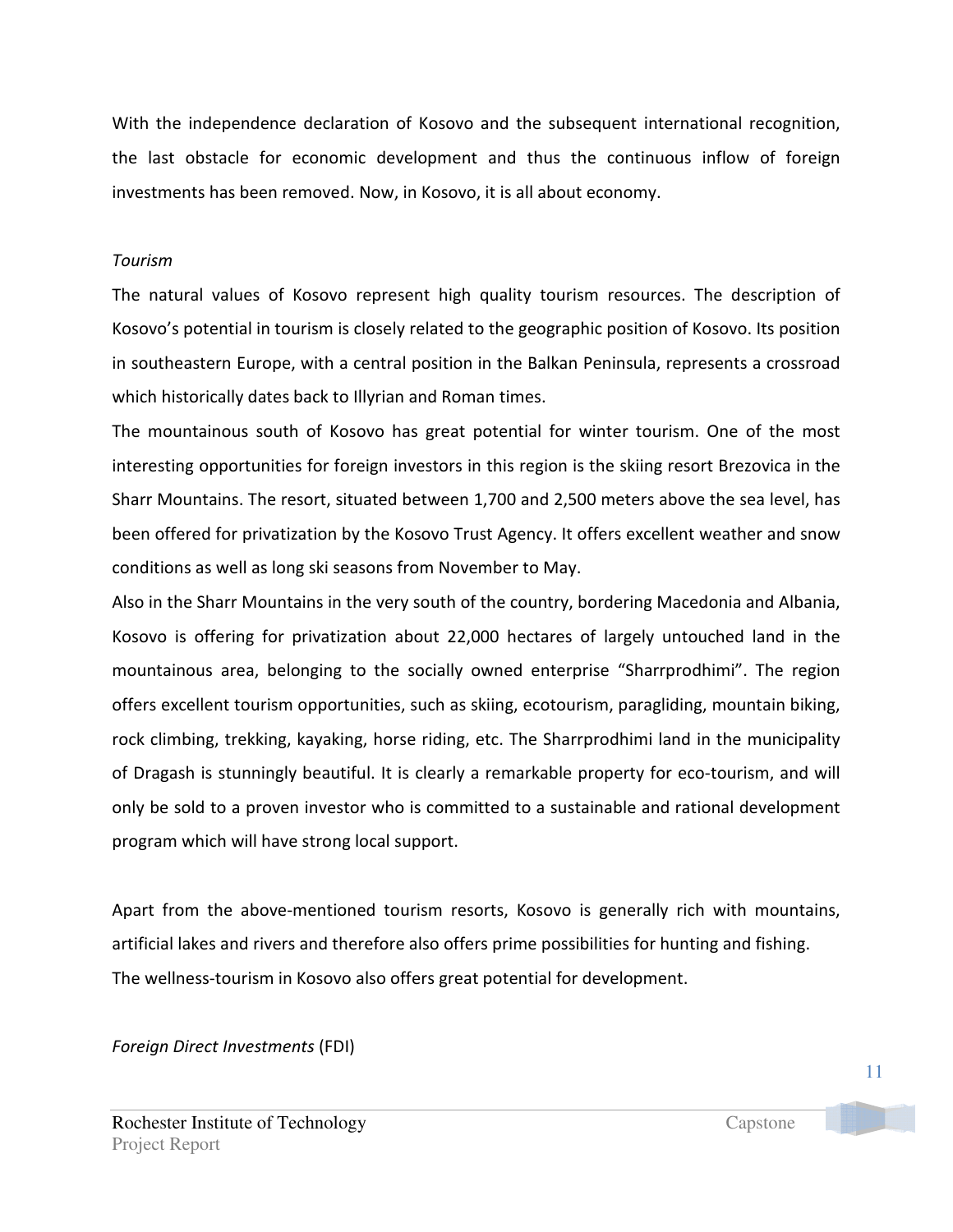With the independence declaration of Kosovo and the subsequent international recognition, the last obstacle for economic development and thus the continuous inflow of foreign investments has been removed. Now, in Kosovo, it is all about economy.

*Tourism*

The natural values of Kosovo represent high quality tourism resources. The description of Kosovo's potential in tourism is closely related to the geographic position of Kosovo. Its position in southeastern Europe, with a central position in the Balkan Peninsula, represents a crossroad which historically dates back to Illyrian and Roman times.

The mountainous south of Kosovo has great potential for winter tourism. One of the most interesting opportunities for foreign investors in this region is the skiing resort Brezovica in the Sharr Mountains. The resort, situated between 1,700 and 2,500 meters above the sea level, has been offered for privatization by the Kosovo Trust Agency. It offers excellent weather and snow conditions as well as long ski seasons from November to May.

Also in the Sharr Mountains in the very south of the country, bordering Macedonia and Albania, Kosovo is offering for privatization about 22,000 hectares of largely untouched land in the mountainous area, belonging to the socially owned enterprise "Sharrprodhimi". The region offers excellent tourism opportunities, such as skiing, ecotourism, paragliding, mountain biking, rock climbing, trekking, kayaking, horse riding, etc. The Sharrprodhimi land in the municipality of Dragash is stunningly beautiful. It is clearly a remarkable property for eco-tourism, and will only be sold to a proven investor who is committed to a sustainable and rational development program which will have strong local support.

Apart from the above-mentioned tourism resorts, Kosovo is generally rich with mountains, artificial lakes and rivers and therefore also offers prime possibilities for hunting and fishing.

The wellness-tourism in Kosovo also offers great potential for development.

*Foreign Direct Investments* (FDI)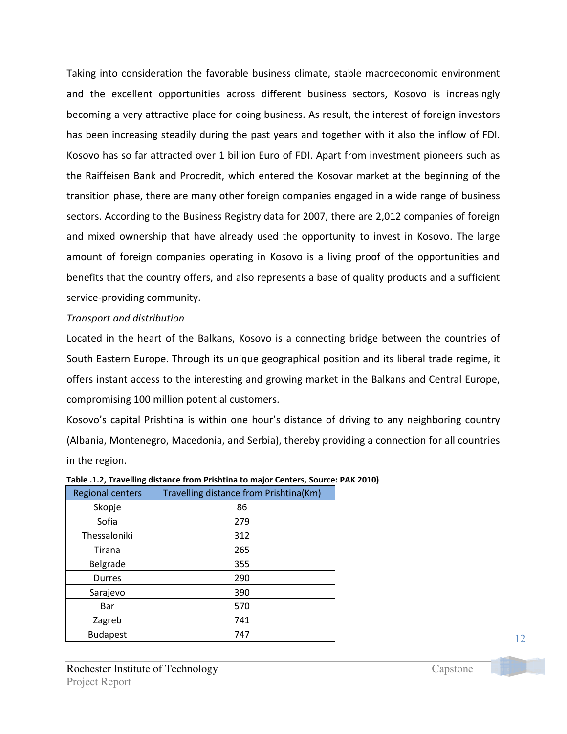Taking into consideration the favorable business climate, stable macroeconomic environment and the excellent opportunities across different business sectors, Kosovo is increasingly becoming a very attractive place for doing business. As result, the interest of foreign investors has been increasing steadily during the past years and together with it also the inflow of FDI. Kosovo has so far attracted over 1 billion Euro of FDI. Apart from investment pioneers such as the Raiffeisen Bank and Procredit, which entered the Kosovar market at the beginning of the transition phase, there are many other foreign companies engaged in a wide range of business sectors. According to the Business Registry data for 2007, there are 2,012 companies of foreign and mixed ownership that have already used the opportunity to invest in Kosovo. The large amount of foreign companies operating in Kosovo is a living proof of the opportunities and benefits that the country offers, and also represents a base of quality products and a sufficient service-providing community.

*Transport and distribution*

Located in the heart of the Balkans, Kosovo is a connecting bridge between the countries of South Eastern Europe. Through its unique geographical position and its liberal trade regime, it offers instant access to the interesting and growing market in the Balkans and Central Europe, compromising 100 million potential customers.

Kosovo's capital Prishtina is within one hour's distance of driving to any neighboring country (Albania, Montenegro, Macedonia, and Serbia), thereby providing a connection for all countries in the region.

**Table .1.2, Travelling distance from Prishtina to major Centers, Source: PAK 2010)**

| Regional centers | Travelling distance from Prishtina(Km) |
|---|---|
| Skopje | 86 |
| Sofia | 279 |
| Thessaloniki | 312 |
| Tirana | 265 |
| Belgrade | 355 |
| Durres | 290 |
| Sarajevo | 390 |
| Bar | 570 |
| Zagreb | 741 |
| Budapest | 747 |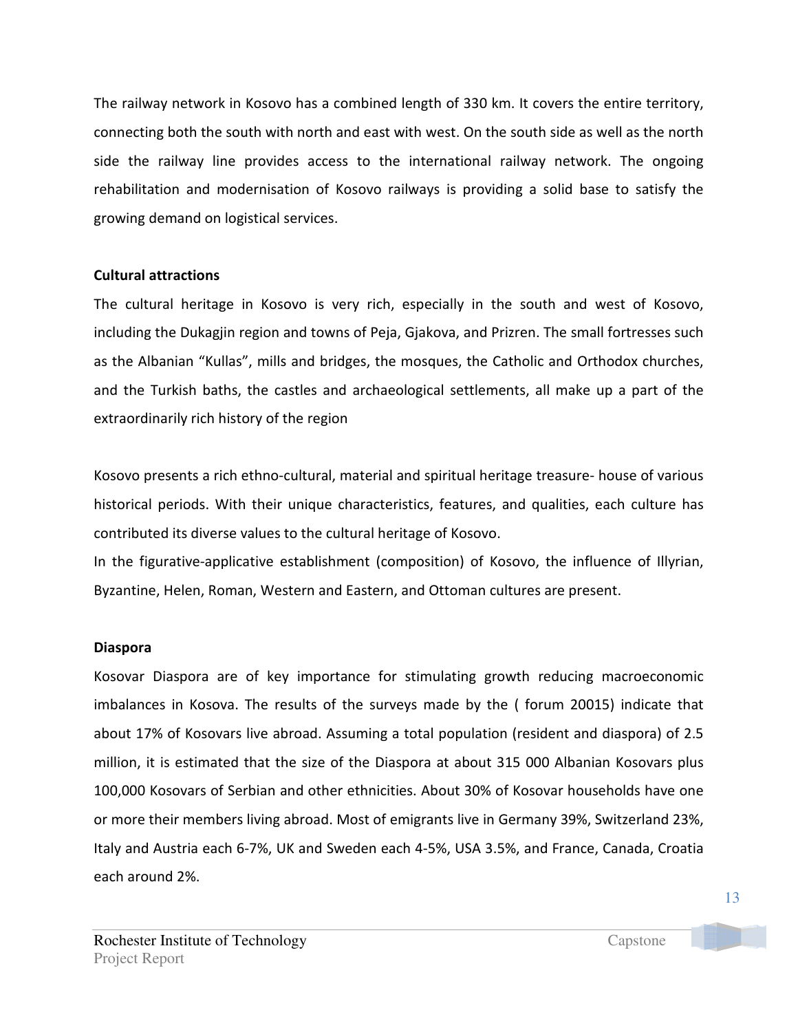The railway network in Kosovo has a combined length of 330 km. It covers the entire territory, connecting both the south with north and east with west. On the south side as well as the north side the railway line provides access to the international railway network. The ongoing rehabilitation and modernisation of Kosovo railways is providing a solid base to satisfy the growing demand on logistical services.

**Cultural attractions**

The cultural heritage in Kosovo is very rich, especially in the south and west of Kosovo, including the Dukagjin region and towns of Peja, Gjakova, and Prizren. The small fortresses such as the Albanian "Kullas", mills and bridges, the mosques, the Catholic and Orthodox churches, and the Turkish baths, the castles and archaeological settlements, all make up a part of the extraordinarily rich history of the region

Kosovo presents a rich ethno-cultural, material and spiritual heritage treasure- house of various historical periods. With their unique characteristics, features, and qualities, each culture has contributed its diverse values to the cultural heritage of Kosovo.

In the figurative-applicative establishment (composition) of Kosovo, the influence of Illyrian, Byzantine, Helen, Roman, Western and Eastern, and Ottoman cultures are present.

**Diaspora**

Kosovar Diaspora are of key importance for stimulating growth reducing macroeconomic imbalances in Kosova. The results of the surveys made by the ( forum 20015) indicate that about 17% of Kosovars live abroad. Assuming a total population (resident and diaspora) of 2.5 million, it is estimated that the size of the Diaspora at about 315 000 Albanian Kosovars plus 100,000 Kosovars of Serbian and other ethnicities. About 30% of Kosovar households have one or more their members living abroad. Most of emigrants live in Germany 39%, Switzerland 23%, Italy and Austria each 6-7%, UK and Sweden each 4-5%, USA 3.5%, and France, Canada, Croatia each around 2%.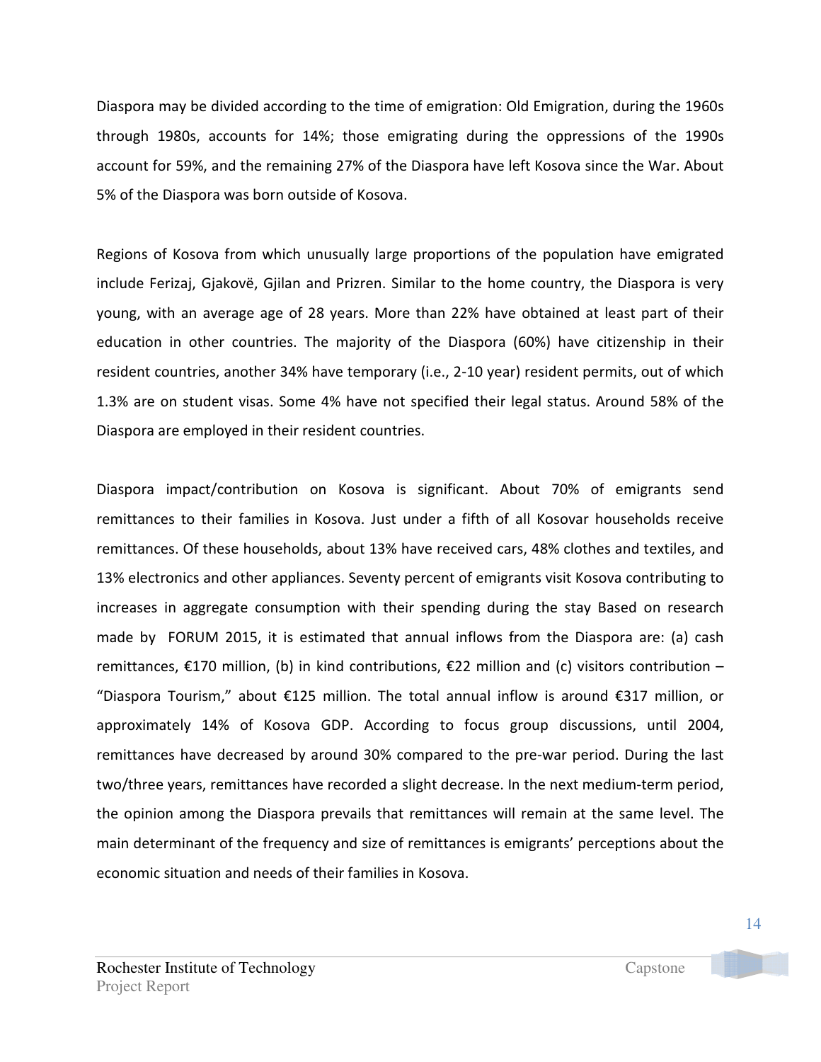Diaspora may be divided according to the time of emigration: Old Emigration, during the 1960s through 1980s, accounts for 14%; those emigrating during the oppressions of the 1990s account for 59%, and the remaining 27% of the Diaspora have left Kosova since the War. About 5% of the Diaspora was born outside of Kosova.

Regions of Kosova from which unusually large proportions of the population have emigrated include Ferizaj, Gjakovë, Gjilan and Prizren. Similar to the home country, the Diaspora is very young, with an average age of 28 years. More than 22% have obtained at least part of their education in other countries. The majority of the Diaspora (60%) have citizenship in their resident countries, another 34% have temporary (i.e., 2-10 year) resident permits, out of which 1.3% are on student visas. Some 4% have not specified their legal status. Around 58% of the Diaspora are employed in their resident countries.

Diaspora impact/contribution on Kosova is significant. About 70% of emigrants send remittances to their families in Kosova. Just under a fifth of all Kosovar households receive remittances. Of these households, about 13% have received cars, 48% clothes and textiles, and 13% electronics and other appliances. Seventy percent of emigrants visit Kosova contributing to increases in aggregate consumption with their spending during the stay Based on research made by FORUM 2015, it is estimated that annual inflows from the Diaspora are: (a) cash remittances, €170 million, (b) in kind contributions, €22 million and (c) visitors contribution – "Diaspora Tourism," about €125 million. The total annual inflow is around €317 million, or approximately 14% of Kosova GDP. According to focus group discussions, until 2004, remittances have decreased by around 30% compared to the pre-war period. During the last two/three years, remittances have recorded a slight decrease. In the next medium-term period, the opinion among the Diaspora prevails that remittances will remain at the same level. The main determinant of the frequency and size of remittances is emigrants' perceptions about the economic situation and needs of their families in Kosova.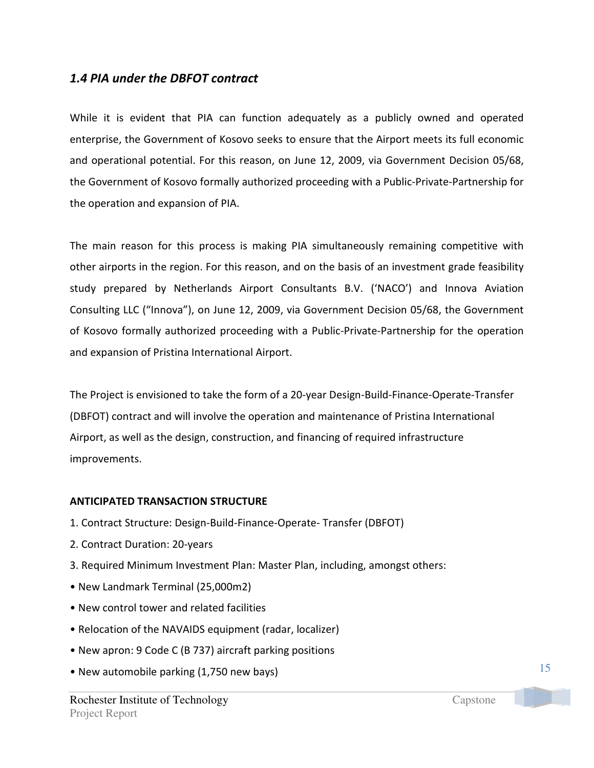### *1.4 PIA under the DBFOT contract*

While it is evident that PIA can function adequately as a publicly owned and operated enterprise, the Government of Kosovo seeks to ensure that the Airport meets its full economic and operational potential. For this reason, on June 12, 2009, via Government Decision 05/68, the Government of Kosovo formally authorized proceeding with a Public-Private-Partnership for the operation and expansion of PIA.

The main reason for this process is making PIA simultaneously remaining competitive with other airports in the region. For this reason, and on the basis of an investment grade feasibility study prepared by Netherlands Airport Consultants B.V. ('NACO') and Innova Aviation Consulting LLC ("Innova"), on June 12, 2009, via Government Decision 05/68, the Government of Kosovo formally authorized proceeding with a Public-Private-Partnership for the operation and expansion of Pristina International Airport.

The Project is envisioned to take the form of a 20-year Design-Build-Finance-Operate-Transfer (DBFOT) contract and will involve the operation and maintenance of Pristina International Airport, as well as the design, construction, and financing of required infrastructure improvements.

**ANTICIPATED TRANSACTION STRUCTURE**

1. Contract Structure: Design-Build-Finance-Operate- Transfer (DBFOT)
2. Contract Duration: 20-years
3. Required Minimum Investment Plan: Master Plan, including, amongst others:

- New Landmark Terminal (25,000m2)
- New control tower and related facilities
- Relocation of the NAVAIDS equipment (radar, localizer)
- New apron: 9 Code C (B 737) aircraft parking positions
- New automobile parking (1,750 new bays)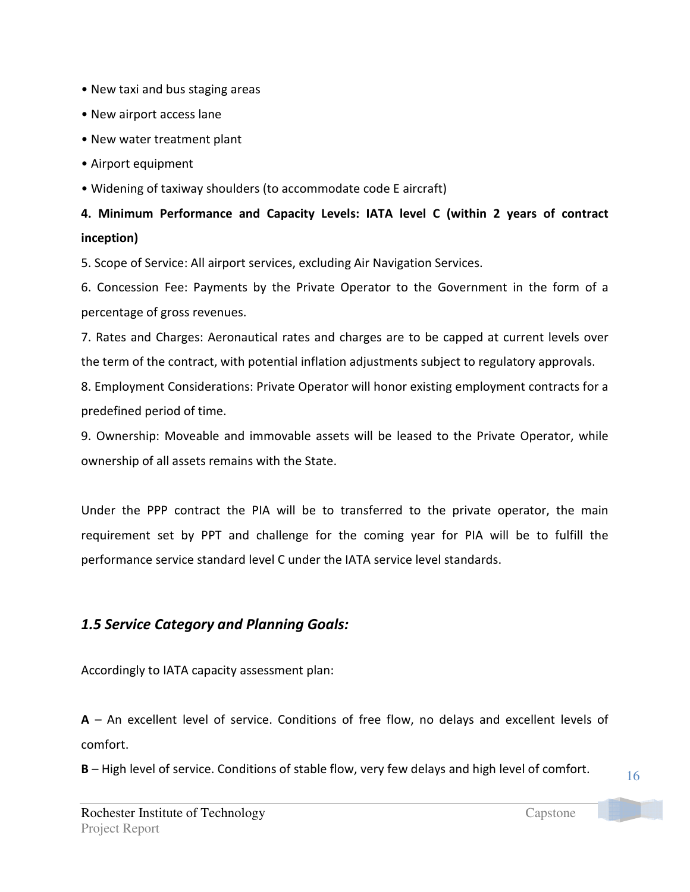• New taxi and bus staging areas

• New airport access lane

• New water treatment plant

• Airport equipment

• Widening of taxiway shoulders (to accommodate code E aircraft)

**4. Minimum Performance and Capacity Levels: IATA level C (within 2 years of contract inception)**

5. Scope of Service: All airport services, excluding Air Navigation Services.

6. Concession Fee: Payments by the Private Operator to the Government in the form of a percentage of gross revenues.

7. Rates and Charges: Aeronautical rates and charges are to be capped at current levels over the term of the contract, with potential inflation adjustments subject to regulatory approvals.

8. Employment Considerations: Private Operator will honor existing employment contracts for a predefined period of time.

9. Ownership: Moveable and immovable assets will be leased to the Private Operator, while ownership of all assets remains with the State.

Under the PPP contract the PIA will be to transferred to the private operator, the main requirement set by PPT and challenge for the coming year for PIA will be to fulfill the performance service standard level C under the IATA service level standards.

### *1.5 Service Category and Planning Goals:*

Accordingly to IATA capacity assessment plan:

**A** – An excellent level of service. Conditions of free flow, no delays and excellent levels of comfort.

**B** – High level of service. Conditions of stable flow, very few delays and high level of comfort.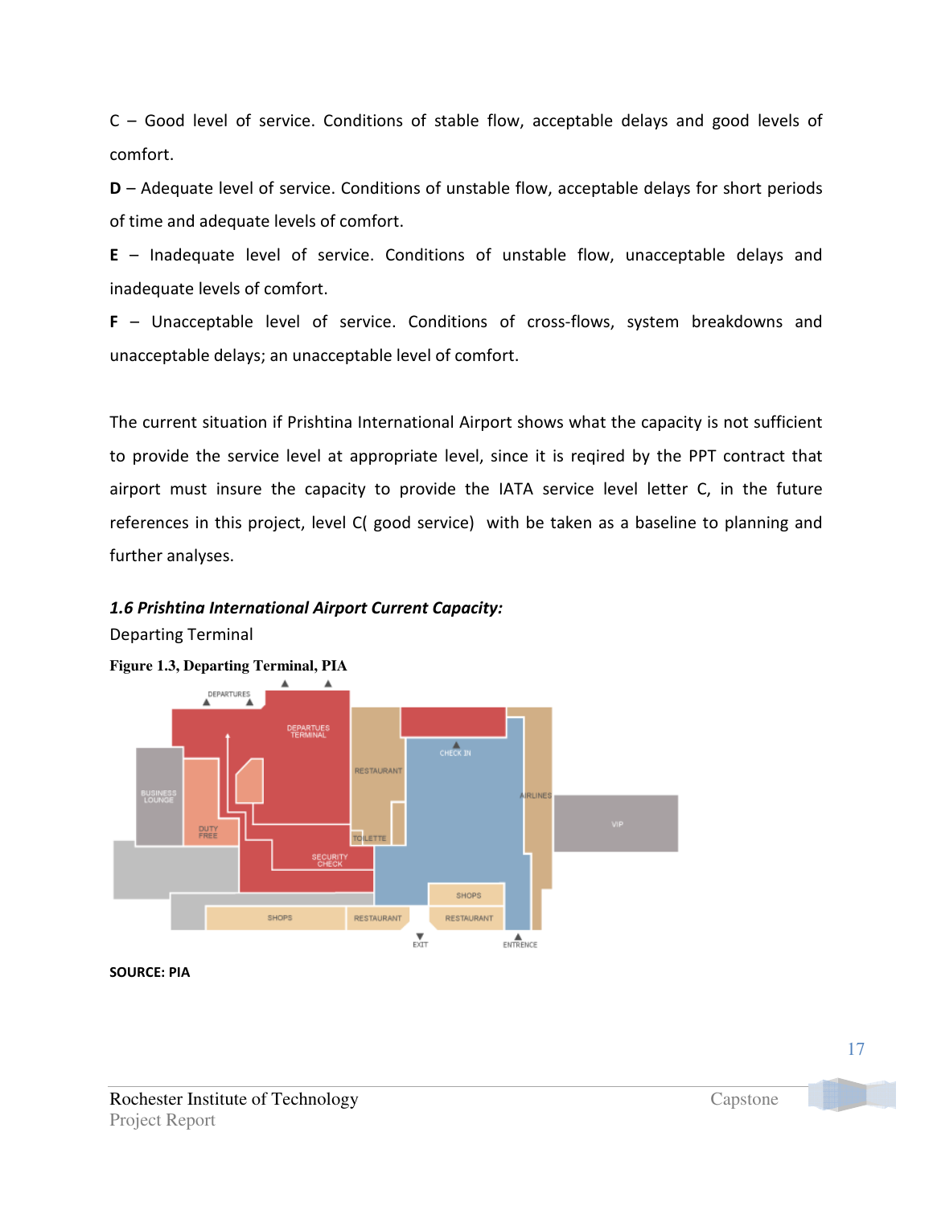C – Good level of service. Conditions of stable flow, acceptable delays and good levels of comfort.

**D** – Adequate level of service. Conditions of unstable flow, acceptable delays for short periods of time and adequate levels of comfort.

**E** – Inadequate level of service. Conditions of unstable flow, unacceptable delays and inadequate levels of comfort.

**F** – Unacceptable level of service. Conditions of cross-flows, system breakdowns and unacceptable delays; an unacceptable level of comfort.

The current situation if Prishtina International Airport shows what the capacity is not sufficient to provide the service level at appropriate level, since it is reqired by the PPT contract that airport must insure the capacity to provide the IATA service level letter C, in the future references in this project, level C( good service) with be taken as a baseline to planning and further analyses.

### *1.6 Prishtina International Airport Current Capacity:*

Departing Terminal

**Figure 1.3, Departing Terminal, PIA**

DEPARTURES

DEPARTUES TERMINAL

BUSINESS LOUNGE

DUTY FREE

RESTAURANT

CHECK IN

AIRLINES

VIP

TOILETTE

SECURITY CHECK

SHOPS

RESTAURANT

SHOPS

RESTAURANT

EXIT

ENTRENCE

**SOURCE: PIA**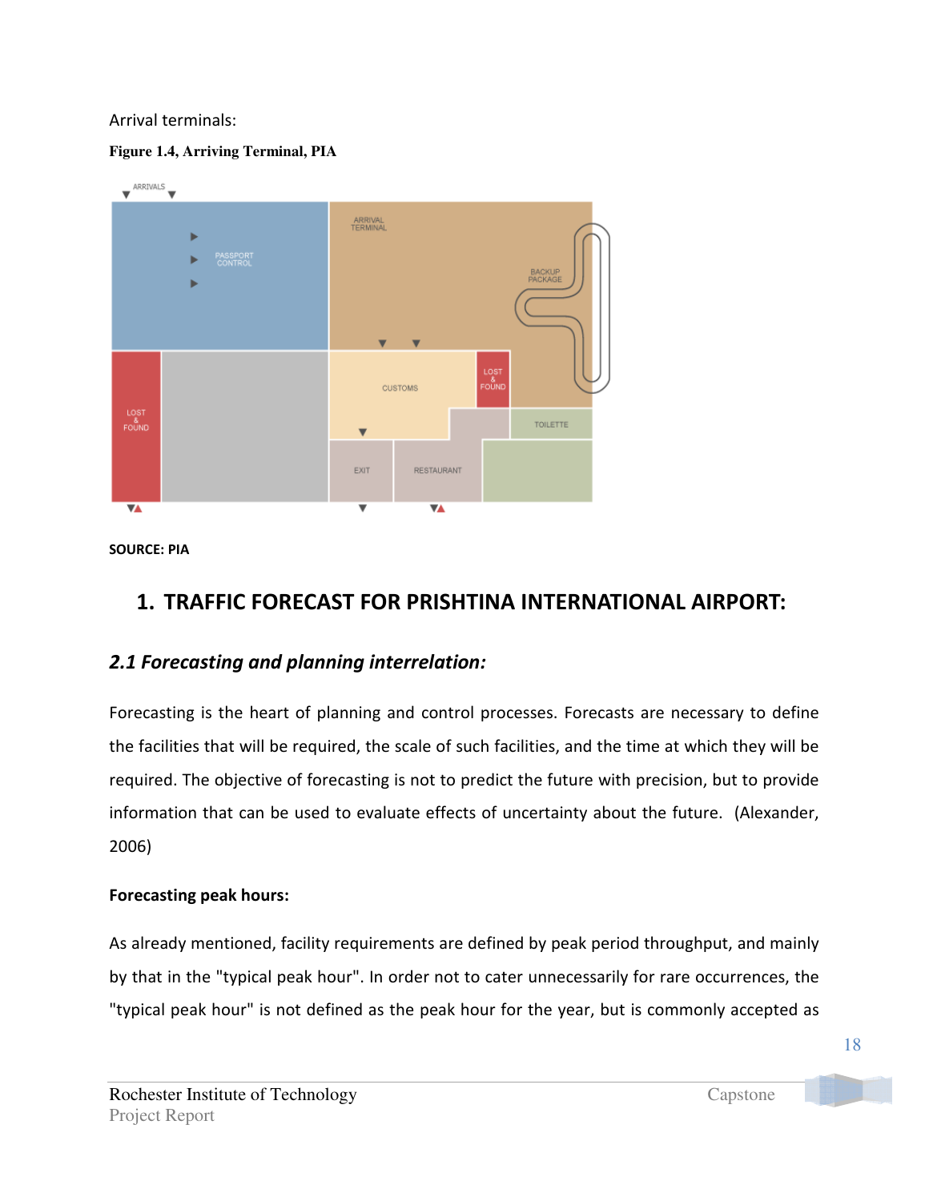Arrival terminals:

**Figure 1.4, Arriving Terminal, PIA**

**SOURCE: PIA**

## 1. TRAFFIC FORECAST FOR PRISHTINA INTERNATIONAL AIRPORT:

### *2.1 Forecasting and planning interrelation:*

Forecasting is the heart of planning and control processes. Forecasts are necessary to define the facilities that will be required, the scale of such facilities, and the time at which they will be required. The objective of forecasting is not to predict the future with precision, but to provide information that can be used to evaluate effects of uncertainty about the future. (Alexander, 2006)

**Forecasting peak hours:**

As already mentioned, facility requirements are defined by peak period throughput, and mainly by that in the "typical peak hour". In order not to cater unnecessarily for rare occurrences, the "typical peak hour" is not defined as the peak hour for the year, but is commonly accepted as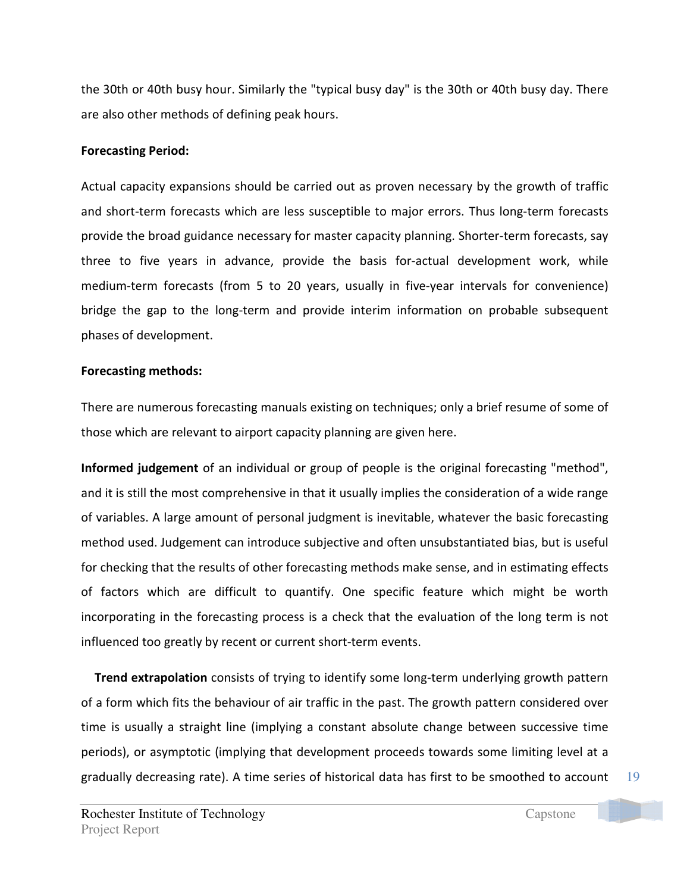the 30th or 40th busy hour. Similarly the "typical busy day" is the 30th or 40th busy day. There are also other methods of defining peak hours.

**Forecasting Period:**

Actual capacity expansions should be carried out as proven necessary by the growth of traffic and short-term forecasts which are less susceptible to major errors. Thus long-term forecasts provide the broad guidance necessary for master capacity planning. Shorter-term forecasts, say three to five years in advance, provide the basis for-actual development work, while medium-term forecasts (from 5 to 20 years, usually in five-year intervals for convenience) bridge the gap to the long-term and provide interim information on probable subsequent phases of development.

**Forecasting methods:**

There are numerous forecasting manuals existing on techniques; only a brief resume of some of those which are relevant to airport capacity planning are given here.

**Informed judgement** of an individual or group of people is the original forecasting "method", and it is still the most comprehensive in that it usually implies the consideration of a wide range of variables. A large amount of personal judgment is inevitable, whatever the basic forecasting method used. Judgement can introduce subjective and often unsubstantiated bias, but is useful for checking that the results of other forecasting methods make sense, and in estimating effects of factors which are difficult to quantify. One specific feature which might be worth incorporating in the forecasting process is a check that the evaluation of the long term is not influenced too greatly by recent or current short-term events.

**Trend extrapolation** consists of trying to identify some long-term underlying growth pattern of a form which fits the behaviour of air traffic in the past. The growth pattern considered over time is usually a straight line (implying a constant absolute change between successive time periods), or asymptotic (implying that development proceeds towards some limiting level at a gradually decreasing rate). A time series of historical data has first to be smoothed to account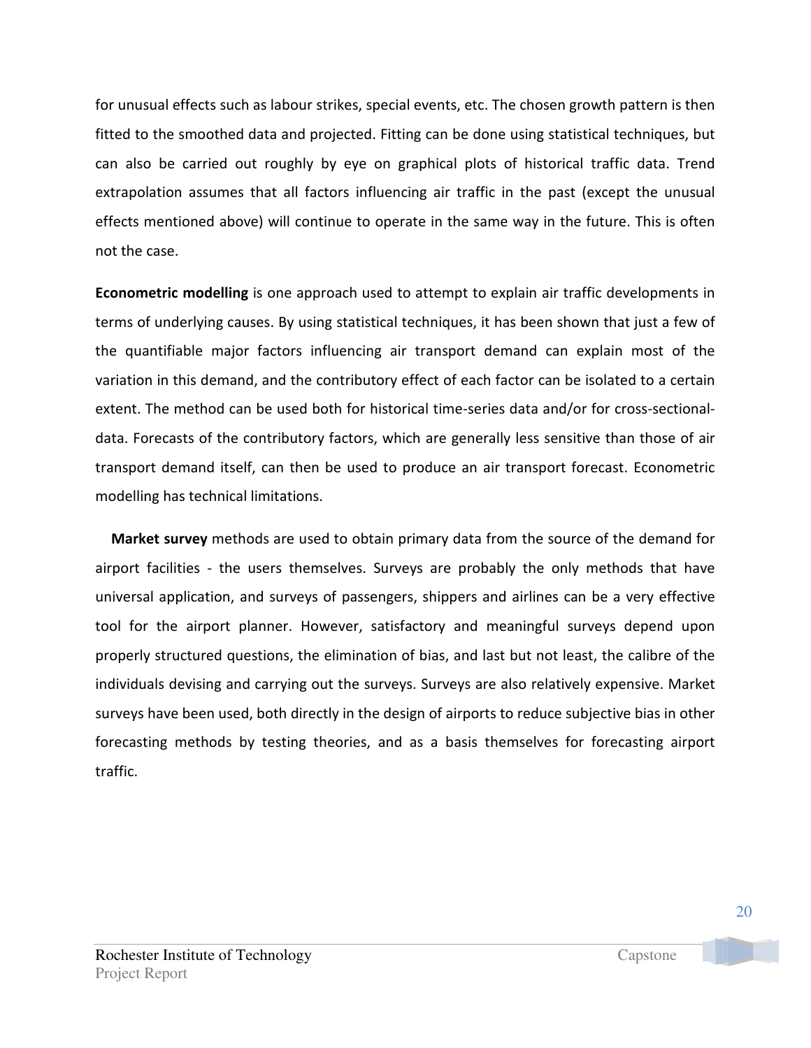for unusual effects such as labour strikes, special events, etc. The chosen growth pattern is then fitted to the smoothed data and projected. Fitting can be done using statistical techniques, but can also be carried out roughly by eye on graphical plots of historical traffic data. Trend extrapolation assumes that all factors influencing air traffic in the past (except the unusual effects mentioned above) will continue to operate in the same way in the future. This is often not the case.

**Econometric modelling** is one approach used to attempt to explain air traffic developments in terms of underlying causes. By using statistical techniques, it has been shown that just a few of the quantifiable major factors influencing air transport demand can explain most of the variation in this demand, and the contributory effect of each factor can be isolated to a certain extent. The method can be used both for historical time-series data and/or for cross-sectional-data. Forecasts of the contributory factors, which are generally less sensitive than those of air transport demand itself, can then be used to produce an air transport forecast. Econometric modelling has technical limitations.

**Market survey** methods are used to obtain primary data from the source of the demand for airport facilities - the users themselves. Surveys are probably the only methods that have universal application, and surveys of passengers, shippers and airlines can be a very effective tool for the airport planner. However, satisfactory and meaningful surveys depend upon properly structured questions, the elimination of bias, and last but not least, the calibre of the individuals devising and carrying out the surveys. Surveys are also relatively expensive. Market surveys have been used, both directly in the design of airports to reduce subjective bias in other forecasting methods by testing theories, and as a basis themselves for forecasting airport traffic.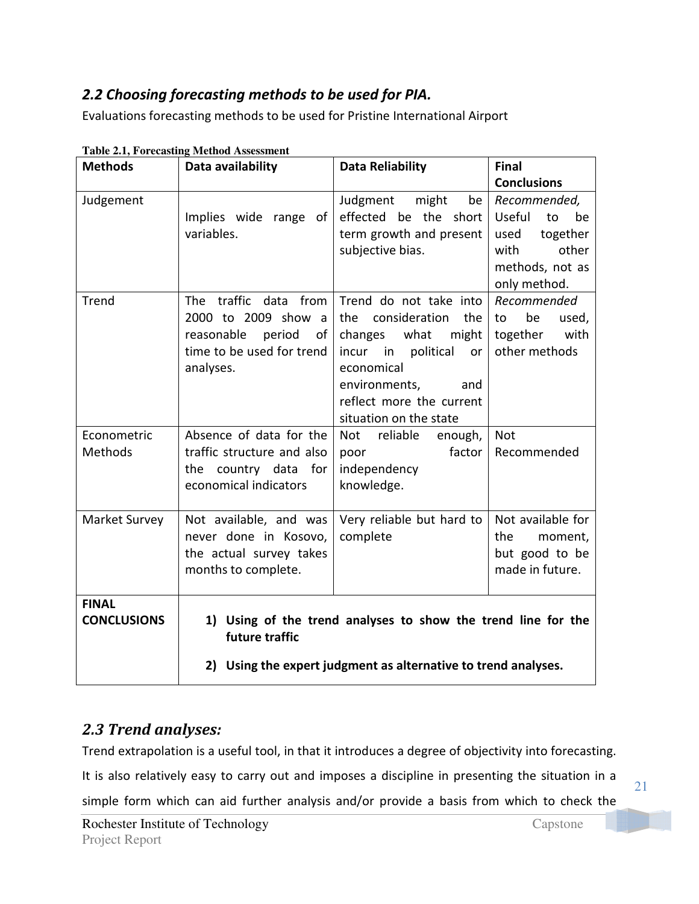## *2.2 Choosing forecasting methods to be used for PIA.*

Evaluations forecasting methods to be used for Pristine International Airport

**Table 2.1, Forecasting Method Assessment**

| Methods | Data availability | Data Reliability | Final Conclusions |
|---|---|---|---|
| Judgement | Implies wide range of variables. | Judgment might be effected be the short term growth and present subjective bias. | *Recommended,* Useful to be used together with other methods, not as only method. |
| Trend | The traffic data from 2000 to 2009 show a reasonable period of time to be used for trend analyses. | Trend do not take into the consideration the changes what might incur in political or economical environments, and reflect more the current situation on the state | *Recommended* to be used, together with other methods |
| Econometric Methods | Absence of data for the traffic structure and also the country data for economical indicators | Not reliable enough, poor factor independency knowledge. | Not Recommended |
| Market Survey | Not available, and was never done in Kosovo, the actual survey takes months to complete. | Very reliable but hard to complete | Not available for the moment, but good to be made in future. |
| **FINAL CONCLUSIONS** | **1) Using of the trend analyses to show the trend line for the future traffic** <br> **2) Using the expert judgment as alternative to trend analyses.** | | |

## *2.3 Trend analyses:*

Trend extrapolation is a useful tool, in that it introduces a degree of objectivity into forecasting. It is also relatively easy to carry out and imposes a discipline in presenting the situation in a simple form which can aid further analysis and/or provide a basis from which to check the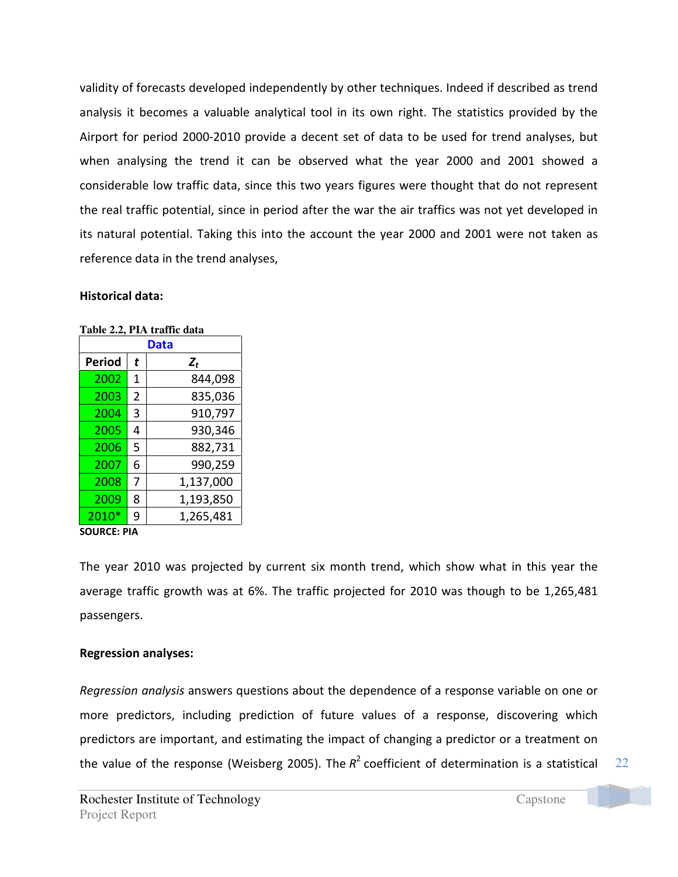validity of forecasts developed independently by other techniques. Indeed if described as trend analysis it becomes a valuable analytical tool in its own right. The statistics provided by the Airport for period 2000-2010 provide a decent set of data to be used for trend analyses, but when analysing the trend it can be observed what the year 2000 and 2001 showed a considerable low traffic data, since this two years figures were thought that do not represent the real traffic potential, since in period after the war the air traffics was not yet developed in its natural potential. Taking this into the account the year 2000 and 2001 were not taken as reference data in the trend analyses,

**Historical data:**

**Table 2.2, PIA traffic data**

| Data | | |
|---|---|---|
| **Period** | ***t*** | $Z_t$ |
| 2002 | 1 | 844,098 |
| 2003 | 2 | 835,036 |
| 2004 | 3 | 910,797 |
| 2005 | 4 | 930,346 |
| 2006 | 5 | 882,731 |
| 2007 | 6 | 990,259 |
| 2008 | 7 | 1,137,000 |
| 2009 | 8 | 1,193,850 |
| 2010* | 9 | 1,265,481 |

**SOURCE: PIA**

The year 2010 was projected by current six month trend, which show what in this year the average traffic growth was at 6%. The traffic projected for 2010 was though to be 1,265,481 passengers.

**Regression analyses:**

*Regression analysis* answers questions about the dependence of a response variable on one or more predictors, including prediction of future values of a response, discovering which predictors are important, and estimating the impact of changing a predictor or a treatment on the value of the response (Weisberg 2005). The $R^2$ coefficient of determination is a statistical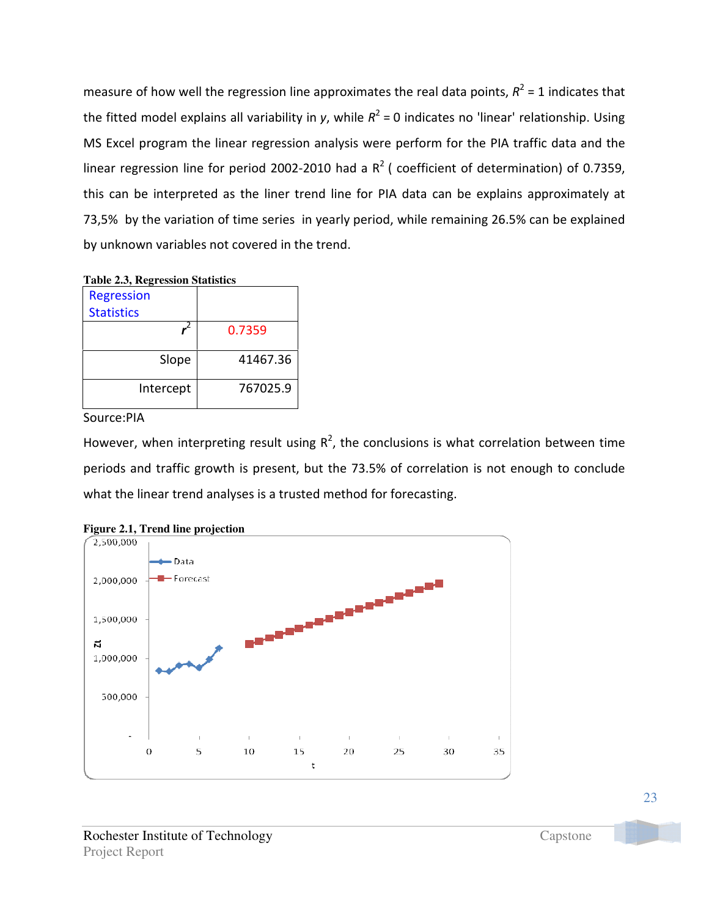measure of how well the regression line approximates the real data points, $R^2$ = 1 indicates that the fitted model explains all variability in $y$, while $R^2$ = 0 indicates no 'linear' relationship. Using MS Excel program the linear regression analysis were perform for the PIA traffic data and the linear regression line for period 2002-2010 had a $R^2$ ( coefficient of determination) of 0.7359, this can be interpreted as the liner trend line for PIA data can be explains approximately at 73,5% by the variation of time series in yearly period, while remaining 26.5% can be explained by unknown variables not covered in the trend.

**Table 2.3, Regression Statistics**

| Regression Statistics | |
|---|---|
| $r^2$ | 0.7359 |
| Slope | 41467.36 |
| Intercept | 767025.9 |

Source:PIA

However, when interpreting result using $R^2$, the conclusions is what correlation between time periods and traffic growth is present, but the 73.5% of correlation is not enough to conclude what the linear trend analyses is a trusted method for forecasting.

**Figure 2.1, Trend line projection**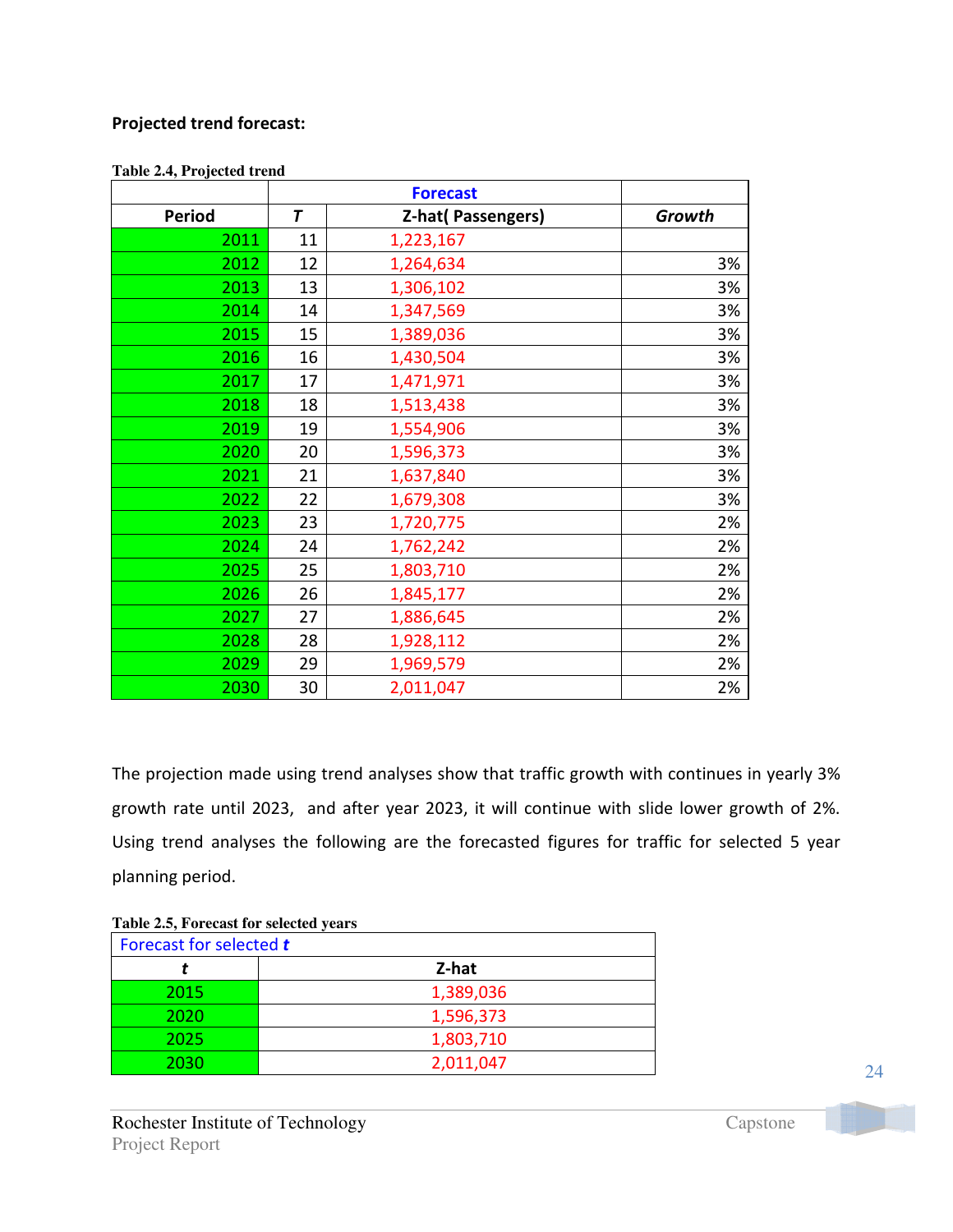**Projected trend forecast:**

**Table 2.4, Projected trend**

| Period | Forecast | | |
|---|---|---|---|
| | *T* | Z-hat( Passengers) | *Growth* |
| 2011 | 11 | 1,223,167 | |
| 2012 | 12 | 1,264,634 | 3% |
| 2013 | 13 | 1,306,102 | 3% |
| 2014 | 14 | 1,347,569 | 3% |
| 2015 | 15 | 1,389,036 | 3% |
| 2016 | 16 | 1,430,504 | 3% |
| 2017 | 17 | 1,471,971 | 3% |
| 2018 | 18 | 1,513,438 | 3% |
| 2019 | 19 | 1,554,906 | 3% |
| 2020 | 20 | 1,596,373 | 3% |
| 2021 | 21 | 1,637,840 | 3% |
| 2022 | 22 | 1,679,308 | 3% |
| 2023 | 23 | 1,720,775 | 2% |
| 2024 | 24 | 1,762,242 | 2% |
| 2025 | 25 | 1,803,710 | 2% |
| 2026 | 26 | 1,845,177 | 2% |
| 2027 | 27 | 1,886,645 | 2% |
| 2028 | 28 | 1,928,112 | 2% |
| 2029 | 29 | 1,969,579 | 2% |
| 2030 | 30 | 2,011,047 | 2% |

The projection made using trend analyses show that traffic growth with continues in yearly 3% growth rate until 2023, and after year 2023, it will continue with slide lower growth of 2%. Using trend analyses the following are the forecasted figures for traffic for selected 5 year planning period.

**Table 2.5, Forecast for selected years**

| Forecast for selected *t* | |
|---|---|
| *t* | Z-hat |
| 2015 | 1,389,036 |
| 2020 | 1,596,373 |
| 2025 | 1,803,710 |
| 2030 | 2,011,047 |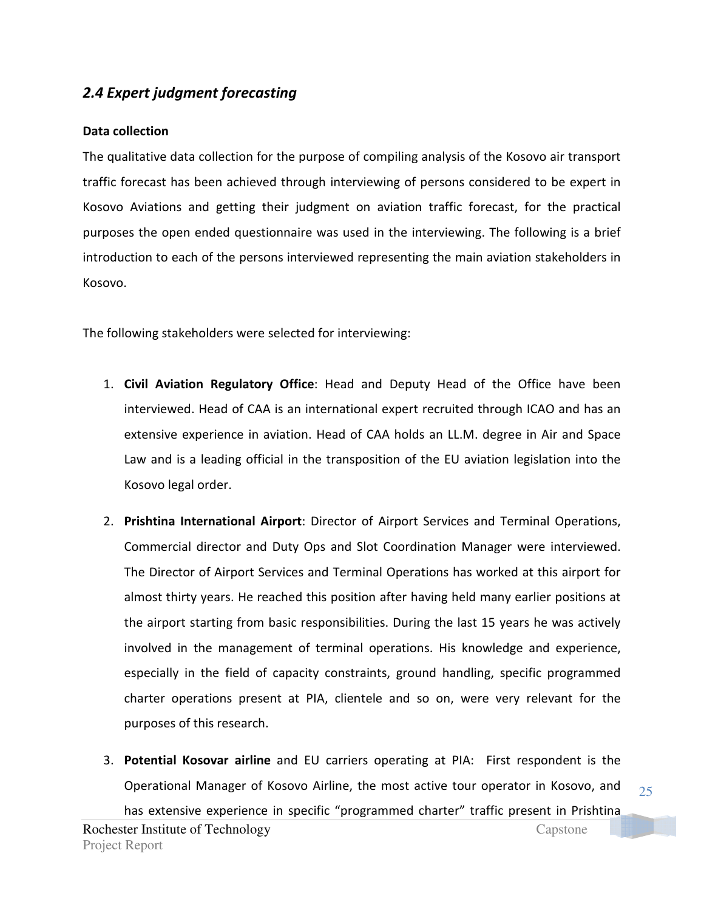## *2.4 Expert judgment forecasting*

**Data collection**

The qualitative data collection for the purpose of compiling analysis of the Kosovo air transport traffic forecast has been achieved through interviewing of persons considered to be expert in Kosovo Aviations and getting their judgment on aviation traffic forecast, for the practical purposes the open ended questionnaire was used in the interviewing. The following is a brief introduction to each of the persons interviewed representing the main aviation stakeholders in Kosovo.

The following stakeholders were selected for interviewing:

1. **Civil Aviation Regulatory Office**: Head and Deputy Head of the Office have been interviewed. Head of CAA is an international expert recruited through ICAO and has an extensive experience in aviation. Head of CAA holds an LL.M. degree in Air and Space Law and is a leading official in the transposition of the EU aviation legislation into the Kosovo legal order.

2. **Prishtina International Airport**: Director of Airport Services and Terminal Operations, Commercial director and Duty Ops and Slot Coordination Manager were interviewed. The Director of Airport Services and Terminal Operations has worked at this airport for almost thirty years. He reached this position after having held many earlier positions at the airport starting from basic responsibilities. During the last 15 years he was actively involved in the management of terminal operations. His knowledge and experience, especially in the field of capacity constraints, ground handling, specific programmed charter operations present at PIA, clientele and so on, were very relevant for the purposes of this research.

3. **Potential Kosovar airline** and EU carriers operating at PIA: First respondent is the Operational Manager of Kosovo Airline, the most active tour operator in Kosovo, and has extensive experience in specific "programmed charter" traffic present in Prishtina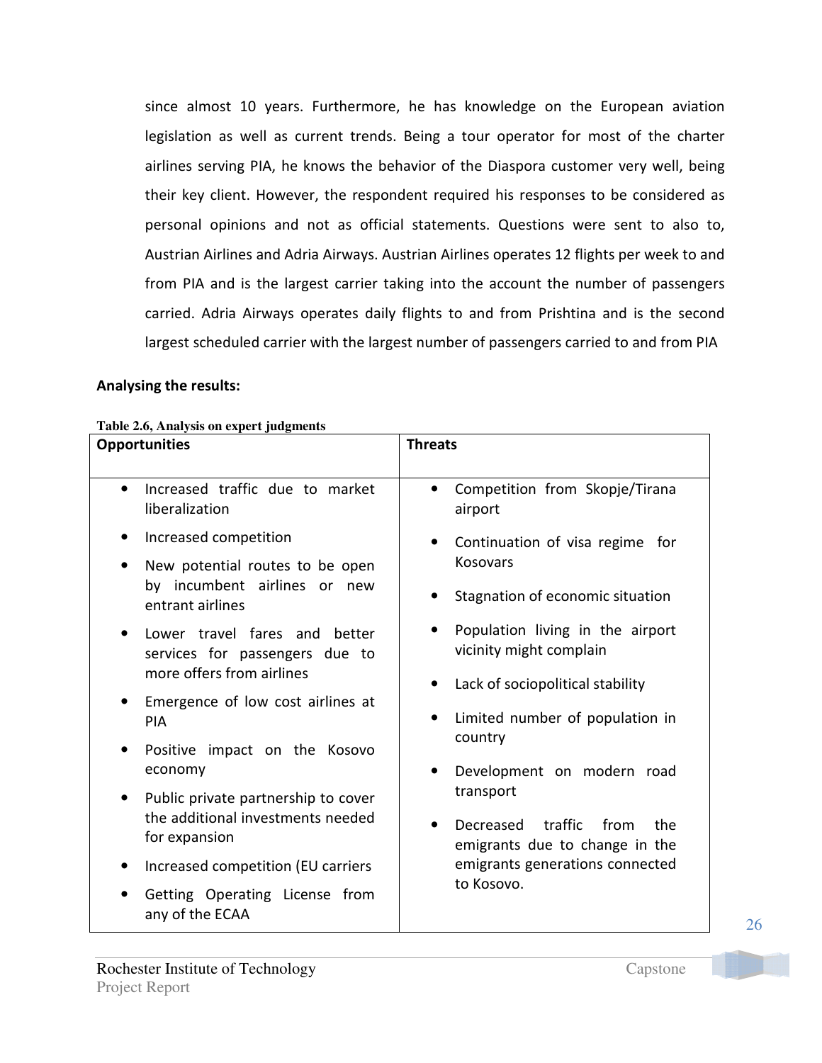since almost 10 years. Furthermore, he has knowledge on the European aviation legislation as well as current trends. Being a tour operator for most of the charter airlines serving PIA, he knows the behavior of the Diaspora customer very well, being their key client. However, the respondent required his responses to be considered as personal opinions and not as official statements. Questions were sent to also to, Austrian Airlines and Adria Airways. Austrian Airlines operates 12 flights per week to and from PIA and is the largest carrier taking into the account the number of passengers carried. Adria Airways operates daily flights to and from Prishtina and is the second largest scheduled carrier with the largest number of passengers carried to and from PIA

**Analysing the results:**

**Table 2.6, Analysis on expert judgments**

| **Opportunities** | **Threats** |
|---|---|
| • Increased traffic due to market liberalization<br>• Increased competition<br>• New potential routes to be open by incumbent airlines or new entrant airlines<br>• Lower travel fares and better services for passengers due to more offers from airlines<br>• Emergence of low cost airlines at PIA<br>• Positive impact on the Kosovo economy<br>• Public private partnership to cover the additional investments needed for expansion<br>• Increased competition (EU carriers<br>• Getting Operating License from any of the ECAA | • Competition from Skopje/Tirana airport<br>• Continuation of visa regime for Kosovars<br>• Stagnation of economic situation<br>• Population living in the airport vicinity might complain<br>• Lack of sociopolitical stability<br>• Limited number of population in country<br>• Development on modern road transport<br>• Decreased traffic from the emigrants due to change in the emigrants generations connected to Kosovo. |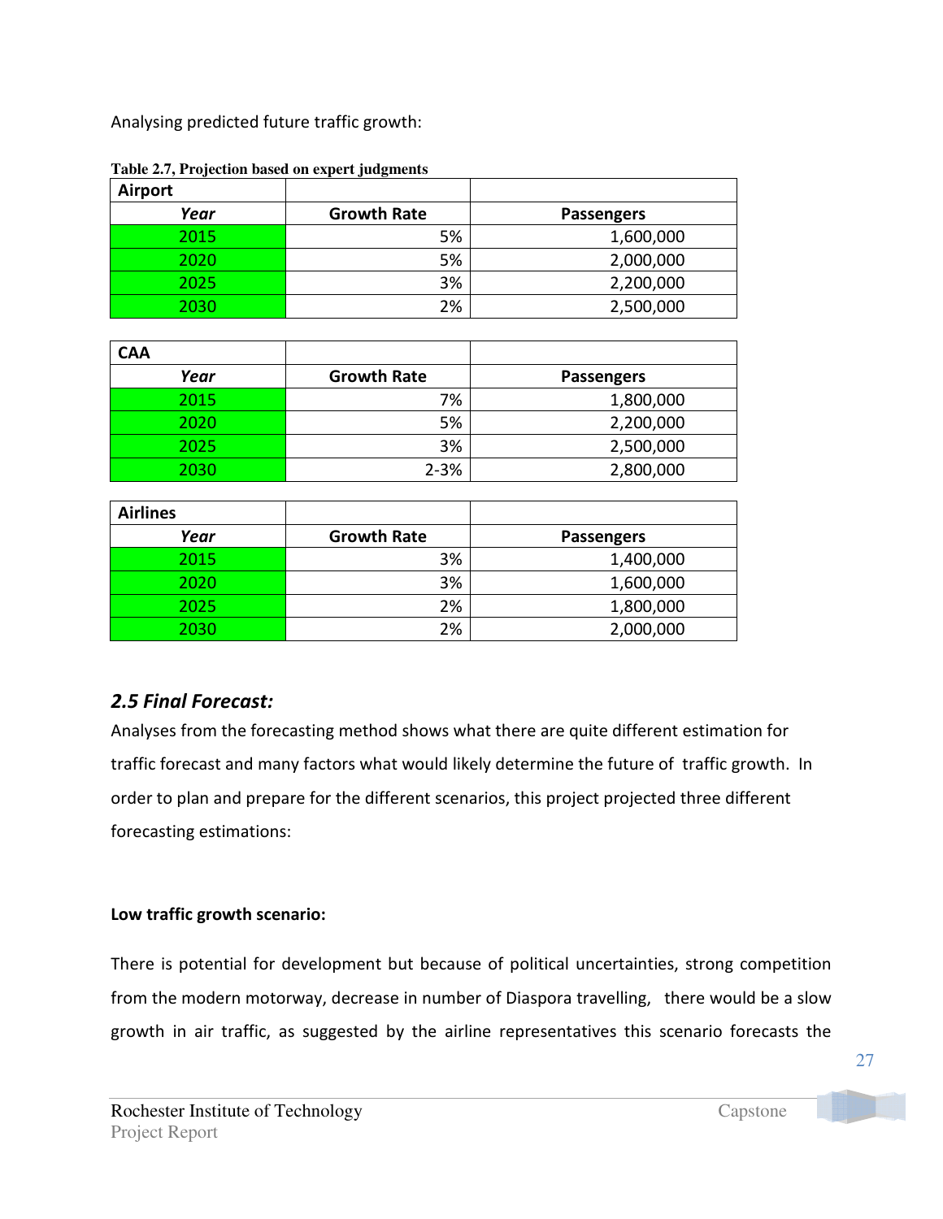Analysing predicted future traffic growth:

**Table 2.7, Projection based on expert judgments**

| Airport | | |
|---|---|---|
| ***Year*** | **Growth Rate** | **Passengers** |
| 2015 | 5% | 1,600,000 |
| 2020 | 5% | 2,000,000 |
| 2025 | 3% | 2,200,000 |
| 2030 | 2% | 2,500,000 |

| CAA | | |
|---|---|---|
| ***Year*** | **Growth Rate** | **Passengers** |
| 2015 | 7% | 1,800,000 |
| 2020 | 5% | 2,200,000 |
| 2025 | 3% | 2,500,000 |
| 2030 | 2-3% | 2,800,000 |

| Airlines | | |
|---|---|---|
| ***Year*** | **Growth Rate** | **Passengers** |
| 2015 | 3% | 1,400,000 |
| 2020 | 3% | 1,600,000 |
| 2025 | 2% | 1,800,000 |
| 2030 | 2% | 2,000,000 |

## *2.5 Final Forecast:*

Analyses from the forecasting method shows what there are quite different estimation for traffic forecast and many factors what would likely determine the future of traffic growth. In order to plan and prepare for the different scenarios, this project projected three different forecasting estimations:

**Low traffic growth scenario:**

There is potential for development but because of political uncertainties, strong competition from the modern motorway, decrease in number of Diaspora travelling, there would be a slow growth in air traffic, as suggested by the airline representatives this scenario forecasts the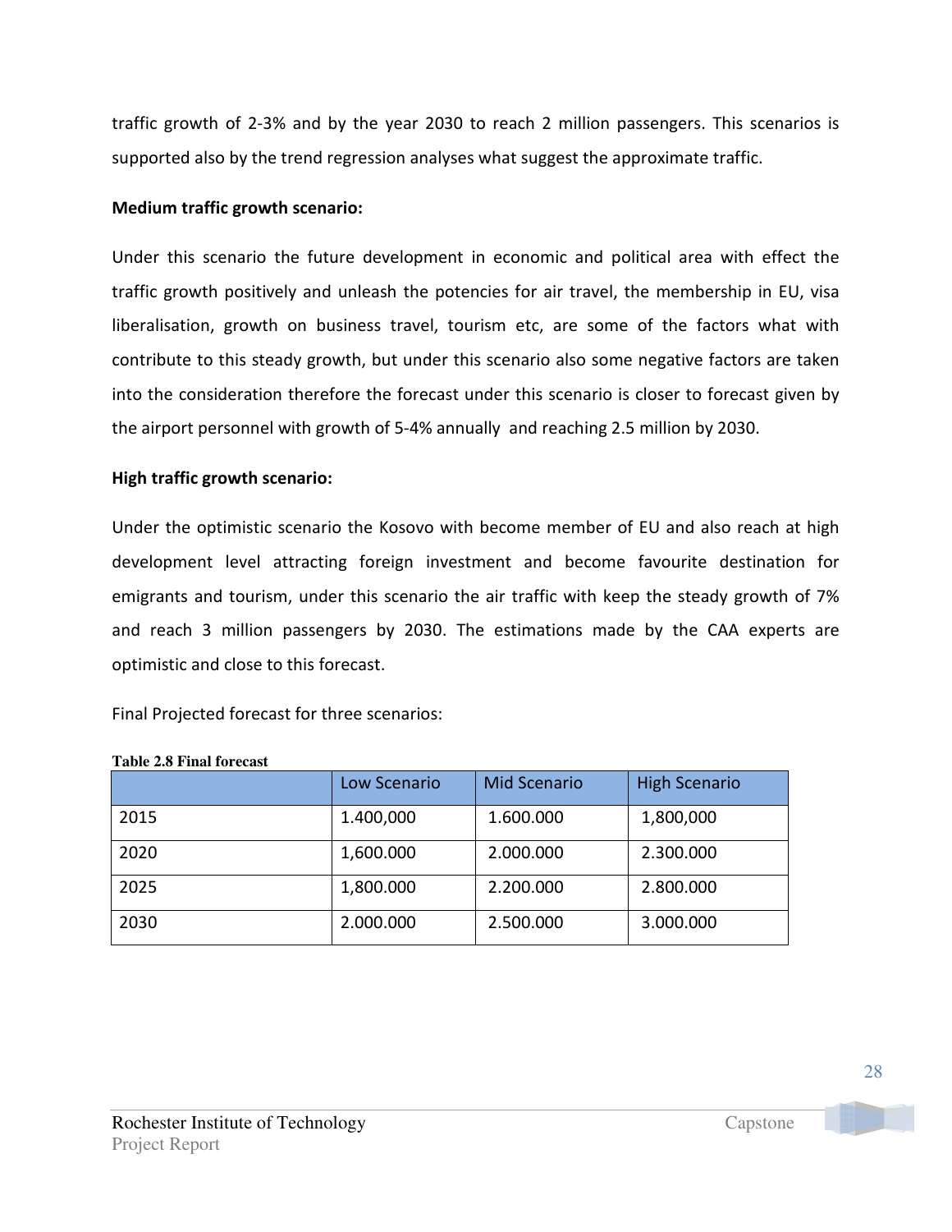traffic growth of 2-3% and by the year 2030 to reach 2 million passengers. This scenarios is supported also by the trend regression analyses what suggest the approximate traffic.

**Medium traffic growth scenario:**

Under this scenario the future development in economic and political area with effect the traffic growth positively and unleash the potencies for air travel, the membership in EU, visa liberalisation, growth on business travel, tourism etc, are some of the factors what with contribute to this steady growth, but under this scenario also some negative factors are taken into the consideration therefore the forecast under this scenario is closer to forecast given by the airport personnel with growth of 5-4% annually and reaching 2.5 million by 2030.

**High traffic growth scenario:**

Under the optimistic scenario the Kosovo with become member of EU and also reach at high development level attracting foreign investment and become favourite destination for emigrants and tourism, under this scenario the air traffic with keep the steady growth of 7% and reach 3 million passengers by 2030. The estimations made by the CAA experts are optimistic and close to this forecast.

Final Projected forecast for three scenarios:

**Table 2.8 Final forecast**

| | Low Scenario | Mid Scenario | High Scenario |
|---|---|---|---|
| 2015 | 1.400,000 | 1.600.000 | 1,800,000 |
| 2020 | 1,600.000 | 2.000.000 | 2.300.000 |
| 2025 | 1,800.000 | 2.200.000 | 2.800.000 |
| 2030 | 2.000.000 | 2.500.000 | 3.000.000 |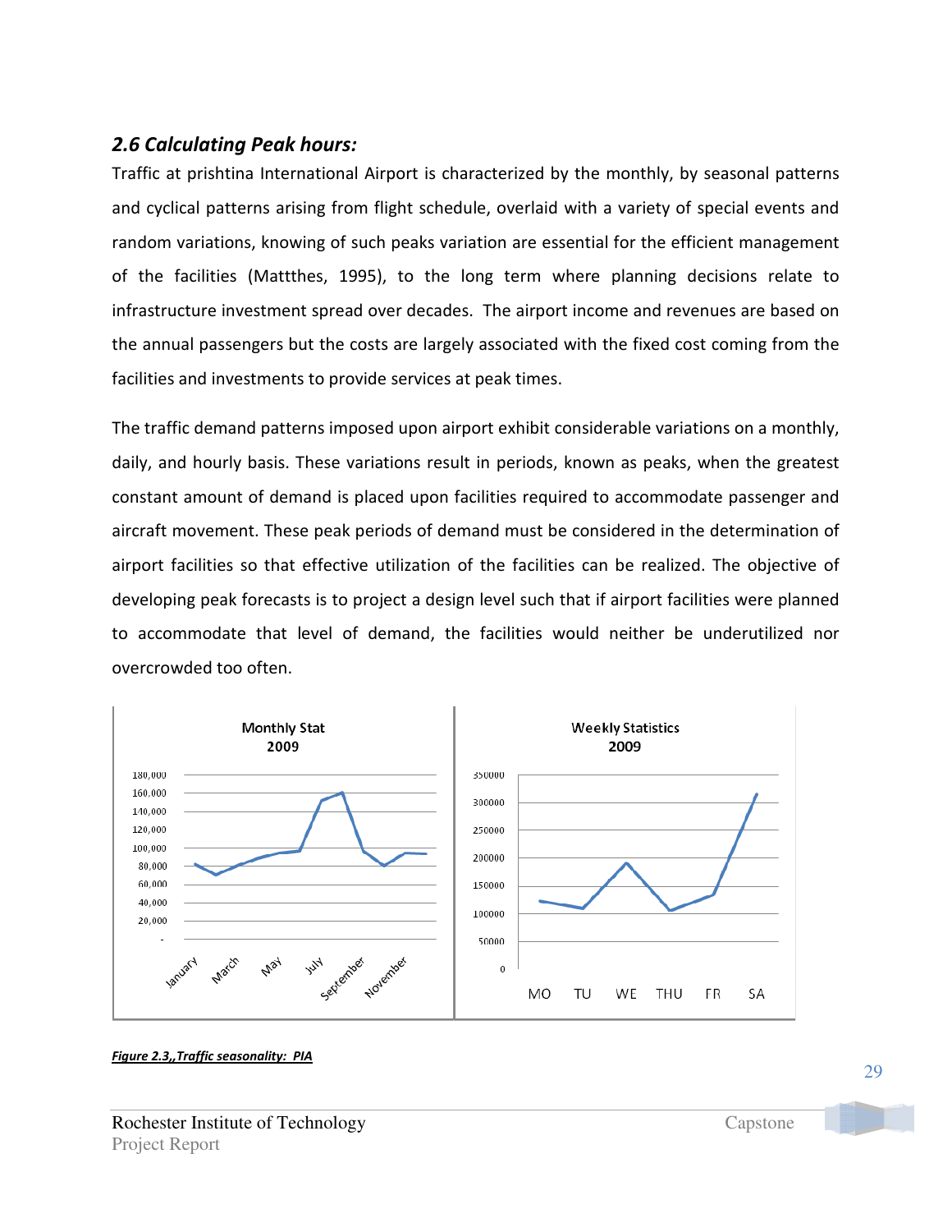### *2.6 Calculating Peak hours:*

Traffic at prishtina International Airport is characterized by the monthly, by seasonal patterns and cyclical patterns arising from flight schedule, overlaid with a variety of special events and random variations, knowing of such peaks variation are essential for the efficient management of the facilities (Mattthes, 1995), to the long term where planning decisions relate to infrastructure investment spread over decades. The airport income and revenues are based on the annual passengers but the costs are largely associated with the fixed cost coming from the facilities and investments to provide services at peak times.

The traffic demand patterns imposed upon airport exhibit considerable variations on a monthly, daily, and hourly basis. These variations result in periods, known as peaks, when the greatest constant amount of demand is placed upon facilities required to accommodate passenger and aircraft movement. These peak periods of demand must be considered in the determination of airport facilities so that effective utilization of the facilities can be realized. The objective of developing peak forecasts is to project a design level such that if airport facilities were planned to accommodate that level of demand, the facilities would neither be underutilized nor overcrowded too often.

***Figure 2.3,,Traffic seasonality: PIA***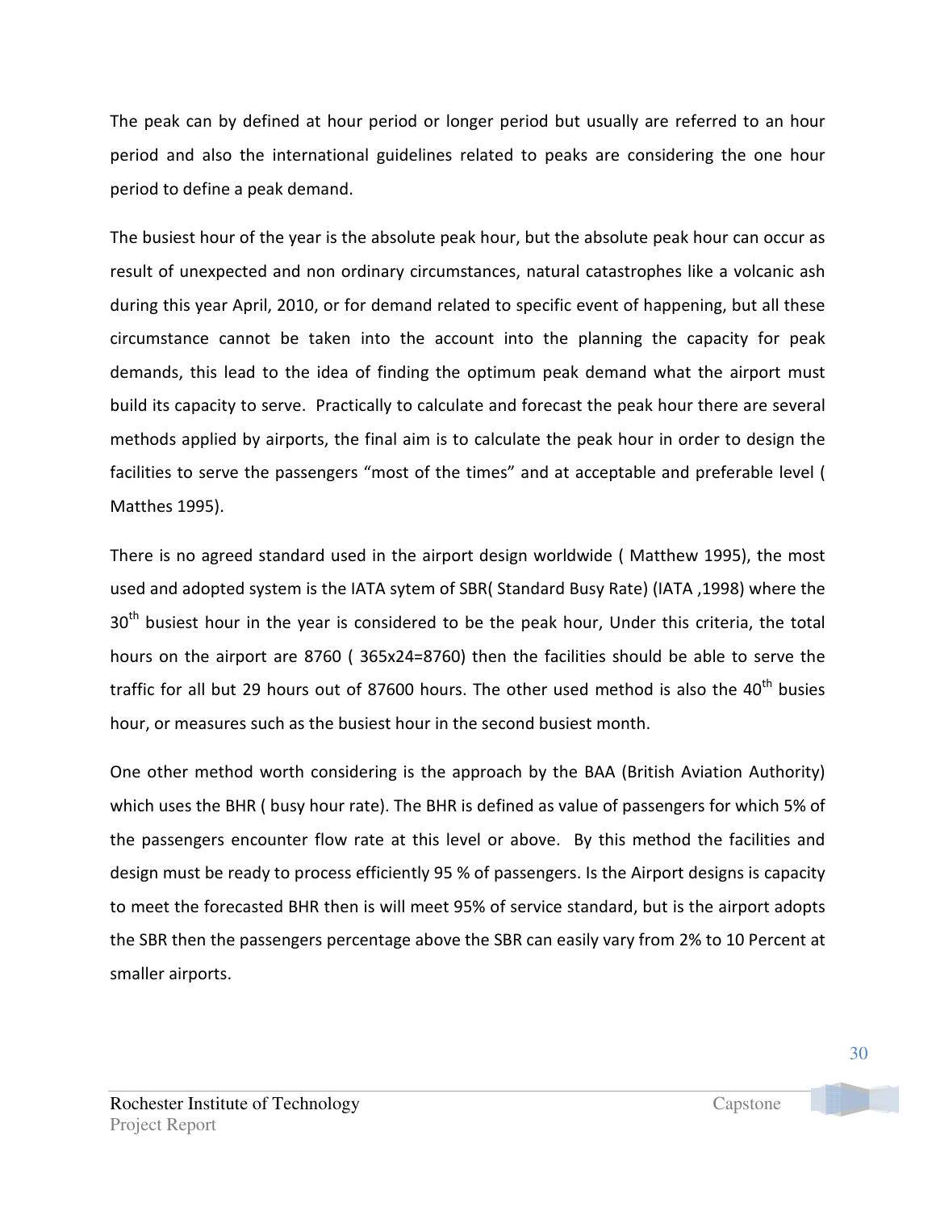The peak can by defined at hour period or longer period but usually are referred to an hour period and also the international guidelines related to peaks are considering the one hour period to define a peak demand.

The busiest hour of the year is the absolute peak hour, but the absolute peak hour can occur as result of unexpected and non ordinary circumstances, natural catastrophes like a volcanic ash during this year April, 2010, or for demand related to specific event of happening, but all these circumstance cannot be taken into the account into the planning the capacity for peak demands, this lead to the idea of finding the optimum peak demand what the airport must build its capacity to serve. Practically to calculate and forecast the peak hour there are several methods applied by airports, the final aim is to calculate the peak hour in order to design the facilities to serve the passengers “most of the times” and at acceptable and preferable level ( Matthes 1995).

There is no agreed standard used in the airport design worldwide ( Matthew 1995), the most used and adopted system is the IATA sytem of SBR( Standard Busy Rate) (IATA ,1998) where the 30th busiest hour in the year is considered to be the peak hour, Under this criteria, the total hours on the airport are 8760 ( 365x24=8760) then the facilities should be able to serve the traffic for all but 29 hours out of 87600 hours. The other used method is also the 40th busies hour, or measures such as the busiest hour in the second busiest month.

One other method worth considering is the approach by the BAA (British Aviation Authority) which uses the BHR ( busy hour rate). The BHR is defined as value of passengers for which 5% of the passengers encounter flow rate at this level or above. By this method the facilities and design must be ready to process efficiently 95 % of passengers. Is the Airport designs is capacity to meet the forecasted BHR then is will meet 95% of service standard, but is the airport adopts the SBR then the passengers percentage above the SBR can easily vary from 2% to 10 Percent at smaller airports.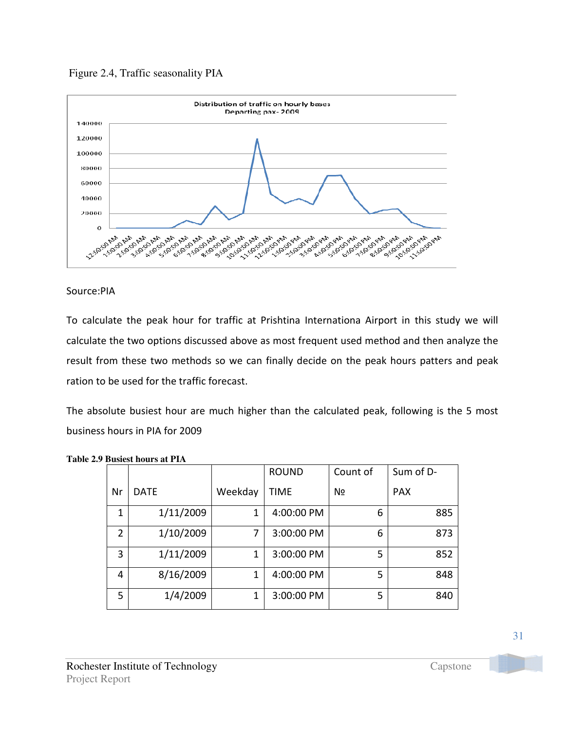Figure 2.4, Traffic seasonality PIA

Source:PIA

To calculate the peak hour for traffic at Prishtina Internationa Airport in this study we will calculate the two options discussed above as most frequent used method and then analyze the result from these two methods so we can finally decide on the peak hours patters and peak ration to be used for the traffic forecast.

The absolute busiest hour are much higher than the calculated peak, following is the 5 most business hours in PIA for 2009

**Table 2.9 Busiest hours at PIA**

| Nr | DATE | Weekday | ROUND TIME | Count of № | Sum of D-PAX |
|---|---|---|---|---|---|
| 1 | 1/11/2009 | 1 | 4:00:00 PM | 6 | 885 |
| 2 | 1/10/2009 | 7 | 3:00:00 PM | 6 | 873 |
| 3 | 1/11/2009 | 1 | 3:00:00 PM | 5 | 852 |
| 4 | 8/16/2009 | 1 | 4:00:00 PM | 5 | 848 |
| 5 | 1/4/2009 | 1 | 3:00:00 PM | 5 | 840 |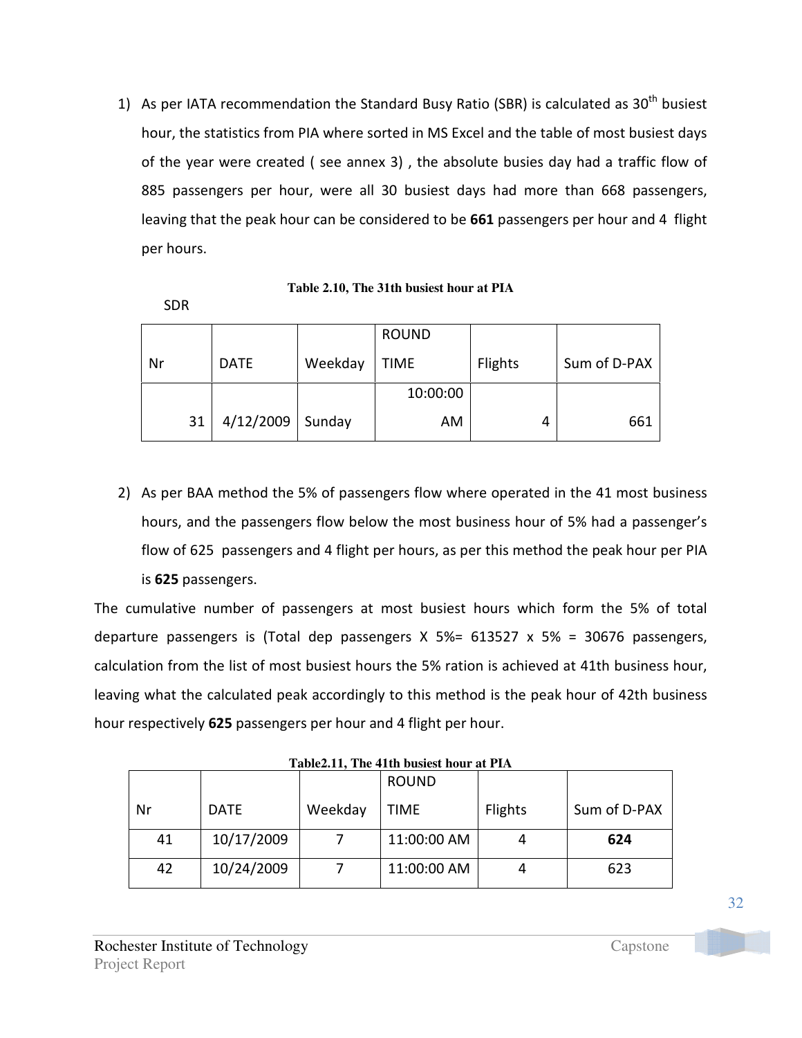1) As per IATA recommendation the Standard Busy Ratio (SBR) is calculated as 30th busiest hour, the statistics from PIA where sorted in MS Excel and the table of most busiest days of the year were created ( see annex 3) , the absolute busies day had a traffic flow of 885 passengers per hour, were all 30 busiest days had more than 668 passengers, leaving that the peak hour can be considered to be **661** passengers per hour and 4 flight per hours.

**Table 2.10, The 31th busiest hour at PIA**

SDR

| Nr | DATE | Weekday | ROUND TIME | Flights | Sum of D-PAX |
|---|---|---|---|---|---|
| 31 | 4/12/2009 | Sunday | 10:00:00 AM | 4 | 661 |

2) As per BAA method the 5% of passengers flow where operated in the 41 most business hours, and the passengers flow below the most business hour of 5% had a passenger's flow of 625 passengers and 4 flight per hours, as per this method the peak hour per PIA is **625** passengers.

The cumulative number of passengers at most busiest hours which form the 5% of total departure passengers is (Total dep passengers X 5%= 613527 x 5% = 30676 passengers, calculation from the list of most busiest hours the 5% ration is achieved at 41th business hour, leaving what the calculated peak accordingly to this method is the peak hour of 42th business hour respectively **625** passengers per hour and 4 flight per hour.

**Table2.11, The 41th busiest hour at PIA**

| Nr | DATE | Weekday | ROUND TIME | Flights | Sum of D-PAX |
|---|---|---|---|---|---|
| 41 | 10/17/2009 | 7 | 11:00:00 AM | 4 | **624** |
| 42 | 10/24/2009 | 7 | 11:00:00 AM | 4 | 623 |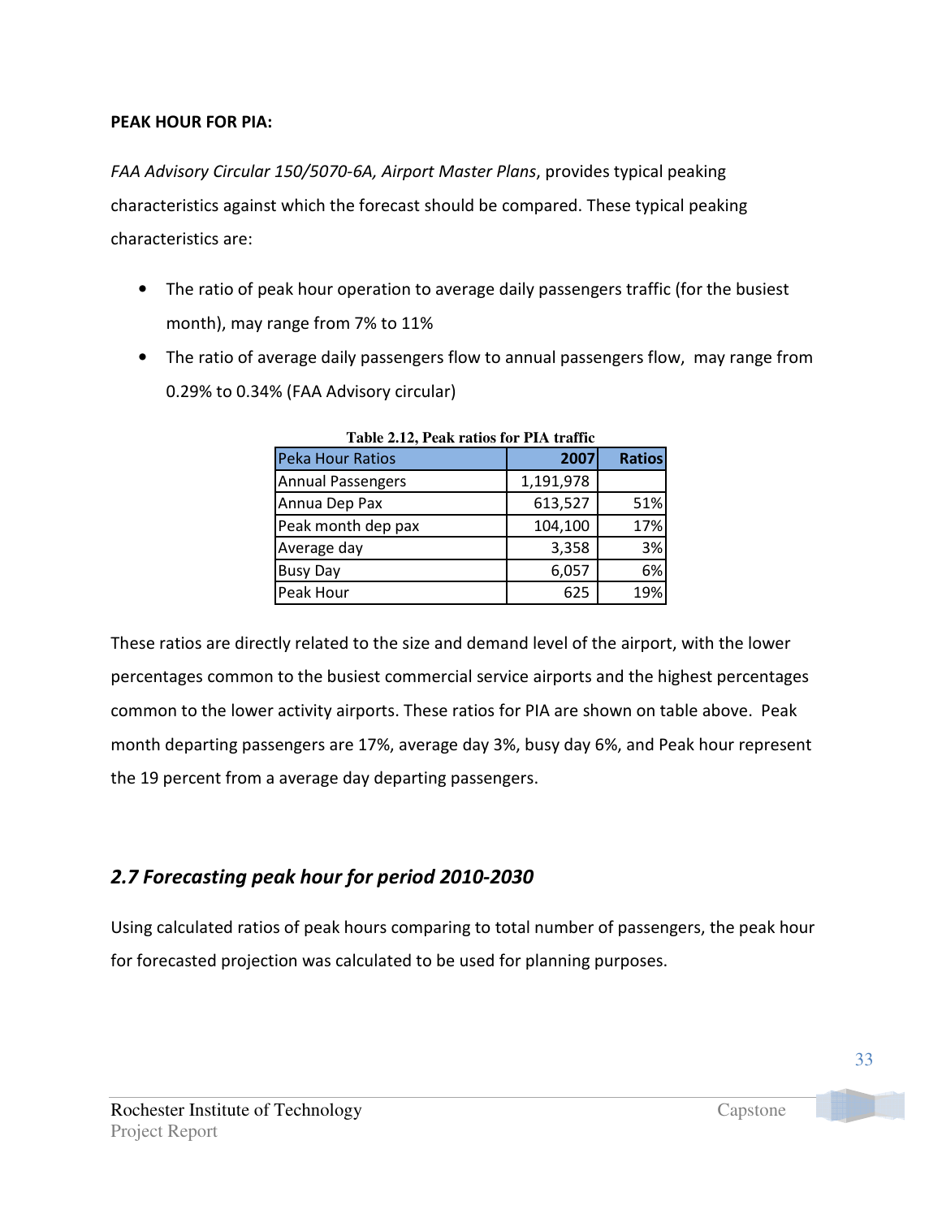**PEAK HOUR FOR PIA:**

*FAA Advisory Circular 150/5070-6A, Airport Master Plans*, provides typical peaking characteristics against which the forecast should be compared. These typical peaking characteristics are:

- The ratio of peak hour operation to average daily passengers traffic (for the busiest month), may range from 7% to 11%
- The ratio of average daily passengers flow to annual passengers flow, may range from 0.29% to 0.34% (FAA Advisory circular)

**Table 2.12, Peak ratios for PIA traffic**

| Peka Hour Ratios | 2007 | Ratios |
|---|---|---|
| Annual Passengers | 1,191,978 | |
| Annua Dep Pax | 613,527 | 51% |
| Peak month dep pax | 104,100 | 17% |
| Average day | 3,358 | 3% |
| Busy Day | 6,057 | 6% |
| Peak Hour | 625 | 19% |

These ratios are directly related to the size and demand level of the airport, with the lower percentages common to the busiest commercial service airports and the highest percentages common to the lower activity airports. These ratios for PIA are shown on table above. Peak month departing passengers are 17%, average day 3%, busy day 6%, and Peak hour represent the 19 percent from a average day departing passengers.

## *2.7 Forecasting peak hour for period 2010-2030*

Using calculated ratios of peak hours comparing to total number of passengers, the peak hour for forecasted projection was calculated to be used for planning purposes.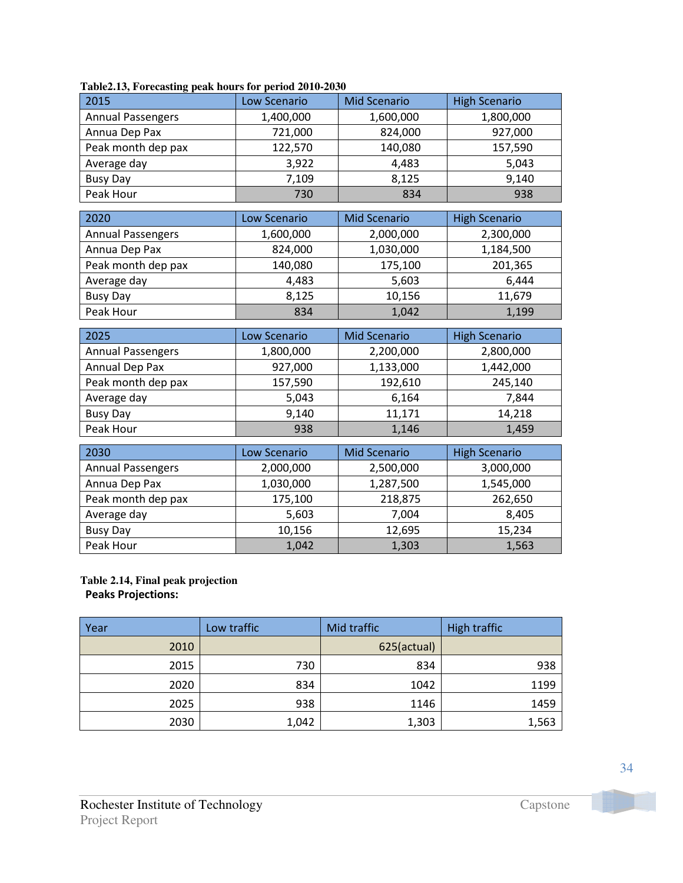Table2.13, Forecasting peak hours for period 2010-2030

| 2015 | Low Scenario | Mid Scenario | High Scenario |
|---|---|---|---|
| Annual Passengers | 1,400,000 | 1,600,000 | 1,800,000 |
| Annua Dep Pax | 721,000 | 824,000 | 927,000 |
| Peak month dep pax | 122,570 | 140,080 | 157,590 |
| Average day | 3,922 | 4,483 | 5,043 |
| Busy Day | 7,109 | 8,125 | 9,140 |
| Peak Hour | 730 | 834 | 938 |

| 2020 | Low Scenario | Mid Scenario | High Scenario |
|---|---|---|---|
| Annual Passengers | 1,600,000 | 2,000,000 | 2,300,000 |
| Annua Dep Pax | 824,000 | 1,030,000 | 1,184,500 |
| Peak month dep pax | 140,080 | 175,100 | 201,365 |
| Average day | 4,483 | 5,603 | 6,444 |
| Busy Day | 8,125 | 10,156 | 11,679 |
| Peak Hour | 834 | 1,042 | 1,199 |

| 2025 | Low Scenario | Mid Scenario | High Scenario |
|---|---|---|---|
| Annual Passengers | 1,800,000 | 2,200,000 | 2,800,000 |
| Annual Dep Pax | 927,000 | 1,133,000 | 1,442,000 |
| Peak month dep pax | 157,590 | 192,610 | 245,140 |
| Average day | 5,043 | 6,164 | 7,844 |
| Busy Day | 9,140 | 11,171 | 14,218 |
| Peak Hour | 938 | 1,146 | 1,459 |

| 2030 | Low Scenario | Mid Scenario | High Scenario |
|---|---|---|---|
| Annual Passengers | 2,000,000 | 2,500,000 | 3,000,000 |
| Annua Dep Pax | 1,030,000 | 1,287,500 | 1,545,000 |
| Peak month dep pax | 175,100 | 218,875 | 262,650 |
| Average day | 5,603 | 7,004 | 8,405 |
| Busy Day | 10,156 | 12,695 | 15,234 |
| Peak Hour | 1,042 | 1,303 | 1,563 |

Table 2.14, Final peak projection

**Peaks Projections:**

| Year | Low traffic | Mid traffic | High traffic |
|---|---|---|---|
| 2010 | | 625(actual) | |
| 2015 | 730 | 834 | 938 |
| 2020 | 834 | 1042 | 1199 |
| 2025 | 938 | 1146 | 1459 |
| 2030 | 1,042 | 1,303 | 1,563 |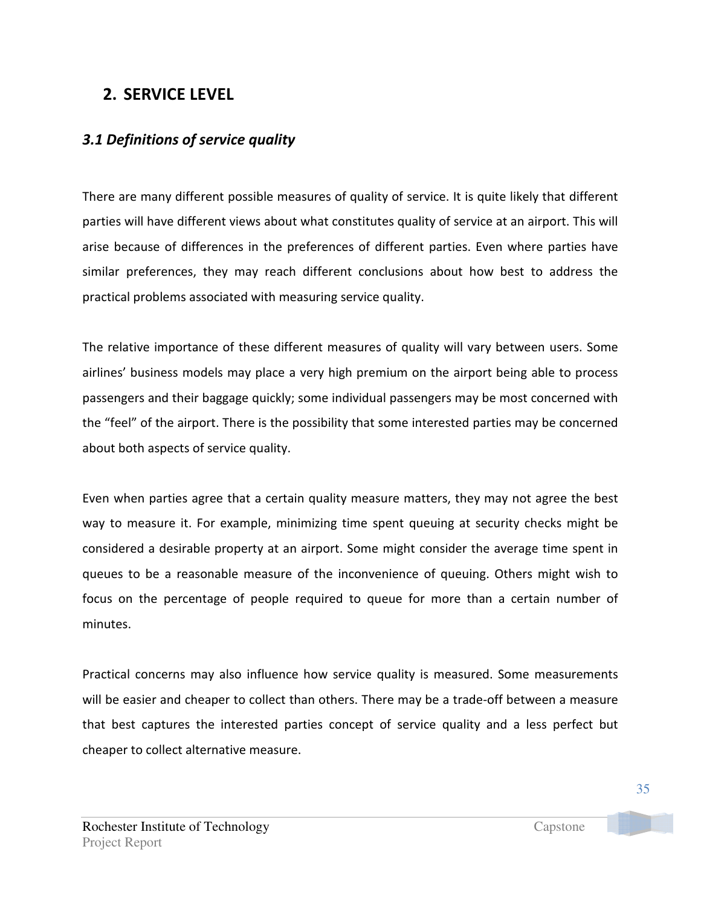## 2. SERVICE LEVEL

### *3.1 Definitions of service quality*

There are many different possible measures of quality of service. It is quite likely that different parties will have different views about what constitutes quality of service at an airport. This will arise because of differences in the preferences of different parties. Even where parties have similar preferences, they may reach different conclusions about how best to address the practical problems associated with measuring service quality.

The relative importance of these different measures of quality will vary between users. Some airlines' business models may place a very high premium on the airport being able to process passengers and their baggage quickly; some individual passengers may be most concerned with the "feel" of the airport. There is the possibility that some interested parties may be concerned about both aspects of service quality.

Even when parties agree that a certain quality measure matters, they may not agree the best way to measure it. For example, minimizing time spent queuing at security checks might be considered a desirable property at an airport. Some might consider the average time spent in queues to be a reasonable measure of the inconvenience of queuing. Others might wish to focus on the percentage of people required to queue for more than a certain number of minutes.

Practical concerns may also influence how service quality is measured. Some measurements will be easier and cheaper to collect than others. There may be a trade-off between a measure that best captures the interested parties concept of service quality and a less perfect but cheaper to collect alternative measure.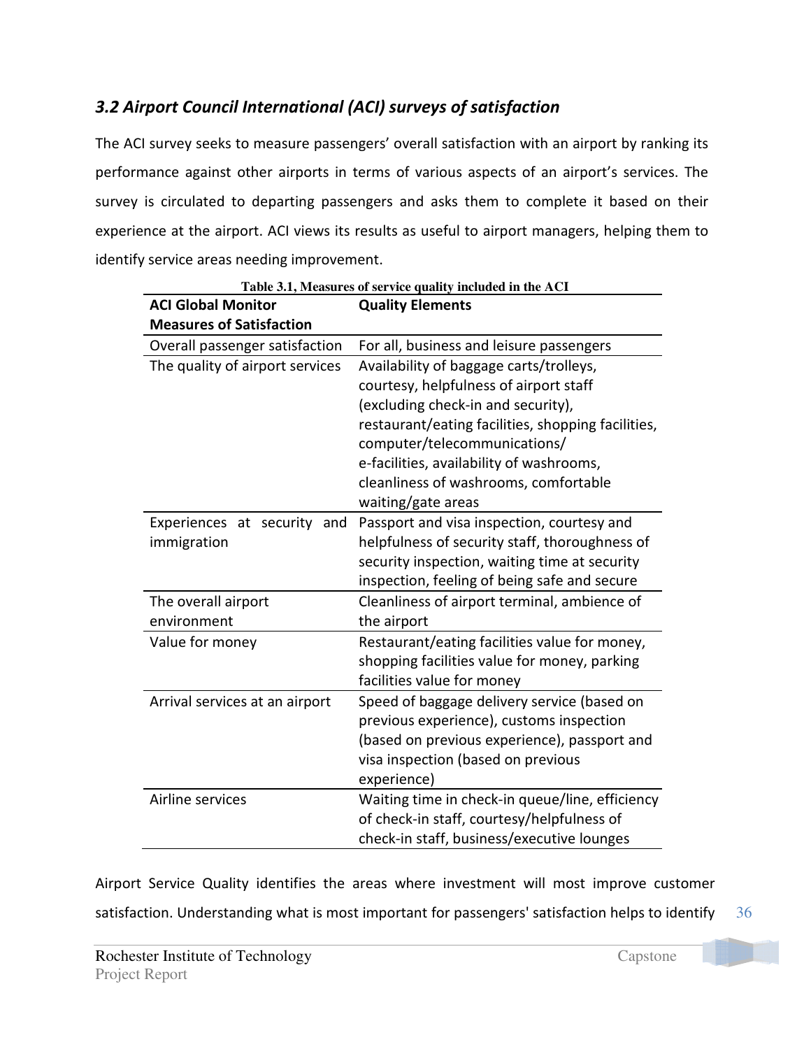### *3.2 Airport Council International (ACI) surveys of satisfaction*

The ACI survey seeks to measure passengers' overall satisfaction with an airport by ranking its performance against other airports in terms of various aspects of an airport's services. The survey is circulated to departing passengers and asks them to complete it based on their experience at the airport. ACI views its results as useful to airport managers, helping them to identify service areas needing improvement.

**Table 3.1, Measures of service quality included in the ACI**

| ACI Global Monitor Measures of Satisfaction | Quality Elements |
|---|---|
| Overall passenger satisfaction | For all, business and leisure passengers |
| The quality of airport services | Availability of baggage carts/trolleys, courtesy, helpfulness of airport staff (excluding check-in and security), restaurant/eating facilities, shopping facilities, computer/telecommunications/ e-facilities, availability of washrooms, cleanliness of washrooms, comfortable waiting/gate areas |
| Experiences at security and immigration | Passport and visa inspection, courtesy and helpfulness of security staff, thoroughness of security inspection, waiting time at security inspection, feeling of being safe and secure |
| The overall airport environment | Cleanliness of airport terminal, ambience of the airport |
| Value for money | Restaurant/eating facilities value for money, shopping facilities value for money, parking facilities value for money |
| Arrival services at an airport | Speed of baggage delivery service (based on previous experience), customs inspection (based on previous experience), passport and visa inspection (based on previous experience) |
| Airline services | Waiting time in check-in queue/line, efficiency of check-in staff, courtesy/helpfulness of check-in staff, business/executive lounges |

Airport Service Quality identifies the areas where investment will most improve customer satisfaction. Understanding what is most important for passengers' satisfaction helps to identify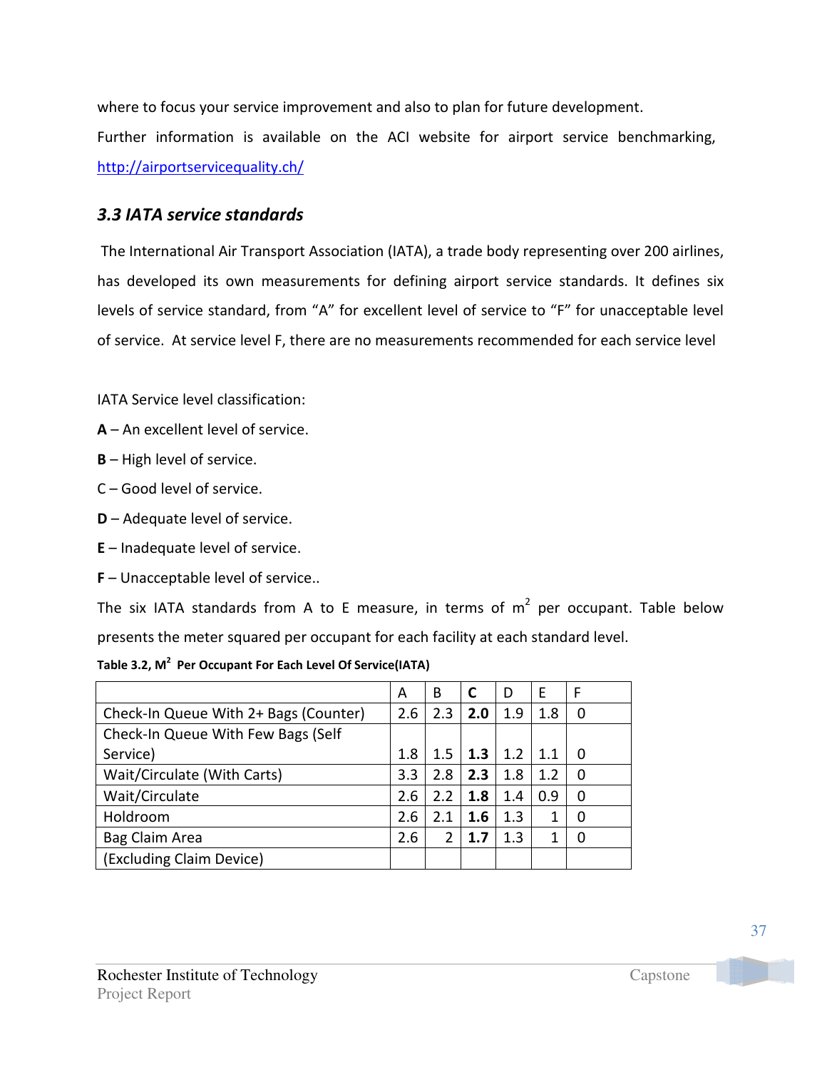where to focus your service improvement and also to plan for future development.

Further information is available on the ACI website for airport service benchmarking, http://airportservicequality.ch/

### *3.3 IATA service standards*

The International Air Transport Association (IATA), a trade body representing over 200 airlines, has developed its own measurements for defining airport service standards. It defines six levels of service standard, from "A" for excellent level of service to "F" for unacceptable level of service. At service level F, there are no measurements recommended for each service level

IATA Service level classification:

**A** – An excellent level of service.

**B** – High level of service.

C – Good level of service.

**D** – Adequate level of service.

**E** – Inadequate level of service.

**F** – Unacceptable level of service..

The six IATA standards from A to E measure, in terms of $m^2$ per occupant. Table below presents the meter squared per occupant for each facility at each standard level.

**Table 3.2, $M^2$ Per Occupant For Each Level Of Service(IATA)**

| | A | B | **C** | D | E | F |
|---|---|---|---|---|---|---|
| Check-In Queue With 2+ Bags (Counter) | 2.6 | 2.3 | **2.0** | 1.9 | 1.8 | 0 |
| Check-In Queue With Few Bags (Self Service) | 1.8 | 1.5 | **1.3** | 1.2 | 1.1 | 0 |
| Wait/Circulate (With Carts) | 3.3 | 2.8 | **2.3** | 1.8 | 1.2 | 0 |
| Wait/Circulate | 2.6 | 2.2 | **1.8** | 1.4 | 0.9 | 0 |
| Holdroom | 2.6 | 2.1 | **1.6** | 1.3 | 1 | 0 |
| Bag Claim Area | 2.6 | 2 | **1.7** | 1.3 | 1 | 0 |
| (Excluding Claim Device) | | | | | | |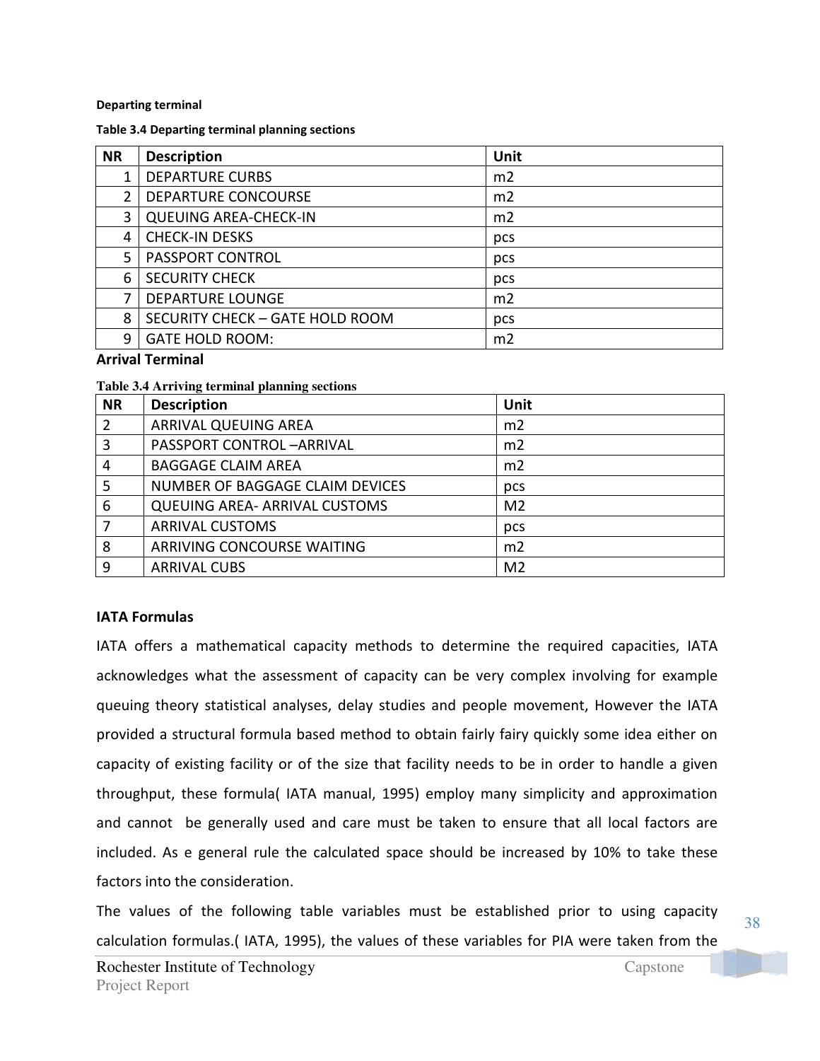**Departing terminal**

**Table 3.4 Departing terminal planning sections**

| NR | Description | Unit |
|---|---|---|
| 1 | DEPARTURE CURBS | m2 |
| 2 | DEPARTURE CONCOURSE | m2 |
| 3 | QUEUING AREA-CHECK-IN | m2 |
| 4 | CHECK-IN DESKS | pcs |
| 5 | PASSPORT CONTROL | pcs |
| 6 | SECURITY CHECK | pcs |
| 7 | DEPARTURE LOUNGE | m2 |
| 8 | SECURITY CHECK – GATE HOLD ROOM | pcs |
| 9 | GATE HOLD ROOM: | m2 |

**Arrival Terminal**

**Table 3.4 Arriving terminal planning sections**

| NR | Description | Unit |
|---|---|---|
| 2 | ARRIVAL QUEUING AREA | m2 |
| 3 | PASSPORT CONTROL –ARRIVAL | m2 |
| 4 | BAGGAGE CLAIM AREA | m2 |
| 5 | NUMBER OF BAGGAGE CLAIM DEVICES | pcs |
| 6 | QUEUING AREA- ARRIVAL CUSTOMS | M2 |
| 7 | ARRIVAL CUSTOMS | pcs |
| 8 | ARRIVING CONCOURSE WAITING | m2 |
| 9 | ARRIVAL CUBS | M2 |

**IATA Formulas**

IATA offers a mathematical capacity methods to determine the required capacities, IATA acknowledges what the assessment of capacity can be very complex involving for example queuing theory statistical analyses, delay studies and people movement, However the IATA provided a structural formula based method to obtain fairly fairy quickly some idea either on capacity of existing facility or of the size that facility needs to be in order to handle a given throughput, these formula( IATA manual, 1995) employ many simplicity and approximation and cannot be generally used and care must be taken to ensure that all local factors are included. As e general rule the calculated space should be increased by 10% to take these factors into the consideration.

The values of the following table variables must be established prior to using capacity calculation formulas.( IATA, 1995), the values of these variables for PIA were taken from the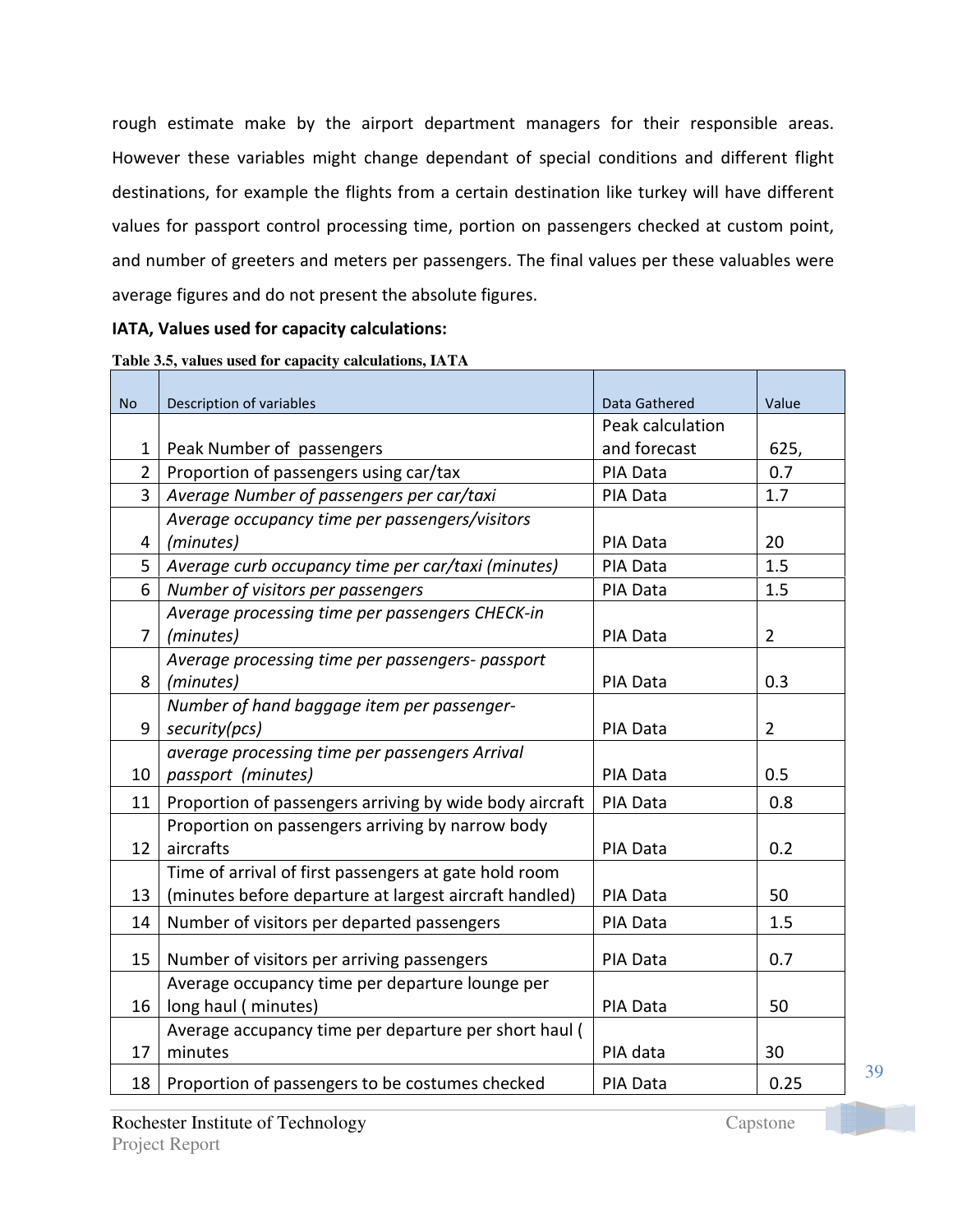rough estimate make by the airport department managers for their responsible areas. However these variables might change dependant of special conditions and different flight destinations, for example the flights from a certain destination like turkey will have different values for passport control processing time, portion on passengers checked at custom point, and number of greeters and meters per passengers. The final values per these valuables were average figures and do not present the absolute figures.

**IATA, Values used for capacity calculations:**

**Table 3.5, values used for capacity calculations, IATA**

| No | Description of variables | Data Gathered | Value |
|---|---|---|---|
| 1 | Peak Number of passengers | Peak calculation and forecast | 625, |
| 2 | Proportion of passengers using car/tax | PIA Data | 0.7 |
| 3 | *Average Number of passengers per car/taxi* | PIA Data | 1.7 |
| 4 | *Average occupancy time per passengers/visitors (minutes)* | PIA Data | 20 |
| 5 | *Average curb occupancy time per car/taxi (minutes)* | PIA Data | 1.5 |
| 6 | *Number of visitors per passengers* | PIA Data | 1.5 |
| 7 | *Average processing time per passengers CHECK-in (minutes)* | PIA Data | 2 |
| 8 | *Average processing time per passengers- passport (minutes)* | PIA Data | 0.3 |
| 9 | *Number of hand baggage item per passenger-security(pcs)* | PIA Data | 2 |
| 10 | *average processing time per passengers Arrival passport (minutes)* | PIA Data | 0.5 |
| 11 | Proportion of passengers arriving by wide body aircraft | PIA Data | 0.8 |
| 12 | Proportion on passengers arriving by narrow body aircrafts | PIA Data | 0.2 |
| 13 | Time of arrival of first passengers at gate hold room (minutes before departure at largest aircraft handled) | PIA Data | 50 |
| 14 | Number of visitors per departed passengers | PIA Data | 1.5 |
| 15 | Number of visitors per arriving passengers | PIA Data | 0.7 |
| 16 | Average occupancy time per departure lounge per long haul ( minutes) | PIA Data | 50 |
| 17 | Average accupancy time per departure per short haul ( minutes | PIA data | 30 |
| 18 | Proportion of passengers to be costumes checked | PIA Data | 0.25 |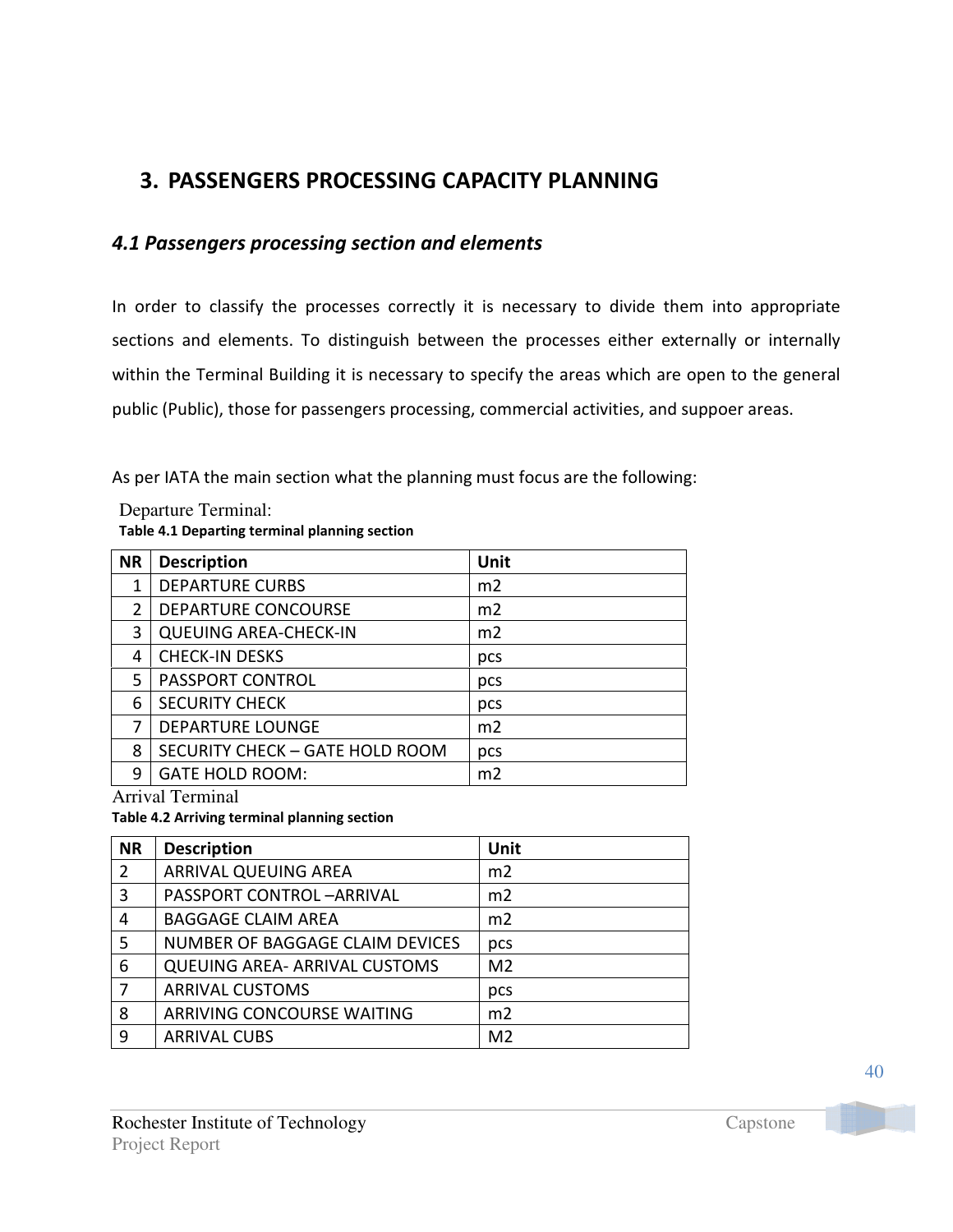# 3. PASSENGERS PROCESSING CAPACITY PLANNING

## *4.1 Passengers processing section and elements*

In order to classify the processes correctly it is necessary to divide them into appropriate sections and elements. To distinguish between the processes either externally or internally within the Terminal Building it is necessary to specify the areas which are open to the general public (Public), those for passengers processing, commercial activities, and suppoer areas.

As per IATA the main section what the planning must focus are the following:

Departure Terminal:

**Table 4.1 Departing terminal planning section**

| NR | Description | Unit |
|---|---|---|
| 1 | DEPARTURE CURBS | m2 |
| 2 | DEPARTURE CONCOURSE | m2 |
| 3 | QUEUING AREA-CHECK-IN | m2 |
| 4 | CHECK-IN DESKS | pcs |
| 5 | PASSPORT CONTROL | pcs |
| 6 | SECURITY CHECK | pcs |
| 7 | DEPARTURE LOUNGE | m2 |
| 8 | SECURITY CHECK – GATE HOLD ROOM | pcs |
| 9 | GATE HOLD ROOM: | m2 |

Arrival Terminal

**Table 4.2 Arriving terminal planning section**

| NR | Description | Unit |
|---|---|---|
| 2 | ARRIVAL QUEUING AREA | m2 |
| 3 | PASSPORT CONTROL –ARRIVAL | m2 |
| 4 | BAGGAGE CLAIM AREA | m2 |
| 5 | NUMBER OF BAGGAGE CLAIM DEVICES | pcs |
| 6 | QUEUING AREA- ARRIVAL CUSTOMS | M2 |
| 7 | ARRIVAL CUSTOMS | pcs |
| 8 | ARRIVING CONCOURSE WAITING | m2 |
| 9 | ARRIVAL CUBS | M2 |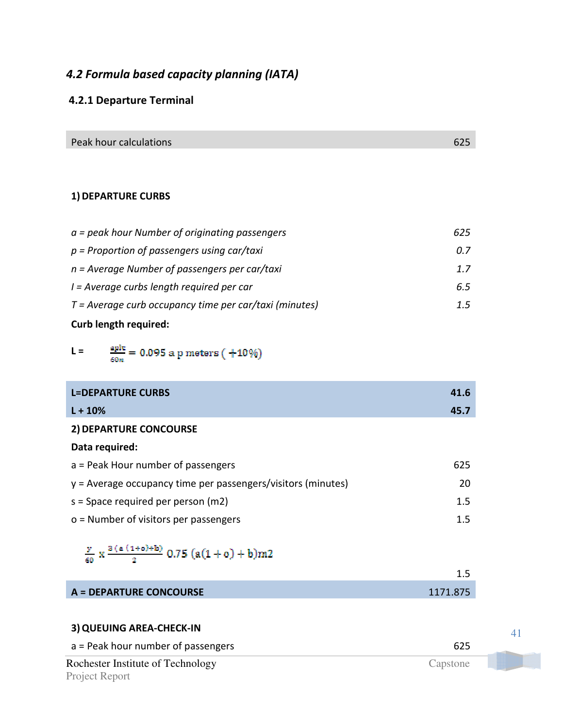### *4.2 Formula based capacity planning (IATA)*

#### 4.2.1 Departure Terminal

| Peak hour calculations | 625 |
|---|---|

**1) DEPARTURE CURBS**

| | |
|---|---|
| *a = peak hour Number of originating passengers* | *625* |
| *p = Proportion of passengers using car/taxi* | *0.7* |
| *n = Average Number of passengers per car/taxi* | *1.7* |
| *l = Average curbs length required per car* | *6.5* |
| *T = Average curb occupancy time per car/taxi (minutes)* | *1.5* |

**Curb length required:**

$$L = \frac{aplt}{60n} = 0.095 \text{ a p meters } (+10\%)$$

| | |
|---|---|
| **L=DEPARTURE CURBS** | **41.6** |
| **L + 10%** | **45.7** |

**2) DEPARTURE CONCOURSE**

**Data required:**

| | |
|---|---|
| a = Peak Hour number of passengers | 625 |
| y = Average occupancy time per passengers/visitors (minutes) | 20 |
| s = Space required per person (m2) | 1.5 |
| o = Number of visitors per passengers | 1.5 |

$$\frac{y}{60} \times \frac{3(a(1+o)+b)}{2} \; 0.75\,(a(1+o)+b)m2$$

1.5

| | |
|---|---|
| **A = DEPARTURE CONCOURSE** | 1171.875 |

**3) QUEUING AREA-CHECK-IN**

| | |
|---|---|
| a = Peak hour number of passengers | 625 |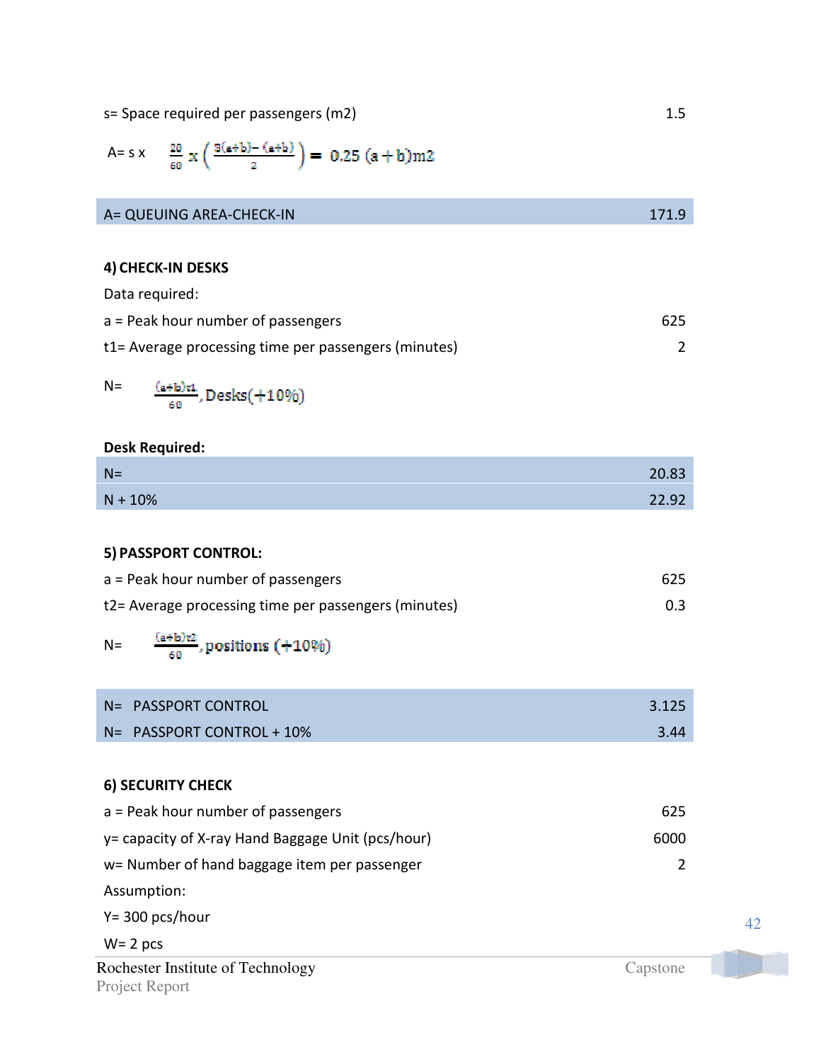s= Space required per passengers (m2) 1.5

$$A = s \times \frac{20}{60} \times \left( \frac{3(a+b) - (a+b)}{2} \right) = 0.25\,(a+b)\,m2$$

| A= QUEUING AREA-CHECK-IN | 171.9 |
|---|---|

**4) CHECK-IN DESKS**

Data required:

a = Peak hour number of passengers 625

t1= Average processing time per passengers (minutes) 2

$$N = \frac{(a+b)t1}{60}, \text{Desks}(+10\%)$$

**Desk Required:**

| N= | 20.83 |
|---|---|
| N + 10% | 22.92 |

**5) PASSPORT CONTROL:**

a = Peak hour number of passengers 625

t2= Average processing time per passengers (minutes) 0.3

$$N = \frac{(a+b)t2}{60}, \text{positions } (+10\%)$$

| N= PASSPORT CONTROL | 3.125 |
|---|---|
| N= PASSPORT CONTROL + 10% | 3.44 |

**6) SECURITY CHECK**

a = Peak hour number of passengers 625

y= capacity of X-ray Hand Baggage Unit (pcs/hour) 6000

w= Number of hand baggage item per passenger 2

Assumption:

Y= 300 pcs/hour

W= 2 pcs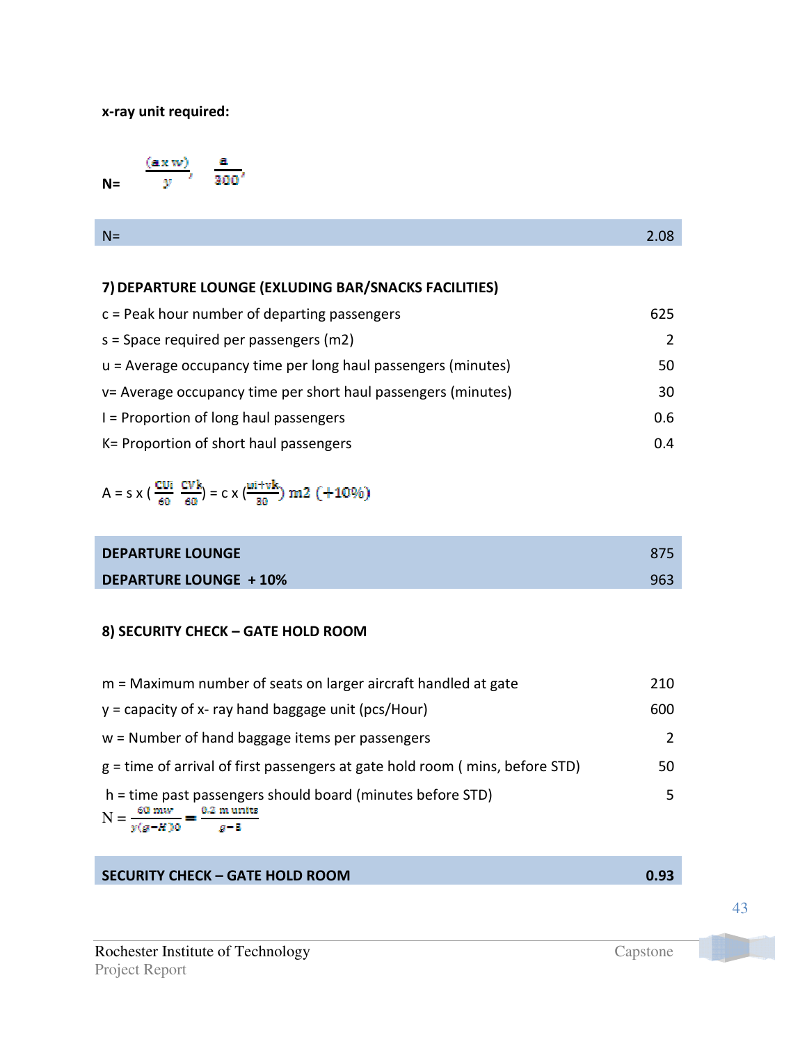**x-ray unit required:**

$$N = \frac{(a \times w)}{y}, \quad \frac{a}{300},$$

| N= | 2.08 |
|---|---|

**7) DEPARTURE LOUNGE (EXLUDING BAR/SNACKS FACILITIES)**

| | |
|---|---|
| c = Peak hour number of departing passengers | 625 |
| s = Space required per passengers (m2) | 2 |
| u = Average occupancy time per long haul passengers (minutes) | 50 |
| v= Average occupancy time per short haul passengers (minutes) | 30 |
| I = Proportion of long haul passengers | 0.6 |
| K= Proportion of short haul passengers | 0.4 |

$$A = s \times \left(\frac{cui}{60}\ \frac{cvk}{60}\right) = c \times \left(\frac{ui+vk}{30}\right) \text{ m2 } (+10\%)$$

| | |
|---|---|
| **DEPARTURE LOUNGE** | 875 |
| **DEPARTURE LOUNGE + 10%** | 963 |

**8) SECURITY CHECK – GATE HOLD ROOM**

| | |
|---|---|
| m = Maximum number of seats on larger aircraft handled at gate | 210 |
| y = capacity of x- ray hand baggage unit (pcs/Hour) | 600 |
| w = Number of hand baggage items per passengers | 2 |
| g = time of arrival of first passengers at gate hold room ( mins, before STD) | 50 |
| h = time past passengers should board (minutes before STD) | 5 |

$$N = \frac{60\ mw}{y(g-H)0} = \frac{0.2\ m\ \text{units}}{g-5}$$

| **SECURITY CHECK – GATE HOLD ROOM** | **0.93** |
|---|---|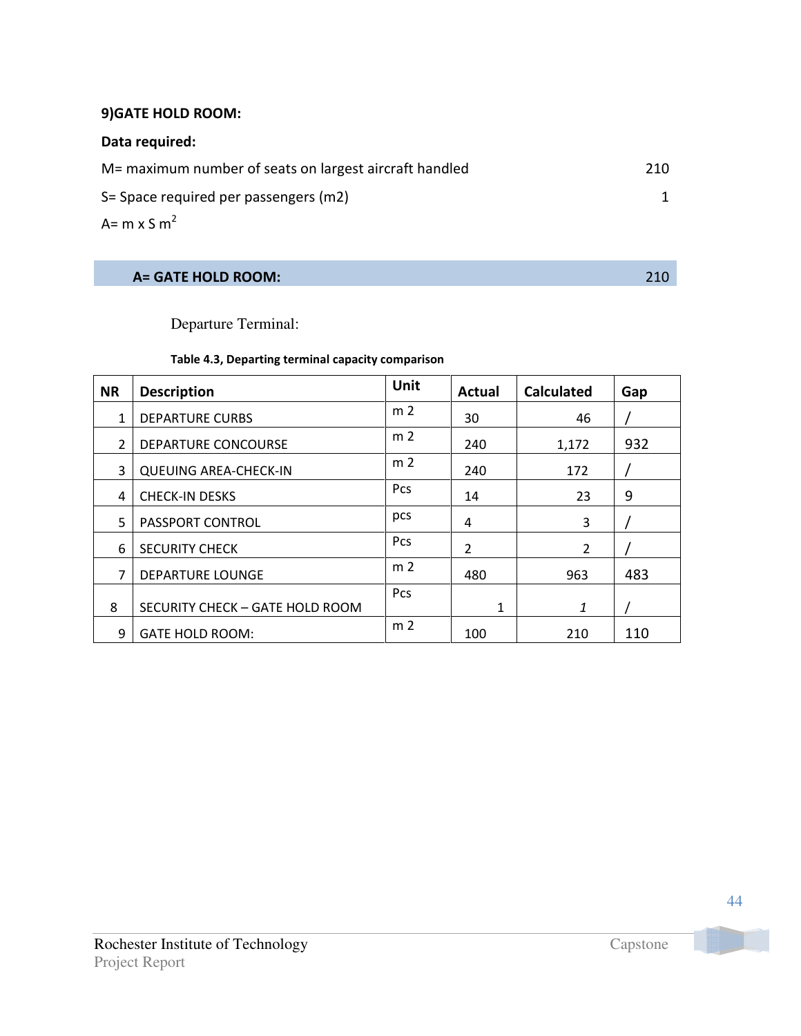**9)GATE HOLD ROOM:**

**Data required:**

M= maximum number of seats on largest aircraft handled 210

S= Space required per passengers (m2) 1

A= m x S $m^2$

**A= GATE HOLD ROOM:** 210

Departure Terminal:

**Table 4.3, Departing terminal capacity comparison**

| NR | Description | Unit | Actual | Calculated | Gap |
|---|---|---|---|---|---|
| 1 | DEPARTURE CURBS | m 2 | 30 | 46 | / |
| 2 | DEPARTURE CONCOURSE | m 2 | 240 | 1,172 | 932 |
| 3 | QUEUING AREA-CHECK-IN | m 2 | 240 | 172 | / |
| 4 | CHECK-IN DESKS | Pcs | 14 | 23 | 9 |
| 5 | PASSPORT CONTROL | pcs | 4 | 3 | / |
| 6 | SECURITY CHECK | Pcs | 2 | 2 | / |
| 7 | DEPARTURE LOUNGE | m 2 | 480 | 963 | 483 |
| 8 | SECURITY CHECK – GATE HOLD ROOM | Pcs | 1 | *1* | / |
| 9 | GATE HOLD ROOM: | m 2 | 100 | 210 | 110 |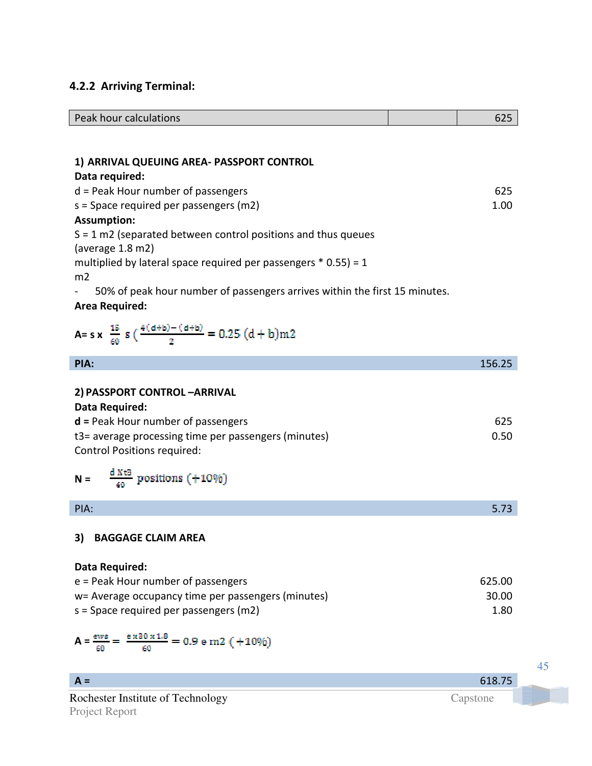### 4.2.2 Arriving Terminal:

| Peak hour calculations | | 625 |
|---|---|---|

**1) ARRIVAL QUEUING AREA- PASSPORT CONTROL**

**Data required:**

d = Peak Hour number of passengers 625

s = Space required per passengers (m2) 1.00

**Assumption:**

S = 1 m2 (separated between control positions and thus queues (average 1.8 m2) multiplied by lateral space required per passengers * 0.55) = 1 m2

- 50% of peak hour number of passengers arrives within the first 15 minutes.

**Area Required:**

$$A = s \times \frac{15}{60}\, s \left( \frac{4(d+b) - (d+b)}{2} \right) = 0.25\,(d+b)\text{m2}$$

| **PIA:** | 156.25 |
|---|---|

**2) PASSPORT CONTROL –ARRIVAL**

**Data Required:**

**d** = Peak Hour number of passengers 625

t3= average processing time per passengers (minutes) 0.50

Control Positions required:

$$N = \frac{d \times t3}{60} \text{ positions } (+10\%)$$

| PIA: | 5.73 |
|---|---|

**3) BAGGAGE CLAIM AREA**

**Data Required:**

e = Peak Hour number of passengers 625.00

w= Average occupancy time per passengers (minutes) 30.00

s = Space required per passengers (m2) 1.80

$$A = \frac{ews}{60} = \frac{e \times 30 \times 1.8}{60} = 0.9\, e \text{ m2 } (+10\%)$$

| **A =** | 618.75 |
|---|---|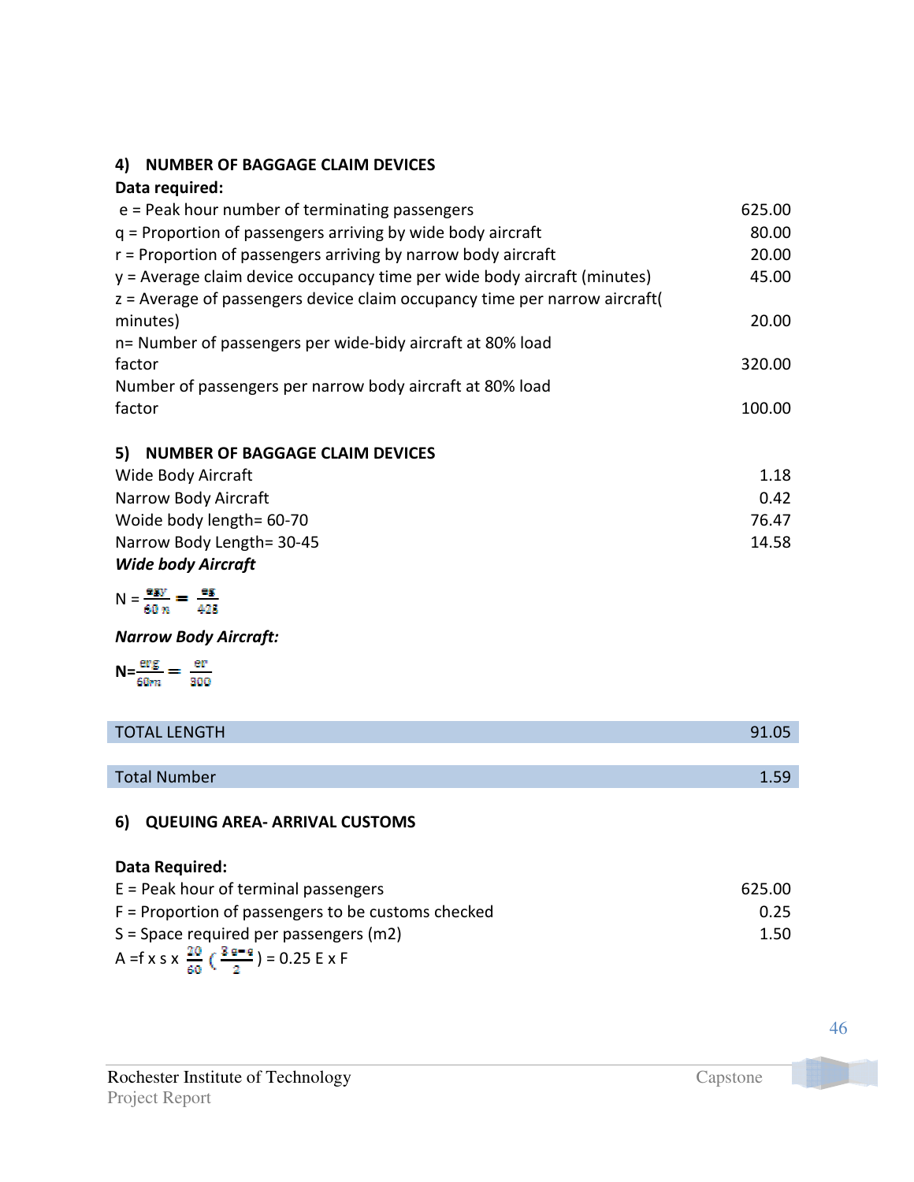### 4) NUMBER OF BAGGAGE CLAIM DEVICES

**Data required:**

| | |
|---|---|
| e = Peak hour number of terminating passengers | 625.00 |
| q = Proportion of passengers arriving by wide body aircraft | 80.00 |
| r = Proportion of passengers arriving by narrow body aircraft | 20.00 |
| y = Average claim device occupancy time per wide body aircraft (minutes) | 45.00 |
| z = Average of passengers device claim occupancy time per narrow aircraft( minutes) | 20.00 |
| n= Number of passengers per wide-bidy aircraft at 80% load factor | 320.00 |
| Number of passengers per narrow body aircraft at 80% load factor | 100.00 |

### 5) NUMBER OF BAGGAGE CLAIM DEVICES

| | |
|---|---|
| Wide Body Aircraft | 1.18 |
| Narrow Body Aircraft | 0.42 |
| Woide body length= 60-70 | 76.47 |
| Narrow Body Length= 30-45 | 14.58 |

***Wide body Aircraft***

$$N = \frac{eqy}{60\,n} = \frac{eq}{425}$$

***Narrow Body Aircraft:***

$$N = \frac{erg}{60m} = \frac{er}{300}$$

| | |
|---|---|
| TOTAL LENGTH | 91.05 |
| Total Number | 1.59 |

### 6) QUEUING AREA- ARRIVAL CUSTOMS

**Data Required:**

| | |
|---|---|
| E = Peak hour of terminal passengers | 625.00 |
| F = Proportion of passengers to be customs checked | 0.25 |
| S = Space required per passengers (m2) | 1.50 |

$$A = f \times s \times \frac{20}{60}\left(\frac{3\,e-e}{2}\right) = 0.25\ E \times F$$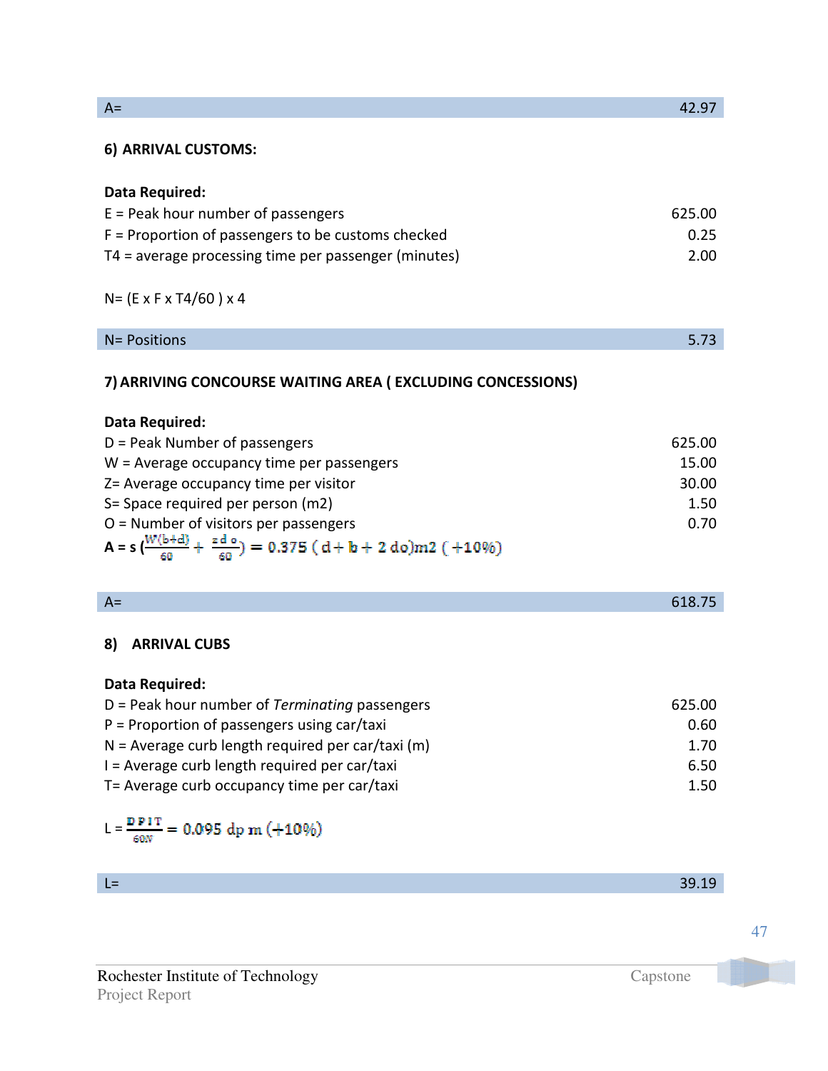| A= | 42.97 |
|---|---|

**6) ARRIVAL CUSTOMS:**

**Data Required:**

| | |
|---|---|
| E = Peak hour number of passengers | 625.00 |
| F = Proportion of passengers to be customs checked | 0.25 |
| T4 = average processing time per passenger (minutes) | 2.00 |

N= (E x F x T4/60 ) x 4

| N= Positions | 5.73 |
|---|---|

**7) ARRIVING CONCOURSE WAITING AREA ( EXCLUDING CONCESSIONS)**

**Data Required:**

| | |
|---|---|
| D = Peak Number of passengers | 625.00 |
| W = Average occupancy time per passengers | 15.00 |
| Z= Average occupancy time per visitor | 30.00 |
| S= Space required per person (m2) | 1.50 |
| O = Number of visitors per passengers | 0.70 |

**A = s** $\left(\frac{W(b+d)}{60} + \frac{z\,d\,o}{60}\right) = 0.375\ (d + b + 2\ do)m2\ (+10\%)$

| A= | 618.75 |
|---|---|

**8) ARRIVAL CUBS**

**Data Required:**

| | |
|---|---|
| D = Peak hour number of *Terminating* passengers | 625.00 |
| P = Proportion of passengers using car/taxi | 0.60 |
| N = Average curb length required per car/taxi (m) | 1.70 |
| I = Average curb length required per car/taxi | 6.50 |
| T= Average curb occupancy time per car/taxi | 1.50 |

L = $\frac{D\,P\,I\,T}{60N} = 0.095\ dp\ m\ (+10\%)$

| L= | 39.19 |
|---|---|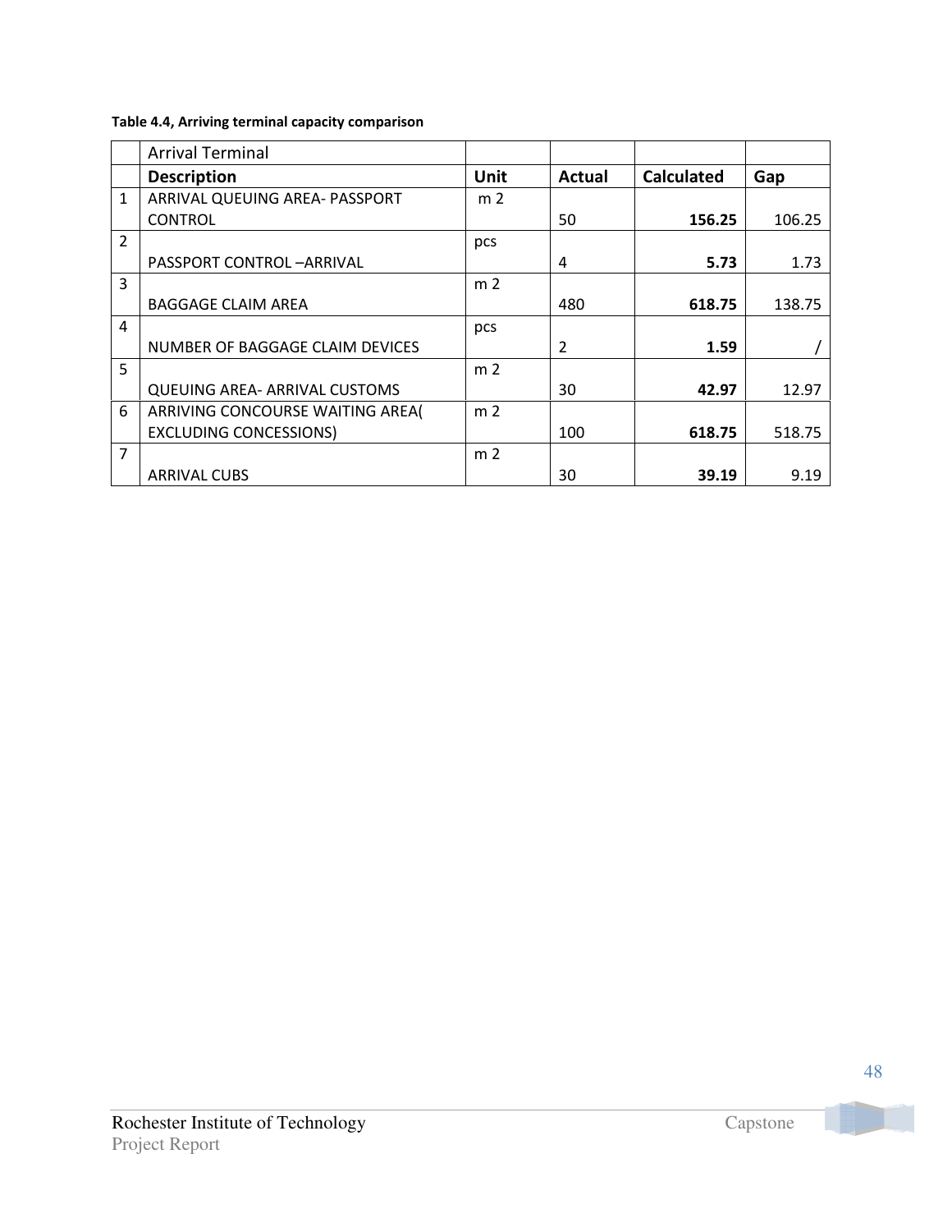**Table 4.4, Arriving terminal capacity comparison**

| | Arrival Terminal | | | | |
|---|---|---|---|---|---|
| | **Description** | **Unit** | **Actual** | **Calculated** | **Gap** |
| 1 | ARRIVAL QUEUING AREA- PASSPORT CONTROL | m 2 | 50 | **156.25** | 106.25 |
| 2 | PASSPORT CONTROL –ARRIVAL | pcs | 4 | **5.73** | 1.73 |
| 3 | BAGGAGE CLAIM AREA | m 2 | 480 | **618.75** | 138.75 |
| 4 | NUMBER OF BAGGAGE CLAIM DEVICES | pcs | 2 | **1.59** | / |
| 5 | QUEUING AREA- ARRIVAL CUSTOMS | m 2 | 30 | **42.97** | 12.97 |
| 6 | ARRIVING CONCOURSE WAITING AREA( EXCLUDING CONCESSIONS) | m 2 | 100 | **618.75** | 518.75 |
| 7 | ARRIVAL CUBS | m 2 | 30 | **39.19** | 9.19 |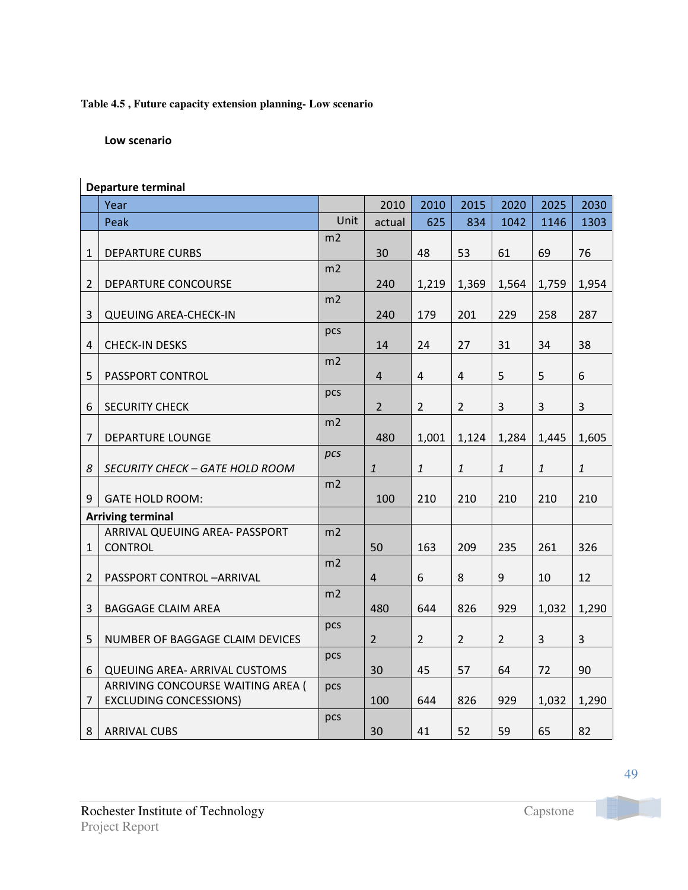**Table 4.5 , Future capacity extension planning- Low scenario**

**Low scenario**

| | **Departure terminal** | | | | | | | |
|---|---|---|---|---|---|---|---|---|
| | Year | | 2010 | 2010 | 2015 | 2020 | 2025 | 2030 |
| | Peak | Unit | actual | 625 | 834 | 1042 | 1146 | 1303 |
| 1 | DEPARTURE CURBS | m2 | 30 | 48 | 53 | 61 | 69 | 76 |
| 2 | DEPARTURE CONCOURSE | m2 | 240 | 1,219 | 1,369 | 1,564 | 1,759 | 1,954 |
| 3 | QUEUING AREA-CHECK-IN | m2 | 240 | 179 | 201 | 229 | 258 | 287 |
| 4 | CHECK-IN DESKS | pcs | 14 | 24 | 27 | 31 | 34 | 38 |
| 5 | PASSPORT CONTROL | m2 | 4 | 4 | 4 | 5 | 5 | 6 |
| 6 | SECURITY CHECK | pcs | 2 | 2 | 2 | 3 | 3 | 3 |
| 7 | DEPARTURE LOUNGE | m2 | 480 | 1,001 | 1,124 | 1,284 | 1,445 | 1,605 |
| *8* | *SECURITY CHECK – GATE HOLD ROOM* | *pcs* | *1* | *1* | *1* | *1* | *1* | *1* |
| 9 | GATE HOLD ROOM: | m2 | 100 | 210 | 210 | 210 | 210 | 210 |
| | **Arriving terminal** | | | | | | | |
| 1 | ARRIVAL QUEUING AREA- PASSPORT CONTROL | m2 | 50 | 163 | 209 | 235 | 261 | 326 |
| 2 | PASSPORT CONTROL –ARRIVAL | m2 | 4 | 6 | 8 | 9 | 10 | 12 |
| 3 | BAGGAGE CLAIM AREA | m2 | 480 | 644 | 826 | 929 | 1,032 | 1,290 |
| 5 | NUMBER OF BAGGAGE CLAIM DEVICES | pcs | 2 | 2 | 2 | 2 | 3 | 3 |
| 6 | QUEUING AREA- ARRIVAL CUSTOMS | pcs | 30 | 45 | 57 | 64 | 72 | 90 |
| 7 | ARRIVING CONCOURSE WAITING AREA ( EXCLUDING CONCESSIONS) | pcs | 100 | 644 | 826 | 929 | 1,032 | 1,290 |
| 8 | ARRIVAL CUBS | pcs | 30 | 41 | 52 | 59 | 65 | 82 |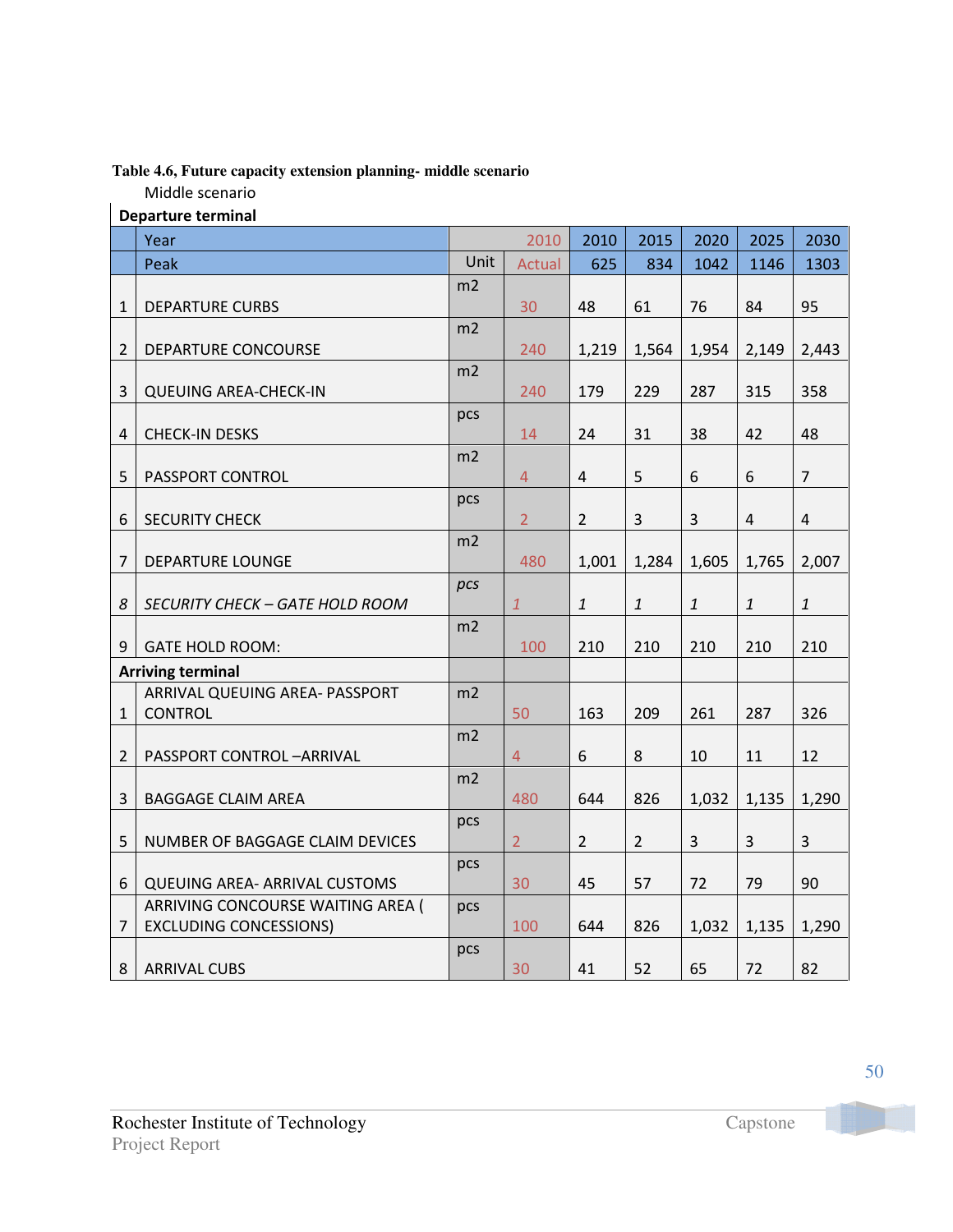**Table 4.6, Future capacity extension planning- middle scenario**

Middle scenario

| | Departure terminal | | | | | | | |
|---|---|---|---|---|---|---|---|---|
| | Year | | 2010 | 2010 | 2015 | 2020 | 2025 | 2030 |
| | Peak | Unit | Actual | 625 | 834 | 1042 | 1146 | 1303 |
| 1 | DEPARTURE CURBS | m2 | 30 | 48 | 61 | 76 | 84 | 95 |
| 2 | DEPARTURE CONCOURSE | m2 | 240 | 1,219 | 1,564 | 1,954 | 2,149 | 2,443 |
| 3 | QUEUING AREA-CHECK-IN | m2 | 240 | 179 | 229 | 287 | 315 | 358 |
| 4 | CHECK-IN DESKS | pcs | 14 | 24 | 31 | 38 | 42 | 48 |
| 5 | PASSPORT CONTROL | m2 | 4 | 4 | 5 | 6 | 6 | 7 |
| 6 | SECURITY CHECK | pcs | 2 | 2 | 3 | 3 | 4 | 4 |
| 7 | DEPARTURE LOUNGE | m2 | 480 | 1,001 | 1,284 | 1,605 | 1,765 | 2,007 |
| *8* | *SECURITY CHECK – GATE HOLD ROOM* | *pcs* | *1* | *1* | *1* | *1* | *1* | *1* |
| 9 | GATE HOLD ROOM: | m2 | 100 | 210 | 210 | 210 | 210 | 210 |
| | **Arriving terminal** | | | | | | | |
| 1 | ARRIVAL QUEUING AREA- PASSPORT CONTROL | m2 | 50 | 163 | 209 | 261 | 287 | 326 |
| 2 | PASSPORT CONTROL –ARRIVAL | m2 | 4 | 6 | 8 | 10 | 11 | 12 |
| 3 | BAGGAGE CLAIM AREA | m2 | 480 | 644 | 826 | 1,032 | 1,135 | 1,290 |
| 5 | NUMBER OF BAGGAGE CLAIM DEVICES | pcs | 2 | 2 | 2 | 3 | 3 | 3 |
| 6 | QUEUING AREA- ARRIVAL CUSTOMS | pcs | 30 | 45 | 57 | 72 | 79 | 90 |
| 7 | ARRIVING CONCOURSE WAITING AREA ( EXCLUDING CONCESSIONS) | pcs | 100 | 644 | 826 | 1,032 | 1,135 | 1,290 |
| 8 | ARRIVAL CUBS | pcs | 30 | 41 | 52 | 65 | 72 | 82 |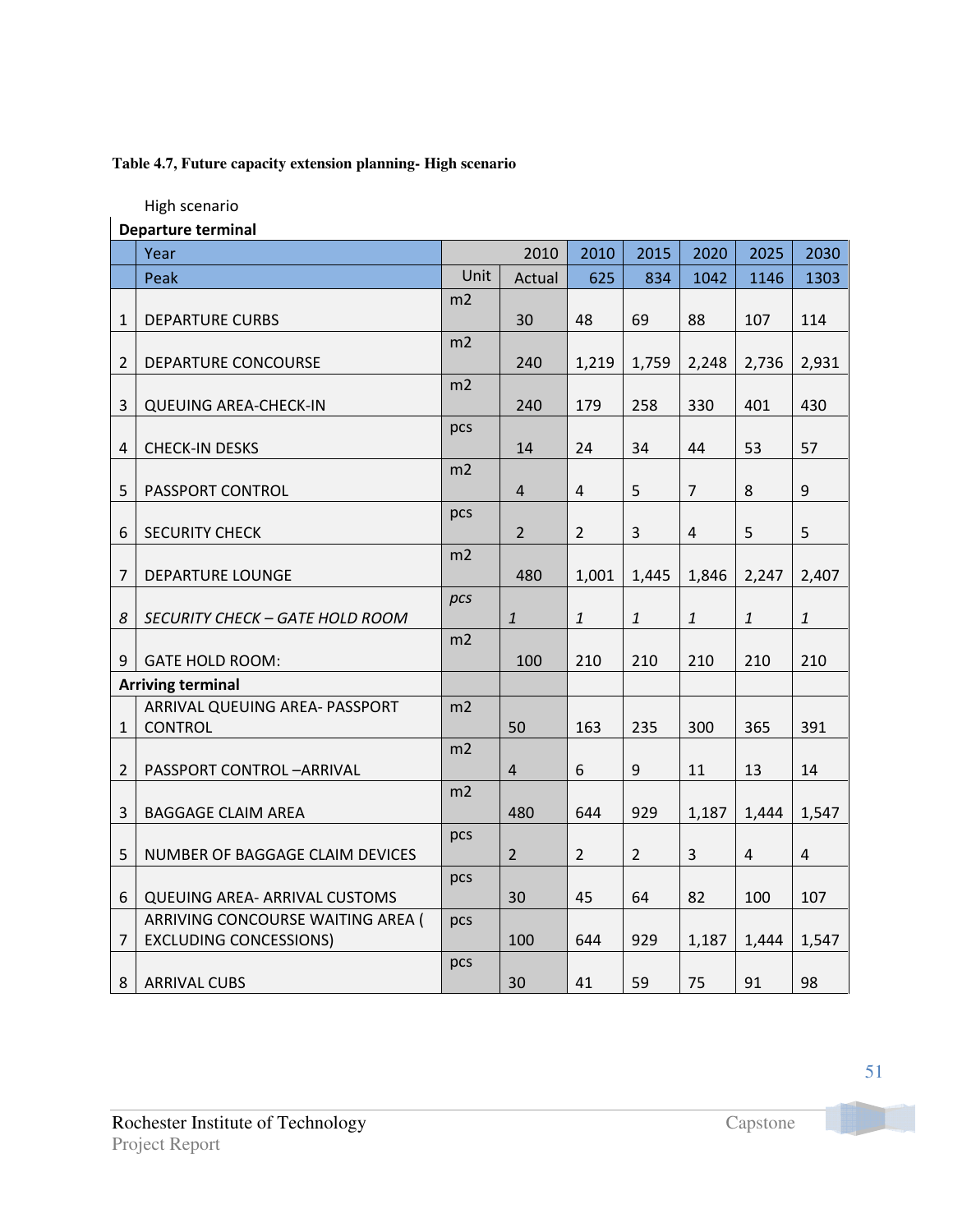**Table 4.7, Future capacity extension planning- High scenario**

High scenario

| **Departure terminal** | | | | | | | | |
|---|---|---|---|---|---|---|---|---|
| | Year | | 2010 | 2010 | 2015 | 2020 | 2025 | 2030 |
| | Peak | Unit | Actual | 625 | 834 | 1042 | 1146 | 1303 |
| 1 | DEPARTURE CURBS | m2 | 30 | 48 | 69 | 88 | 107 | 114 |
| 2 | DEPARTURE CONCOURSE | m2 | 240 | 1,219 | 1,759 | 2,248 | 2,736 | 2,931 |
| 3 | QUEUING AREA-CHECK-IN | m2 | 240 | 179 | 258 | 330 | 401 | 430 |
| 4 | CHECK-IN DESKS | pcs | 14 | 24 | 34 | 44 | 53 | 57 |
| 5 | PASSPORT CONTROL | m2 | 4 | 4 | 5 | 7 | 8 | 9 |
| 6 | SECURITY CHECK | pcs | 2 | 2 | 3 | 4 | 5 | 5 |
| 7 | DEPARTURE LOUNGE | m2 | 480 | 1,001 | 1,445 | 1,846 | 2,247 | 2,407 |
| *8* | *SECURITY CHECK – GATE HOLD ROOM* | *pcs* | *1* | *1* | *1* | *1* | *1* | *1* |
| 9 | GATE HOLD ROOM: | m2 | 100 | 210 | 210 | 210 | 210 | 210 |
| **Arriving terminal** | | | | | | | | |
| 1 | ARRIVAL QUEUING AREA- PASSPORT CONTROL | m2 | 50 | 163 | 235 | 300 | 365 | 391 |
| 2 | PASSPORT CONTROL –ARRIVAL | m2 | 4 | 6 | 9 | 11 | 13 | 14 |
| 3 | BAGGAGE CLAIM AREA | m2 | 480 | 644 | 929 | 1,187 | 1,444 | 1,547 |
| 5 | NUMBER OF BAGGAGE CLAIM DEVICES | pcs | 2 | 2 | 2 | 3 | 4 | 4 |
| 6 | QUEUING AREA- ARRIVAL CUSTOMS | pcs | 30 | 45 | 64 | 82 | 100 | 107 |
| 7 | ARRIVING CONCOURSE WAITING AREA ( EXCLUDING CONCESSIONS) | pcs | 100 | 644 | 929 | 1,187 | 1,444 | 1,547 |
| 8 | ARRIVAL CUBS | pcs | 30 | 41 | 59 | 75 | 91 | 98 |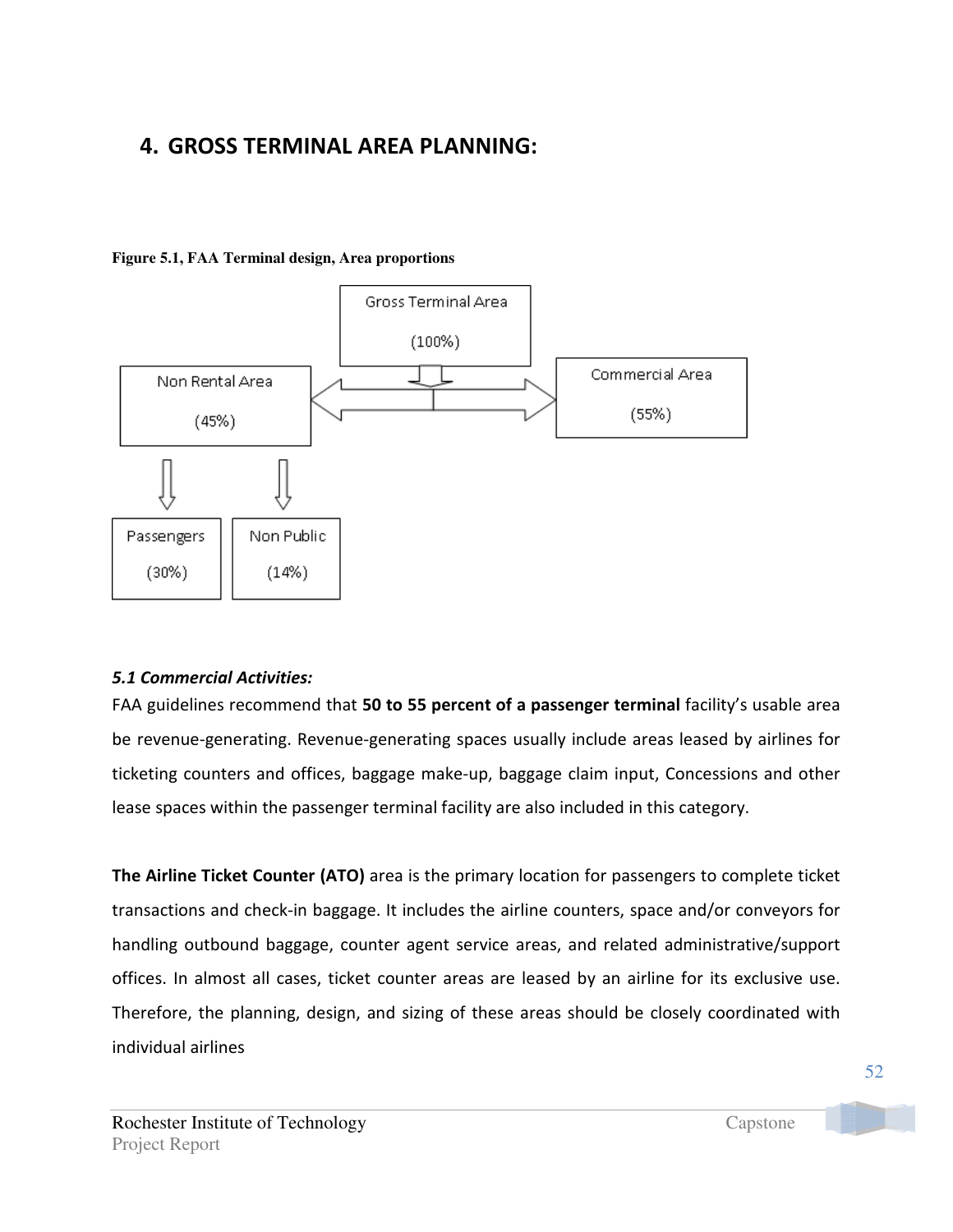## 4. GROSS TERMINAL AREA PLANNING:

**Figure 5.1, FAA Terminal design, Area proportions**

Gross Terminal Area (100%)

Non Rental Area (45%)

Commercial Area (55%)

Passengers (30%)

Non Public (14%)

### *5.1 Commercial Activities:*

FAA guidelines recommend that **50 to 55 percent of a passenger terminal** facility's usable area be revenue-generating. Revenue-generating spaces usually include areas leased by airlines for ticketing counters and offices, baggage make-up, baggage claim input, Concessions and other lease spaces within the passenger terminal facility are also included in this category.

**The Airline Ticket Counter (ATO)** area is the primary location for passengers to complete ticket transactions and check-in baggage. It includes the airline counters, space and/or conveyors for handling outbound baggage, counter agent service areas, and related administrative/support offices. In almost all cases, ticket counter areas are leased by an airline for its exclusive use. Therefore, the planning, design, and sizing of these areas should be closely coordinated with individual airlines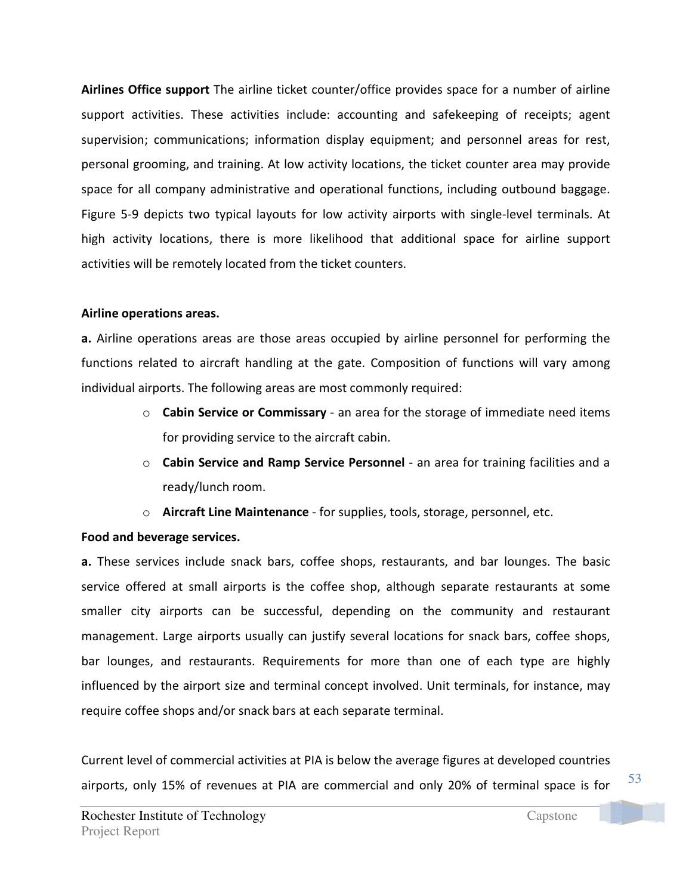**Airlines Office support** The airline ticket counter/office provides space for a number of airline support activities. These activities include: accounting and safekeeping of receipts; agent supervision; communications; information display equipment; and personnel areas for rest, personal grooming, and training. At low activity locations, the ticket counter area may provide space for all company administrative and operational functions, including outbound baggage. Figure 5-9 depicts two typical layouts for low activity airports with single-level terminals. At high activity locations, there is more likelihood that additional space for airline support activities will be remotely located from the ticket counters.

**Airline operations areas.**

**a.** Airline operations areas are those areas occupied by airline personnel for performing the functions related to aircraft handling at the gate. Composition of functions will vary among individual airports. The following areas are most commonly required:

- **Cabin Service or Commissary** - an area for the storage of immediate need items for providing service to the aircraft cabin.
- **Cabin Service and Ramp Service Personnel** - an area for training facilities and a ready/lunch room.
- **Aircraft Line Maintenance** - for supplies, tools, storage, personnel, etc.

**Food and beverage services.**

**a.** These services include snack bars, coffee shops, restaurants, and bar lounges. The basic service offered at small airports is the coffee shop, although separate restaurants at some smaller city airports can be successful, depending on the community and restaurant management. Large airports usually can justify several locations for snack bars, coffee shops, bar lounges, and restaurants. Requirements for more than one of each type are highly influenced by the airport size and terminal concept involved. Unit terminals, for instance, may require coffee shops and/or snack bars at each separate terminal.

Current level of commercial activities at PIA is below the average figures at developed countries airports, only 15% of revenues at PIA are commercial and only 20% of terminal space is for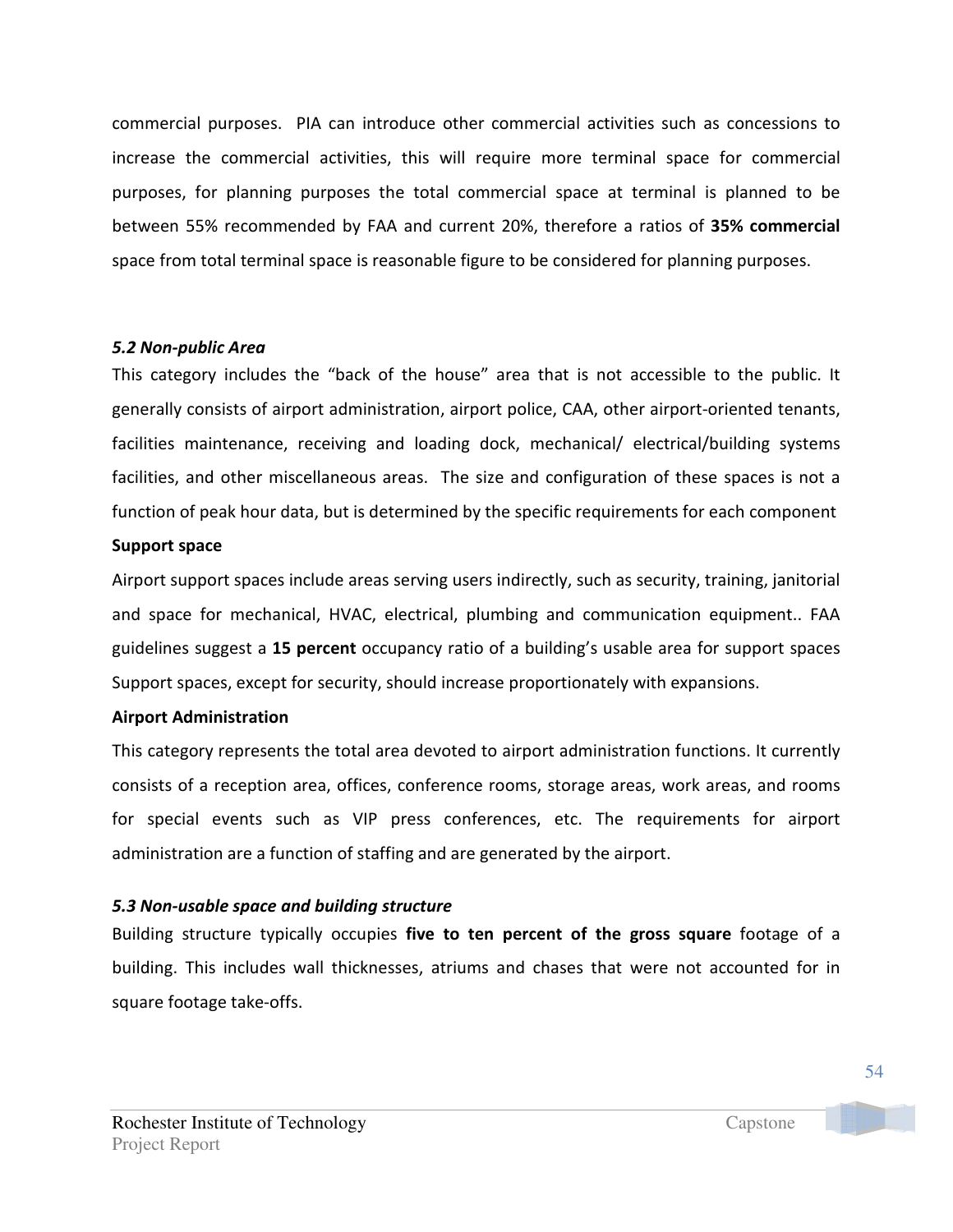commercial purposes. PIA can introduce other commercial activities such as concessions to increase the commercial activities, this will require more terminal space for commercial purposes, for planning purposes the total commercial space at terminal is planned to be between 55% recommended by FAA and current 20%, therefore a ratios of **35% commercial** space from total terminal space is reasonable figure to be considered for planning purposes.

### *5.2 Non-public Area*

This category includes the "back of the house" area that is not accessible to the public. It generally consists of airport administration, airport police, CAA, other airport-oriented tenants, facilities maintenance, receiving and loading dock, mechanical/ electrical/building systems facilities, and other miscellaneous areas. The size and configuration of these spaces is not a function of peak hour data, but is determined by the specific requirements for each component

**Support space**

Airport support spaces include areas serving users indirectly, such as security, training, janitorial and space for mechanical, HVAC, electrical, plumbing and communication equipment.. FAA guidelines suggest a **15 percent** occupancy ratio of a building's usable area for support spaces Support spaces, except for security, should increase proportionately with expansions.

**Airport Administration**

This category represents the total area devoted to airport administration functions. It currently consists of a reception area, offices, conference rooms, storage areas, work areas, and rooms for special events such as VIP press conferences, etc. The requirements for airport administration are a function of staffing and are generated by the airport.

### *5.3 Non-usable space and building structure*

Building structure typically occupies **five to ten percent of the gross square** footage of a building. This includes wall thicknesses, atriums and chases that were not accounted for in square footage take-offs.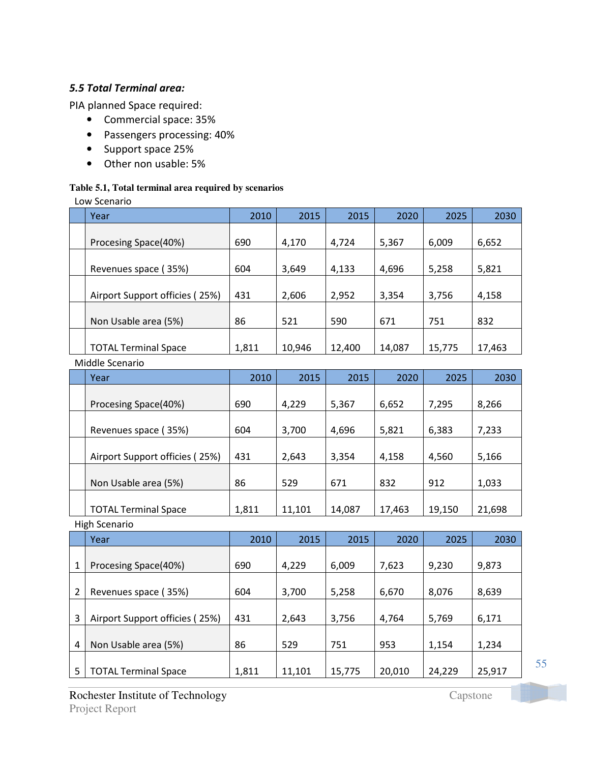### *5.5 Total Terminal area:*

PIA planned Space required:

- Commercial space: 35%
- Passengers processing: 40%
- Support space 25%
- Other non usable: 5%

**Table 5.1, Total terminal area required by scenarios**

Low Scenario

| | Year | 2010 | 2015 | 2015 | 2020 | 2025 | 2030 |
|---|---|---|---|---|---|---|---|
| | Procesing Space(40%) | 690 | 4,170 | 4,724 | 5,367 | 6,009 | 6,652 |
| | Revenues space ( 35%) | 604 | 3,649 | 4,133 | 4,696 | 5,258 | 5,821 |
| | Airport Support officies ( 25%) | 431 | 2,606 | 2,952 | 3,354 | 3,756 | 4,158 |
| | Non Usable area (5%) | 86 | 521 | 590 | 671 | 751 | 832 |
| | TOTAL Terminal Space | 1,811 | 10,946 | 12,400 | 14,087 | 15,775 | 17,463 |

Middle Scenario

| | Year | 2010 | 2015 | 2015 | 2020 | 2025 | 2030 |
|---|---|---|---|---|---|---|---|
| | Procesing Space(40%) | 690 | 4,229 | 5,367 | 6,652 | 7,295 | 8,266 |
| | Revenues space ( 35%) | 604 | 3,700 | 4,696 | 5,821 | 6,383 | 7,233 |
| | Airport Support officies ( 25%) | 431 | 2,643 | 3,354 | 4,158 | 4,560 | 5,166 |
| | Non Usable area (5%) | 86 | 529 | 671 | 832 | 912 | 1,033 |
| | TOTAL Terminal Space | 1,811 | 11,101 | 14,087 | 17,463 | 19,150 | 21,698 |

High Scenario

| | Year | 2010 | 2015 | 2015 | 2020 | 2025 | 2030 |
|---|---|---|---|---|---|---|---|
| 1 | Procesing Space(40%) | 690 | 4,229 | 6,009 | 7,623 | 9,230 | 9,873 |
| 2 | Revenues space ( 35%) | 604 | 3,700 | 5,258 | 6,670 | 8,076 | 8,639 |
| 3 | Airport Support officies ( 25%) | 431 | 2,643 | 3,756 | 4,764 | 5,769 | 6,171 |
| 4 | Non Usable area (5%) | 86 | 529 | 751 | 953 | 1,154 | 1,234 |
| 5 | TOTAL Terminal Space | 1,811 | 11,101 | 15,775 | 20,010 | 24,229 | 25,917 |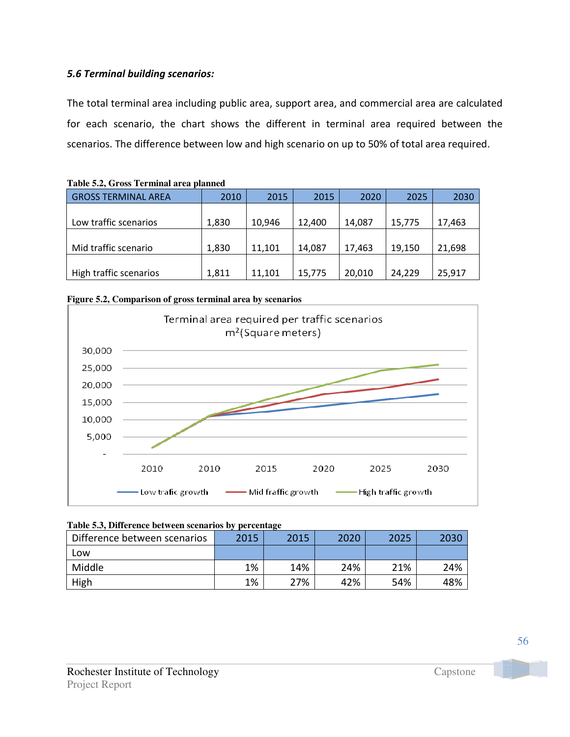***5.6 Terminal building scenarios:***

The total terminal area including public area, support area, and commercial area are calculated for each scenario, the chart shows the different in terminal area required between the scenarios. The difference between low and high scenario on up to 50% of total area required.

**Table 5.2, Gross Terminal area planned**

| GROSS TERMINAL AREA | 2010 | 2015 | 2015 | 2020 | 2025 | 2030 |
|---|---|---|---|---|---|---|
| Low traffic scenarios | 1,830 | 10,946 | 12,400 | 14,087 | 15,775 | 17,463 |
| Mid traffic scenario | 1,830 | 11,101 | 14,087 | 17,463 | 19,150 | 21,698 |
| High traffic scenarios | 1,811 | 11,101 | 15,775 | 20,010 | 24,229 | 25,917 |

**Figure 5.2, Comparison of gross terminal area by scenarios**

**Table 5.3, Difference between scenarios by percentage**

| Difference between scenarios | 2015 | 2015 | 2020 | 2025 | 2030 |
|---|---|---|---|---|---|
| Low | | | | | |
| Middle | 1% | 14% | 24% | 21% | 24% |
| High | 1% | 27% | 42% | 54% | 48% |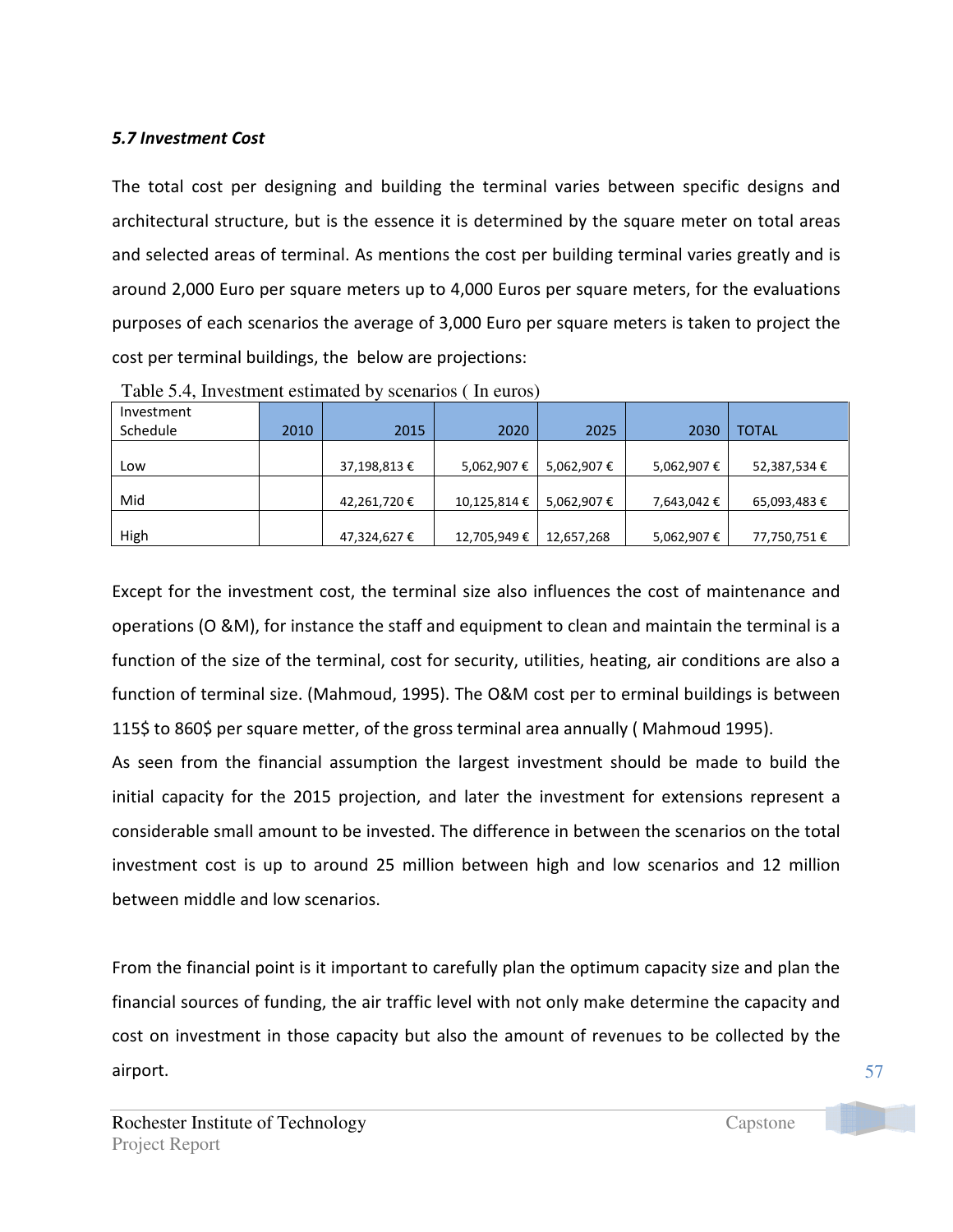### *5.7 Investment Cost*

The total cost per designing and building the terminal varies between specific designs and architectural structure, but is the essence it is determined by the square meter on total areas and selected areas of terminal. As mentions the cost per building terminal varies greatly and is around 2,000 Euro per square meters up to 4,000 Euros per square meters, for the evaluations purposes of each scenarios the average of 3,000 Euro per square meters is taken to project the cost per terminal buildings, the below are projections:

Table 5.4, Investment estimated by scenarios ( In euros)

| Investment Schedule | 2010 | 2015 | 2020 | 2025 | 2030 | TOTAL |
|---|---|---|---|---|---|---|
| Low | | 37,198,813 € | 5,062,907 € | 5,062,907 € | 5,062,907 € | 52,387,534 € |
| Mid | | 42,261,720 € | 10,125,814 € | 5,062,907 € | 7,643,042 € | 65,093,483 € |
| High | | 47,324,627 € | 12,705,949 € | 12,657,268 | 5,062,907 € | 77,750,751 € |

Except for the investment cost, the terminal size also influences the cost of maintenance and operations (O &M), for instance the staff and equipment to clean and maintain the terminal is a function of the size of the terminal, cost for security, utilities, heating, air conditions are also a function of terminal size. (Mahmoud, 1995). The O&M cost per to erminal buildings is between 115$ to 860$ per square metter, of the gross terminal area annually ( Mahmoud 1995).

As seen from the financial assumption the largest investment should be made to build the initial capacity for the 2015 projection, and later the investment for extensions represent a considerable small amount to be invested. The difference in between the scenarios on the total investment cost is up to around 25 million between high and low scenarios and 12 million between middle and low scenarios.

From the financial point is it important to carefully plan the optimum capacity size and plan the financial sources of funding, the air traffic level with not only make determine the capacity and cost on investment in those capacity but also the amount of revenues to be collected by the airport.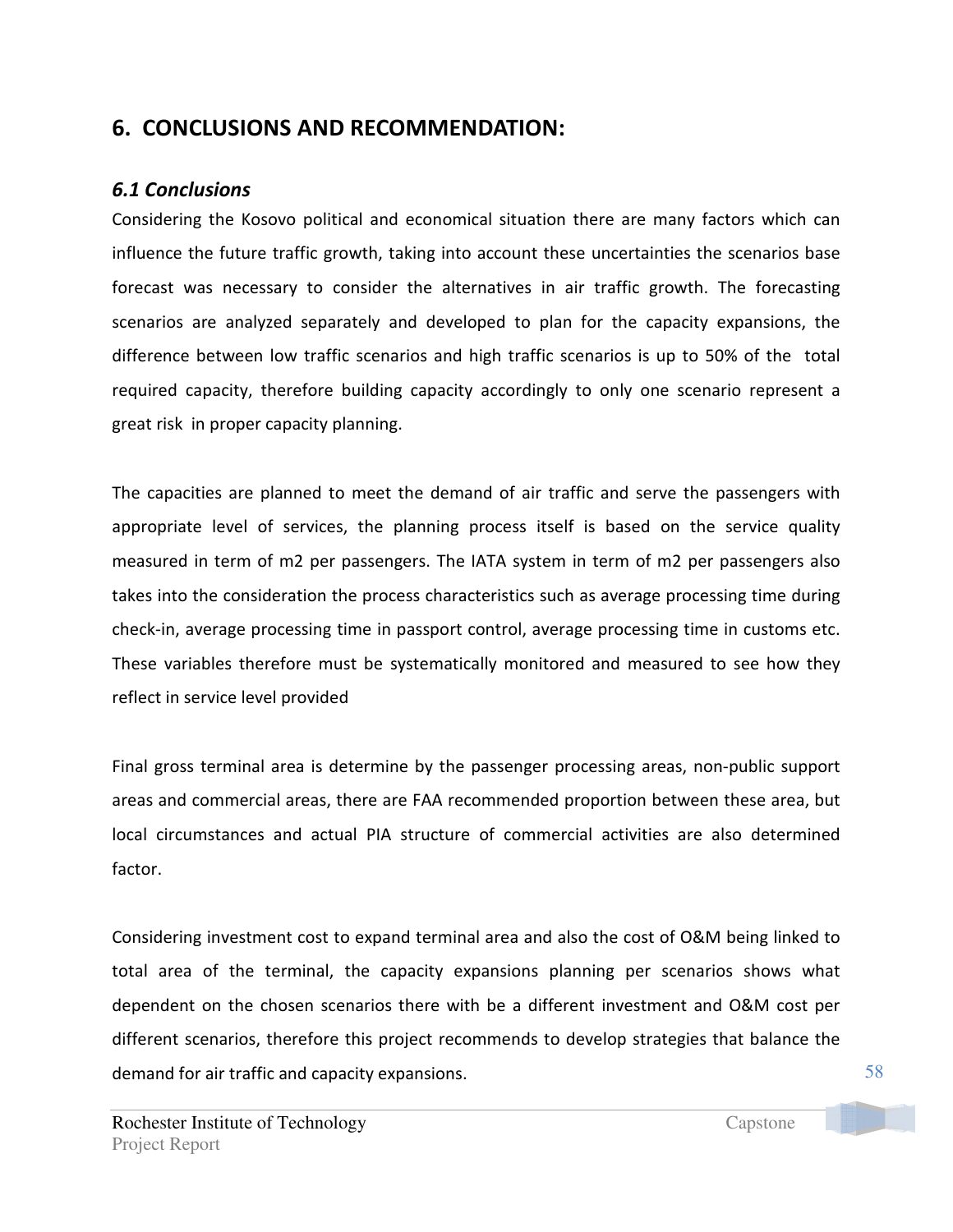## 6. CONCLUSIONS AND RECOMMENDATION:

### *6.1 Conclusions*

Considering the Kosovo political and economical situation there are many factors which can influence the future traffic growth, taking into account these uncertainties the scenarios base forecast was necessary to consider the alternatives in air traffic growth. The forecasting scenarios are analyzed separately and developed to plan for the capacity expansions, the difference between low traffic scenarios and high traffic scenarios is up to 50% of the total required capacity, therefore building capacity accordingly to only one scenario represent a great risk in proper capacity planning.

The capacities are planned to meet the demand of air traffic and serve the passengers with appropriate level of services, the planning process itself is based on the service quality measured in term of m2 per passengers. The IATA system in term of m2 per passengers also takes into the consideration the process characteristics such as average processing time during check-in, average processing time in passport control, average processing time in customs etc. These variables therefore must be systematically monitored and measured to see how they reflect in service level provided

Final gross terminal area is determine by the passenger processing areas, non-public support areas and commercial areas, there are FAA recommended proportion between these area, but local circumstances and actual PIA structure of commercial activities are also determined factor.

Considering investment cost to expand terminal area and also the cost of O&M being linked to total area of the terminal, the capacity expansions planning per scenarios shows what dependent on the chosen scenarios there with be a different investment and O&M cost per different scenarios, therefore this project recommends to develop strategies that balance the demand for air traffic and capacity expansions.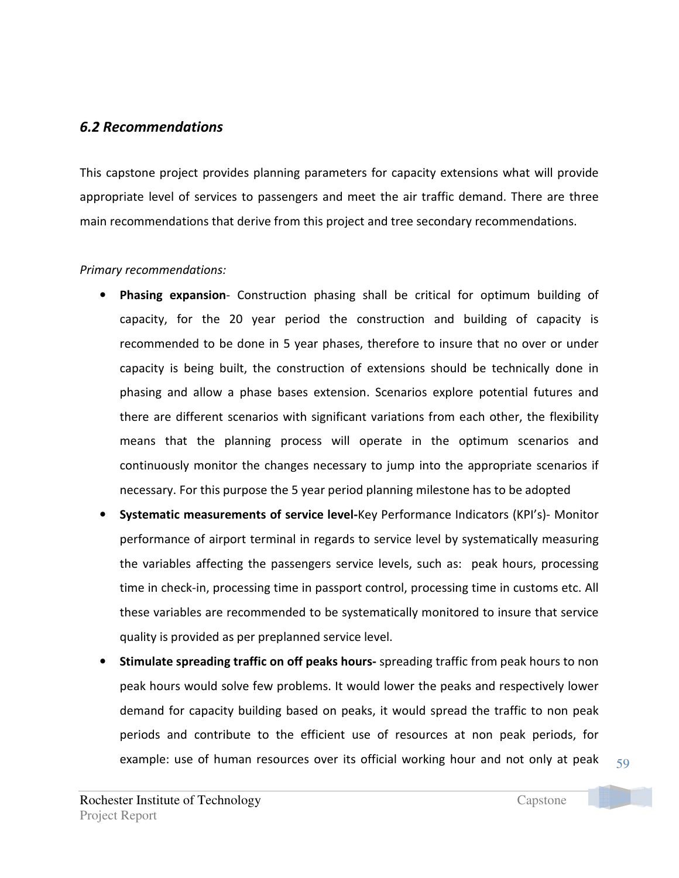### *6.2 Recommendations*

This capstone project provides planning parameters for capacity extensions what will provide appropriate level of services to passengers and meet the air traffic demand. There are three main recommendations that derive from this project and tree secondary recommendations.

*Primary recommendations:*

- **Phasing expansion**- Construction phasing shall be critical for optimum building of capacity, for the 20 year period the construction and building of capacity is recommended to be done in 5 year phases, therefore to insure that no over or under capacity is being built, the construction of extensions should be technically done in phasing and allow a phase bases extension. Scenarios explore potential futures and there are different scenarios with significant variations from each other, the flexibility means that the planning process will operate in the optimum scenarios and continuously monitor the changes necessary to jump into the appropriate scenarios if necessary. For this purpose the 5 year period planning milestone has to be adopted
- **Systematic measurements of service level-**Key Performance Indicators (KPI's)- Monitor performance of airport terminal in regards to service level by systematically measuring the variables affecting the passengers service levels, such as: peak hours, processing time in check-in, processing time in passport control, processing time in customs etc. All these variables are recommended to be systematically monitored to insure that service quality is provided as per preplanned service level.
- **Stimulate spreading traffic on off peaks hours-** spreading traffic from peak hours to non peak hours would solve few problems. It would lower the peaks and respectively lower demand for capacity building based on peaks, it would spread the traffic to non peak periods and contribute to the efficient use of resources at non peak periods, for example: use of human resources over its official working hour and not only at peak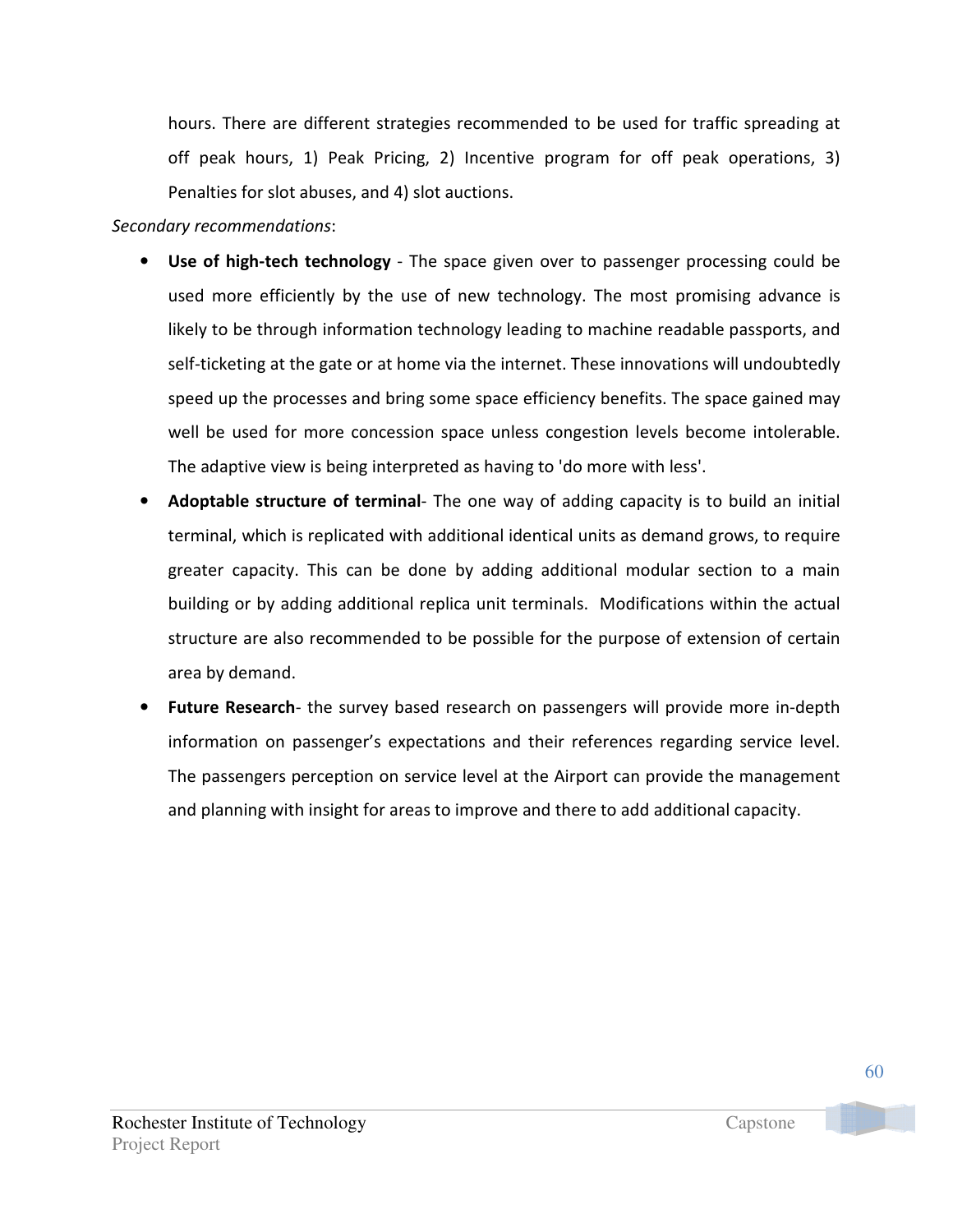hours. There are different strategies recommended to be used for traffic spreading at off peak hours, 1) Peak Pricing, 2) Incentive program for off peak operations, 3) Penalties for slot abuses, and 4) slot auctions.

*Secondary recommendations*:

- **Use of high-tech technology** - The space given over to passenger processing could be used more efficiently by the use of new technology. The most promising advance is likely to be through information technology leading to machine readable passports, and self-ticketing at the gate or at home via the internet. These innovations will undoubtedly speed up the processes and bring some space efficiency benefits. The space gained may well be used for more concession space unless congestion levels become intolerable. The adaptive view is being interpreted as having to 'do more with less'.
- **Adoptable structure of terminal**- The one way of adding capacity is to build an initial terminal, which is replicated with additional identical units as demand grows, to require greater capacity. This can be done by adding additional modular section to a main building or by adding additional replica unit terminals. Modifications within the actual structure are also recommended to be possible for the purpose of extension of certain area by demand.
- **Future Research**- the survey based research on passengers will provide more in-depth information on passenger's expectations and their references regarding service level. The passengers perception on service level at the Airport can provide the management and planning with insight for areas to improve and there to add additional capacity.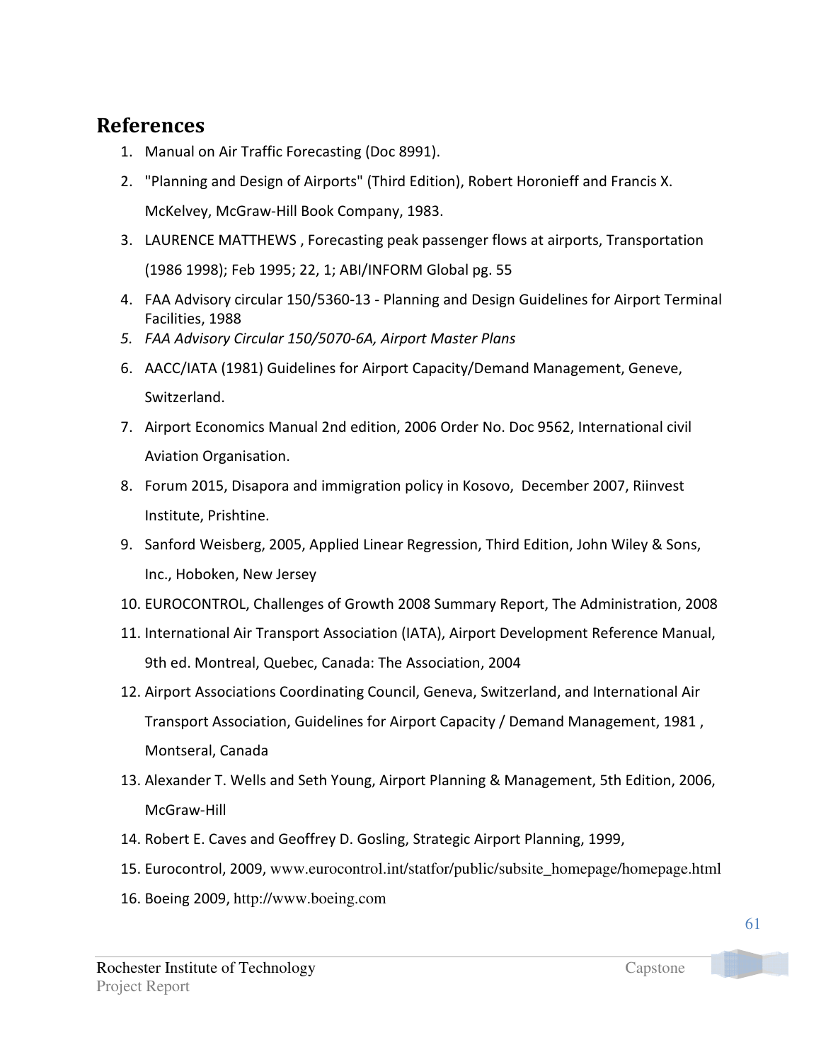## References

1. Manual on Air Traffic Forecasting (Doc 8991).
2. "Planning and Design of Airports" (Third Edition), Robert Horonieff and Francis X. McKelvey, McGraw-Hill Book Company, 1983.
3. LAURENCE MATTHEWS , Forecasting peak passenger flows at airports, Transportation (1986 1998); Feb 1995; 22, 1; ABI/INFORM Global pg. 55
4. FAA Advisory circular 150/5360-13 - Planning and Design Guidelines for Airport Terminal Facilities, 1988
5. *FAA Advisory Circular 150/5070-6A, Airport Master Plans*
6. AACC/IATA (1981) Guidelines for Airport Capacity/Demand Management, Geneve, Switzerland.
7. Airport Economics Manual 2nd edition, 2006 Order No. Doc 9562, International civil Aviation Organisation.
8. Forum 2015, Disapora and immigration policy in Kosovo, December 2007, Riinvest Institute, Prishtine.
9. Sanford Weisberg, 2005, Applied Linear Regression, Third Edition, John Wiley & Sons, Inc., Hoboken, New Jersey
10. EUROCONTROL, Challenges of Growth 2008 Summary Report, The Administration, 2008
11. International Air Transport Association (IATA), Airport Development Reference Manual, 9th ed. Montreal, Quebec, Canada: The Association, 2004
12. Airport Associations Coordinating Council, Geneva, Switzerland, and International Air Transport Association, Guidelines for Airport Capacity / Demand Management, 1981 , Montseral, Canada
13. Alexander T. Wells and Seth Young, Airport Planning & Management, 5th Edition, 2006, McGraw-Hill
14. Robert E. Caves and Geoffrey D. Gosling, Strategic Airport Planning, 1999,
15. Eurocontrol, 2009, www.eurocontrol.int/statfor/public/subsite_homepage/homepage.html
16. Boeing 2009, http://www.boeing.com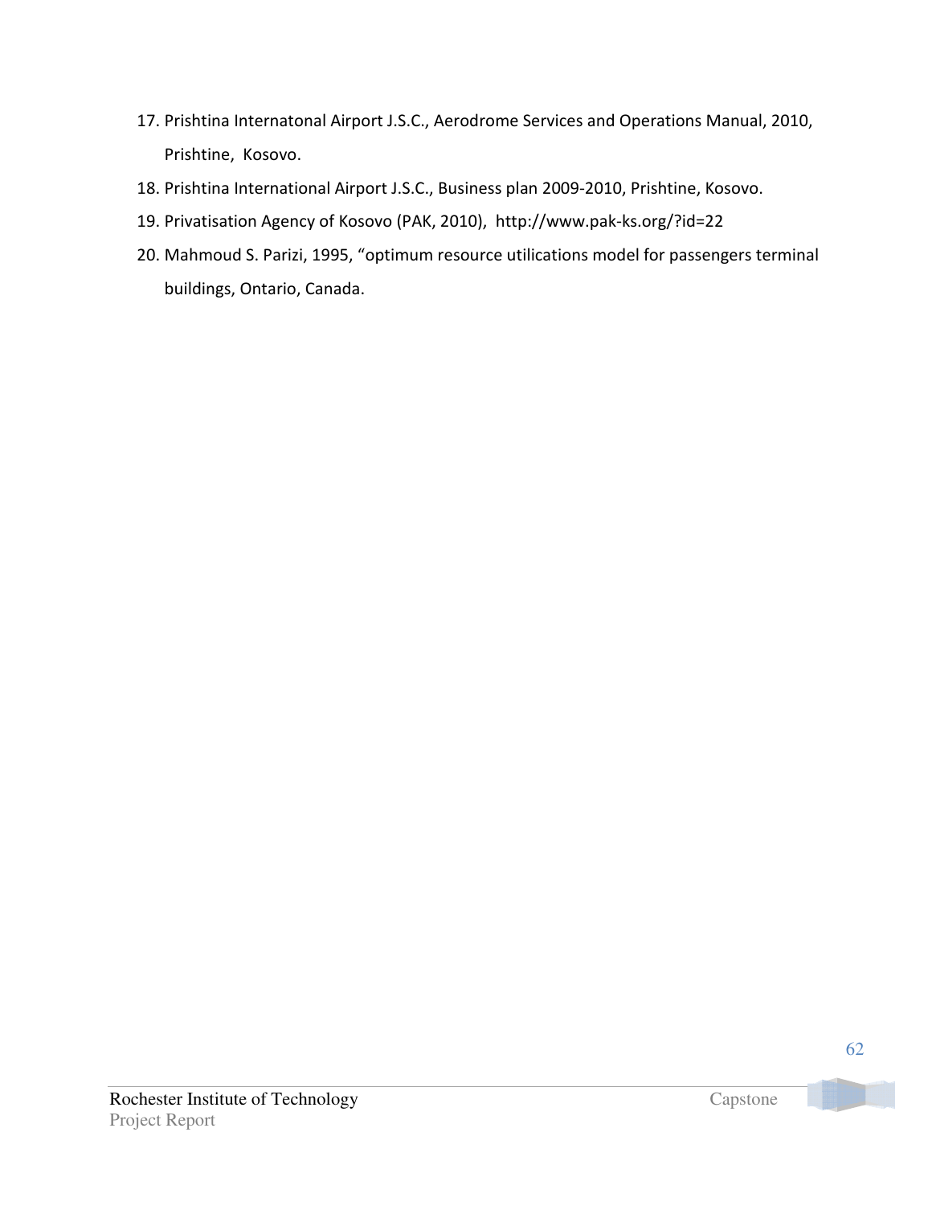17. Prishtina Internatonal Airport J.S.C., Aerodrome Services and Operations Manual, 2010, Prishtine, Kosovo.
18. Prishtina International Airport J.S.C., Business plan 2009-2010, Prishtine, Kosovo.
19. Privatisation Agency of Kosovo (PAK, 2010), http://www.pak-ks.org/?id=22
20. Mahmoud S. Parizi, 1995, "optimum resource utilications model for passengers terminal buildings, Ontario, Canada.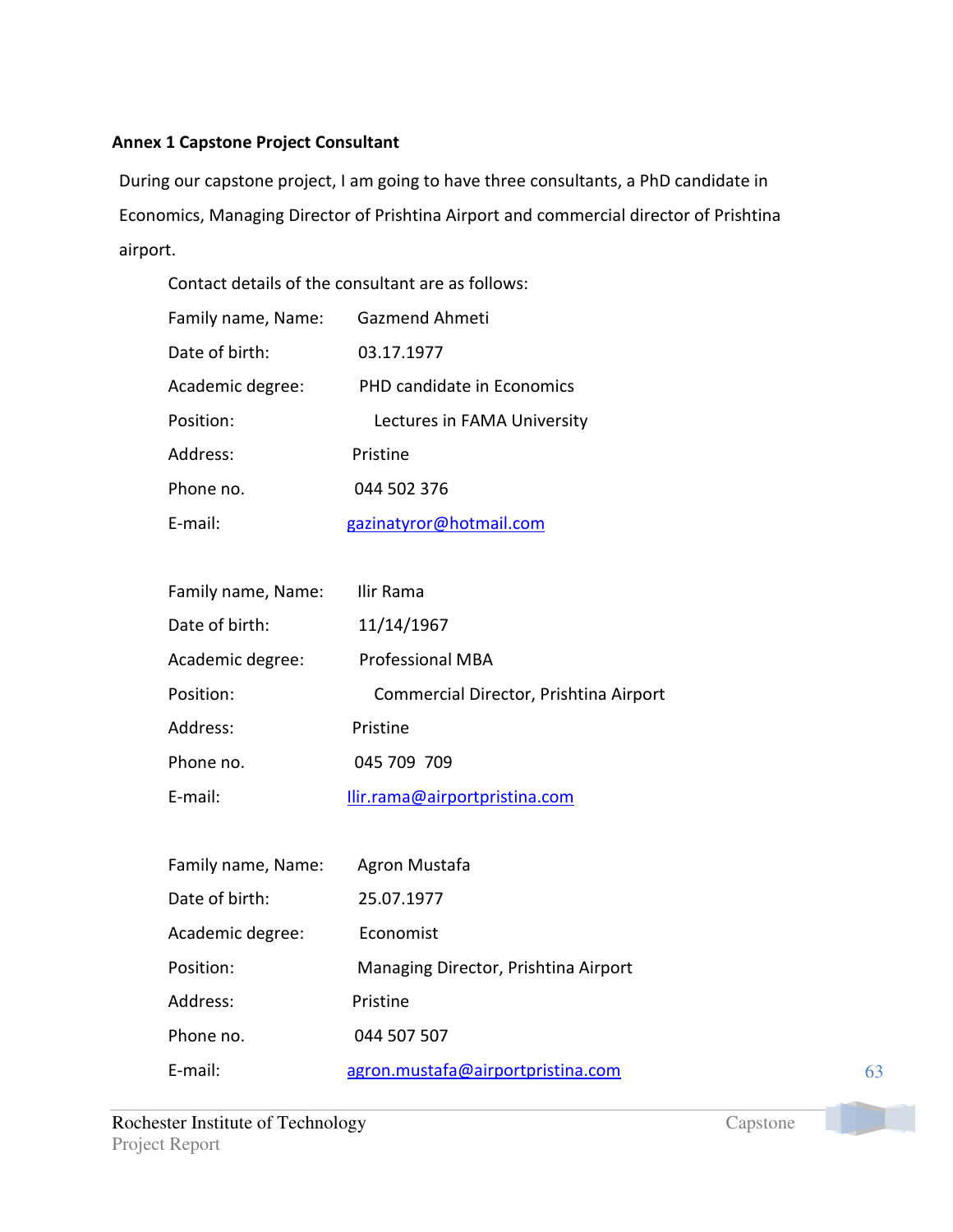**Annex 1 Capstone Project Consultant**

During our capstone project, I am going to have three consultants, a PhD candidate in Economics, Managing Director of Prishtina Airport and commercial director of Prishtina airport.

Contact details of the consultant are as follows:

| | |
|---|---|
| Family name, Name: | Gazmend Ahmeti |
| Date of birth: | 03.17.1977 |
| Academic degree: | PHD candidate in Economics |
| Position: | Lectures in FAMA University |
| Address: | Pristine |
| Phone no. | 044 502 376 |
| E-mail: | gazinatyror@hotmail.com |

| | |
|---|---|
| Family name, Name: | Ilir Rama |
| Date of birth: | 11/14/1967 |
| Academic degree: | Professional MBA |
| Position: | Commercial Director, Prishtina Airport |
| Address: | Pristine |
| Phone no. | 045 709 709 |
| E-mail: | Ilir.rama@airportpristina.com |

| | |
|---|---|
| Family name, Name: | Agron Mustafa |
| Date of birth: | 25.07.1977 |
| Academic degree: | Economist |
| Position: | Managing Director, Prishtina Airport |
| Address: | Pristine |
| Phone no. | 044 507 507 |
| E-mail: | agron.mustafa@airportpristina.com |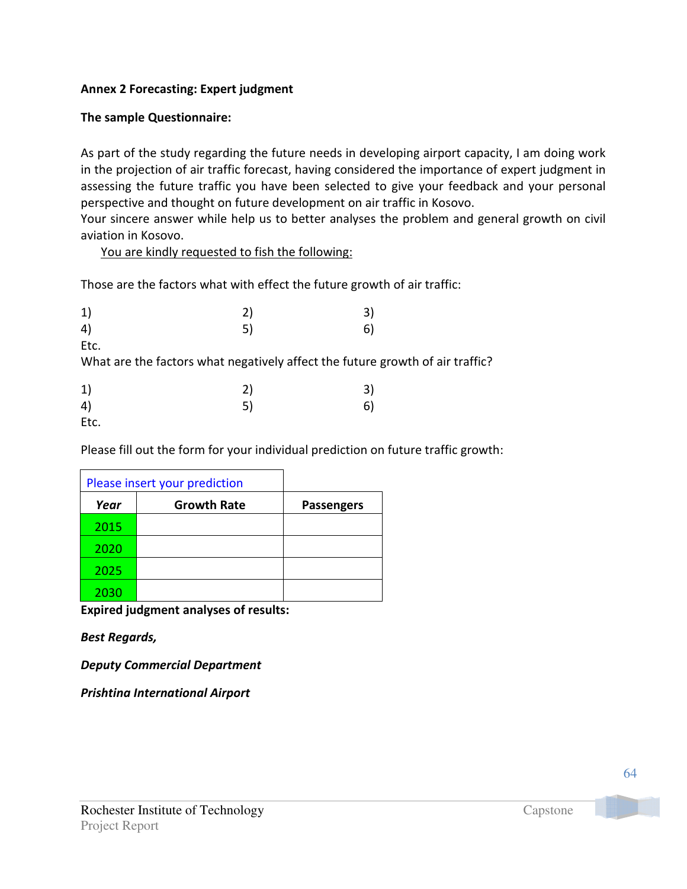**Annex 2 Forecasting: Expert judgment**

**The sample Questionnaire:**

As part of the study regarding the future needs in developing airport capacity, I am doing work in the projection of air traffic forecast, having considered the importance of expert judgment in assessing the future traffic you have been selected to give your feedback and your personal perspective and thought on future development on air traffic in Kosovo.
Your sincere answer while help us to better analyses the problem and general growth on civil aviation in Kosovo.

<u>You are kindly requested to fish the following:</u>

Those are the factors what with effect the future growth of air traffic:

1) 2) 3)
4) 5) 6)
Etc.

What are the factors what negatively affect the future growth of air traffic?

1) 2) 3)
4) 5) 6)
Etc.

Please fill out the form for your individual prediction on future traffic growth:

| Please insert your prediction | | |
|---|---|---|
| ***Year*** | **Growth Rate** | **Passengers** |
| 2015 | | |
| 2020 | | |
| 2025 | | |
| 2030 | | |

**Expired judgment analyses of results:**

***Best Regards,***

***Deputy Commercial Department***

***Prishtina International Airport***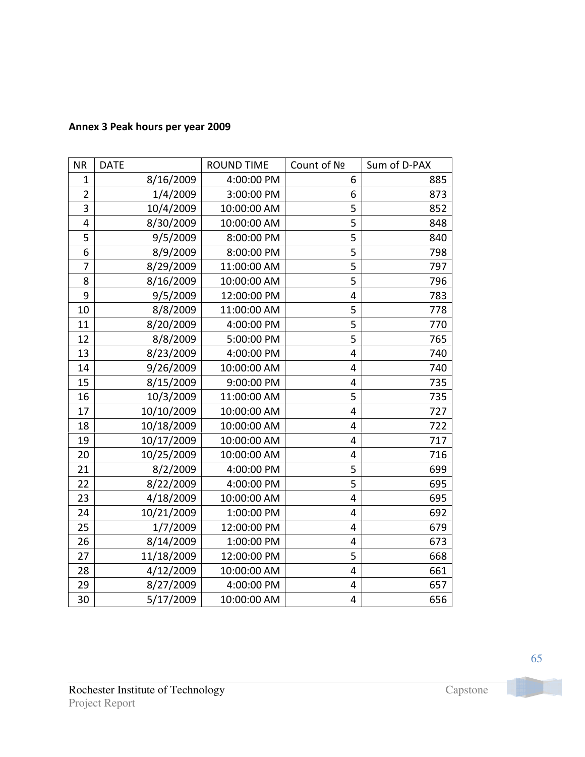**Annex 3 Peak hours per year 2009**

| NR | DATE | ROUND TIME | Count of № | Sum of D-PAX |
|---|---|---|---|---|
| 1 | 8/16/2009 | 4:00:00 PM | 6 | 885 |
| 2 | 1/4/2009 | 3:00:00 PM | 6 | 873 |
| 3 | 10/4/2009 | 10:00:00 AM | 5 | 852 |
| 4 | 8/30/2009 | 10:00:00 AM | 5 | 848 |
| 5 | 9/5/2009 | 8:00:00 PM | 5 | 840 |
| 6 | 8/9/2009 | 8:00:00 PM | 5 | 798 |
| 7 | 8/29/2009 | 11:00:00 AM | 5 | 797 |
| 8 | 8/16/2009 | 10:00:00 AM | 5 | 796 |
| 9 | 9/5/2009 | 12:00:00 PM | 4 | 783 |
| 10 | 8/8/2009 | 11:00:00 AM | 5 | 778 |
| 11 | 8/20/2009 | 4:00:00 PM | 5 | 770 |
| 12 | 8/8/2009 | 5:00:00 PM | 5 | 765 |
| 13 | 8/23/2009 | 4:00:00 PM | 4 | 740 |
| 14 | 9/26/2009 | 10:00:00 AM | 4 | 740 |
| 15 | 8/15/2009 | 9:00:00 PM | 4 | 735 |
| 16 | 10/3/2009 | 11:00:00 AM | 5 | 735 |
| 17 | 10/10/2009 | 10:00:00 AM | 4 | 727 |
| 18 | 10/18/2009 | 10:00:00 AM | 4 | 722 |
| 19 | 10/17/2009 | 10:00:00 AM | 4 | 717 |
| 20 | 10/25/2009 | 10:00:00 AM | 4 | 716 |
| 21 | 8/2/2009 | 4:00:00 PM | 5 | 699 |
| 22 | 8/22/2009 | 4:00:00 PM | 5 | 695 |
| 23 | 4/18/2009 | 10:00:00 AM | 4 | 695 |
| 24 | 10/21/2009 | 1:00:00 PM | 4 | 692 |
| 25 | 1/7/2009 | 12:00:00 PM | 4 | 679 |
| 26 | 8/14/2009 | 1:00:00 PM | 4 | 673 |
| 27 | 11/18/2009 | 12:00:00 PM | 5 | 668 |
| 28 | 4/12/2009 | 10:00:00 AM | 4 | 661 |
| 29 | 8/27/2009 | 4:00:00 PM | 4 | 657 |
| 30 | 5/17/2009 | 10:00:00 AM | 4 | 656 |